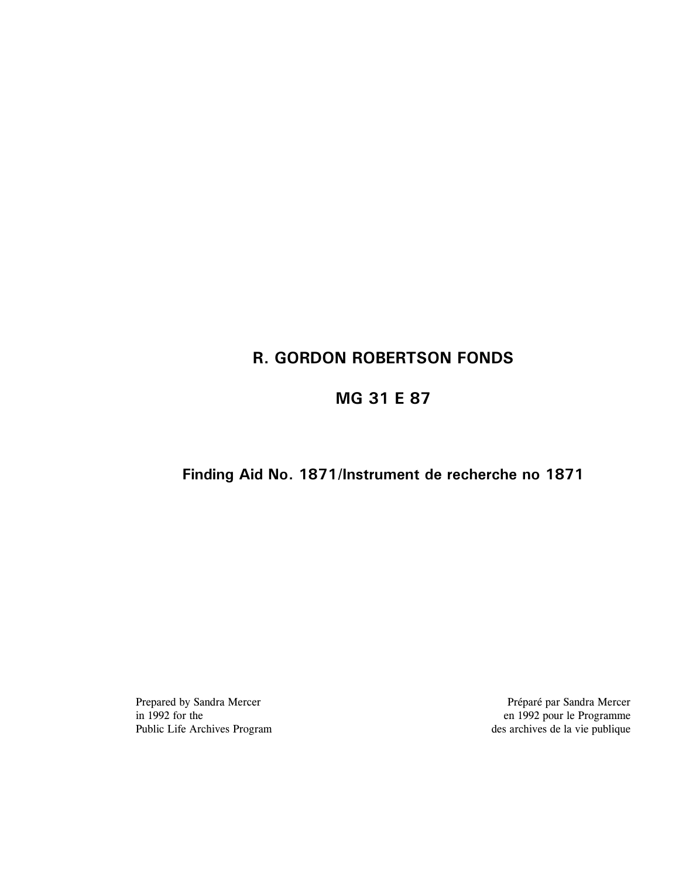# R. GORDON ROBERTSON FONDS

## MG 31 E 87

### Finding Aid No. 1871/Instrument de recherche no 1871

Prepared by Sandra Mercer
in 1992 for the
Public Life Archives Program

Préparé par Sandra Mercer
en 1992 pour le Programme
des archives de la vie publique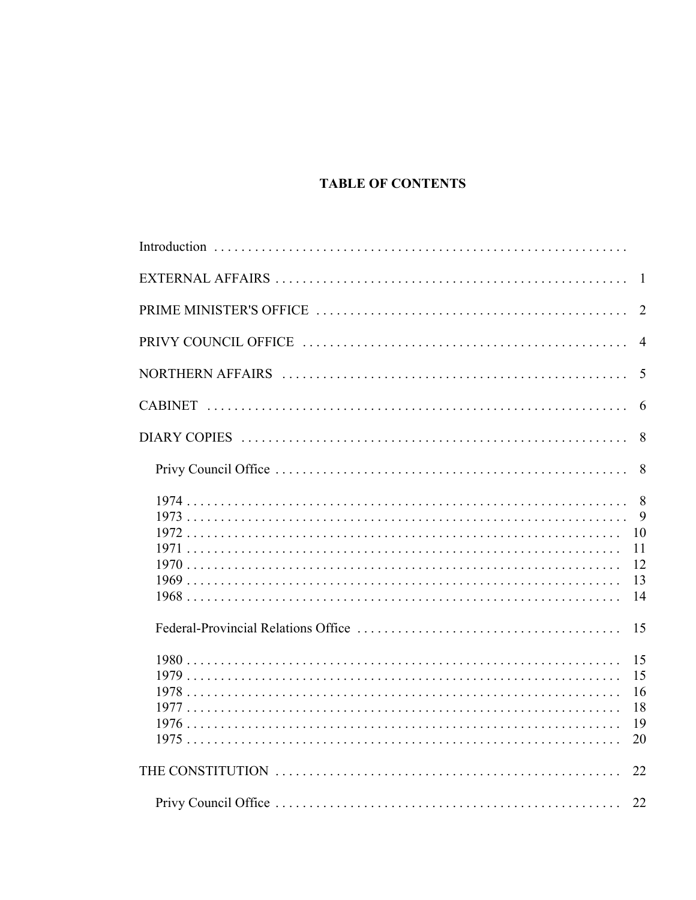# TABLE OF CONTENTS

| | |
|---|---|
| Introduction | |
| EXTERNAL AFFAIRS | 1 |
| PRIME MINISTER'S OFFICE | 2 |
| PRIVY COUNCIL OFFICE | 4 |
| NORTHERN AFFAIRS | 5 |
| CABINET | 6 |
| DIARY COPIES | 8 |
| Privy Council Office | 8 |
| 1974 | 8 |
| 1973 | 9 |
| 1972 | 10 |
| 1971 | 11 |
| 1970 | 12 |
| 1969 | 13 |
| 1968 | 14 |
| Federal-Provincial Relations Office | 15 |
| 1980 | 15 |
| 1979 | 15 |
| 1978 | 16 |
| 1977 | 18 |
| 1976 | 19 |
| 1975 | 20 |
| THE CONSTITUTION | 22 |
| Privy Council Office | 22 |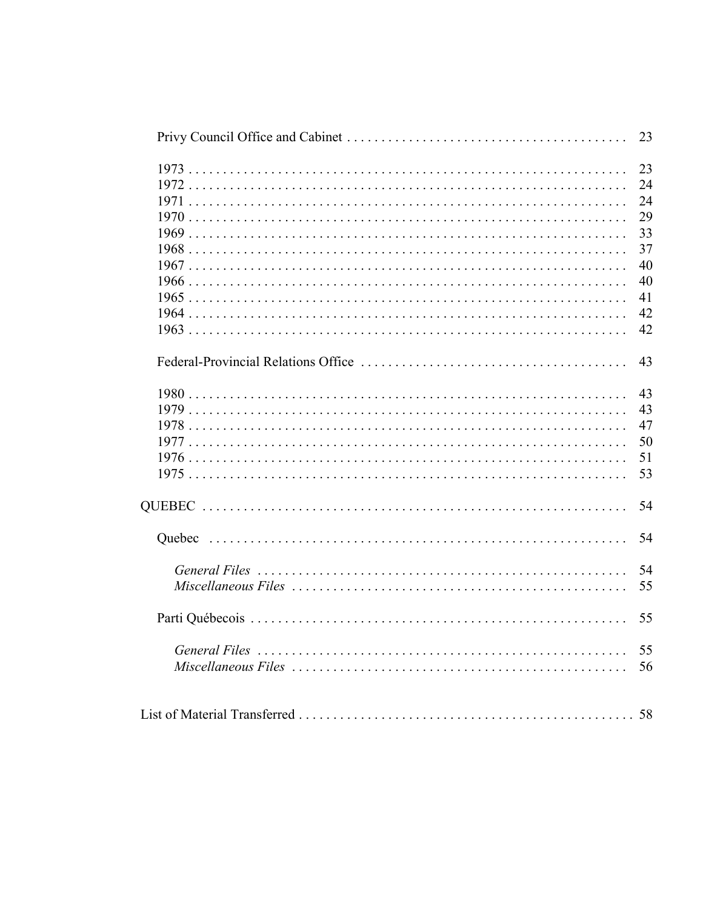Privy Council Office and Cabinet ........................................ 23

1973 ........................................ 23
1972 ........................................ 24
1971 ........................................ 24
1970 ........................................ 29
1969 ........................................ 33
1968 ........................................ 37
1967 ........................................ 40
1966 ........................................ 40
1965 ........................................ 41
1964 ........................................ 42
1963 ........................................ 42

Federal-Provincial Relations Office ........................................ 43

1980 ........................................ 43
1979 ........................................ 43
1978 ........................................ 47
1977 ........................................ 50
1976 ........................................ 51
1975 ........................................ 53

QUEBEC ........................................ 54

Quebec ........................................ 54

*General Files* ........................................ 54
*Miscellaneous Files* ........................................ 55

Parti Québecois ........................................ 55

*General Files* ........................................ 55
*Miscellaneous Files* ........................................ 56

List of Material Transferred ........................................ 58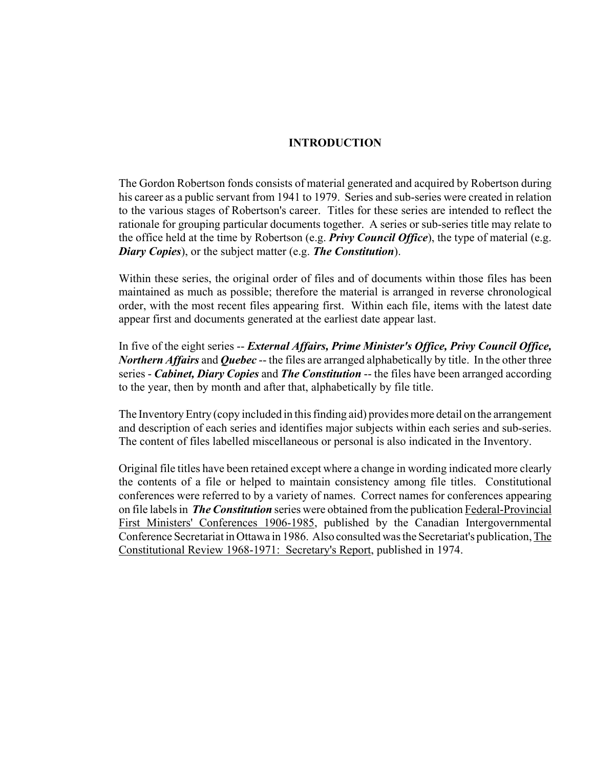# INTRODUCTION

The Gordon Robertson fonds consists of material generated and acquired by Robertson during his career as a public servant from 1941 to 1979. Series and sub-series were created in relation to the various stages of Robertson's career. Titles for these series are intended to reflect the rationale for grouping particular documents together. A series or sub-series title may relate to the office held at the time by Robertson (e.g. ***Privy Council Office***), the type of material (e.g. ***Diary Copies***), or the subject matter (e.g. ***The Constitution***).

Within these series, the original order of files and of documents within those files has been maintained as much as possible; therefore the material is arranged in reverse chronological order, with the most recent files appearing first. Within each file, items with the latest date appear first and documents generated at the earliest date appear last.

In five of the eight series -- ***External Affairs, Prime Minister's Office, Privy Council Office, Northern Affairs*** and ***Quebec*** -- the files are arranged alphabetically by title. In the other three series - ***Cabinet, Diary Copies*** and ***The Constitution*** -- the files have been arranged according to the year, then by month and after that, alphabetically by file title.

The Inventory Entry (copy included in this finding aid) provides more detail on the arrangement and description of each series and identifies major subjects within each series and sub-series. The content of files labelled miscellaneous or personal is also indicated in the Inventory.

Original file titles have been retained except where a change in wording indicated more clearly the contents of a file or helped to maintain consistency among file titles. Constitutional conferences were referred to by a variety of names. Correct names for conferences appearing on file labels in ***The Constitution*** series were obtained from the publication Federal-Provincial First Ministers' Conferences 1906-1985, published by the Canadian Intergovernmental Conference Secretariat in Ottawa in 1986. Also consulted was the Secretariat's publication, The Constitutional Review 1968-1971: Secretary's Report, published in 1974.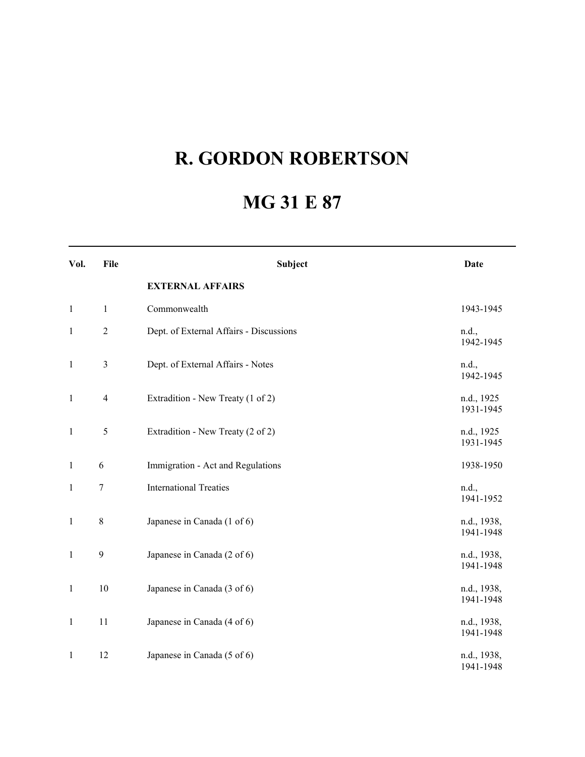# R. GORDON ROBERTSON

# MG 31 E 87

| Vol. | File | Subject | Date |
|---|---|---|---|
| | | **EXTERNAL AFFAIRS** | |
| 1 | 1 | Commonwealth | 1943-1945 |
| 1 | 2 | Dept. of External Affairs - Discussions | n.d., 1942-1945 |
| 1 | 3 | Dept. of External Affairs - Notes | n.d., 1942-1945 |
| 1 | 4 | Extradition - New Treaty (1 of 2) | n.d., 1925 1931-1945 |
| 1 | 5 | Extradition - New Treaty (2 of 2) | n.d., 1925 1931-1945 |
| 1 | 6 | Immigration - Act and Regulations | 1938-1950 |
| 1 | 7 | International Treaties | n.d., 1941-1952 |
| 1 | 8 | Japanese in Canada (1 of 6) | n.d., 1938, 1941-1948 |
| 1 | 9 | Japanese in Canada (2 of 6) | n.d., 1938, 1941-1948 |
| 1 | 10 | Japanese in Canada (3 of 6) | n.d., 1938, 1941-1948 |
| 1 | 11 | Japanese in Canada (4 of 6) | n.d., 1938, 1941-1948 |
| 1 | 12 | Japanese in Canada (5 of 6) | n.d., 1938, 1941-1948 |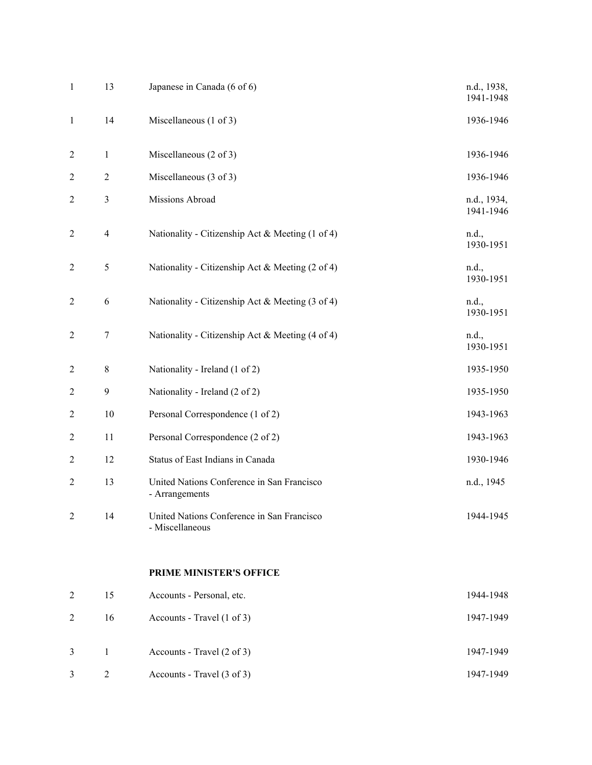| | | | |
|---|---|---|---|
| 1 | 13 | Japanese in Canada (6 of 6) | n.d., 1938, 1941-1948 |
| 1 | 14 | Miscellaneous (1 of 3) | 1936-1946 |
| 2 | 1 | Miscellaneous (2 of 3) | 1936-1946 |
| 2 | 2 | Miscellaneous (3 of 3) | 1936-1946 |
| 2 | 3 | Missions Abroad | n.d., 1934, 1941-1946 |
| 2 | 4 | Nationality - Citizenship Act & Meeting (1 of 4) | n.d., 1930-1951 |
| 2 | 5 | Nationality - Citizenship Act & Meeting (2 of 4) | n.d., 1930-1951 |
| 2 | 6 | Nationality - Citizenship Act & Meeting (3 of 4) | n.d., 1930-1951 |
| 2 | 7 | Nationality - Citizenship Act & Meeting (4 of 4) | n.d., 1930-1951 |
| 2 | 8 | Nationality - Ireland (1 of 2) | 1935-1950 |
| 2 | 9 | Nationality - Ireland (2 of 2) | 1935-1950 |
| 2 | 10 | Personal Correspondence (1 of 2) | 1943-1963 |
| 2 | 11 | Personal Correspondence (2 of 2) | 1943-1963 |
| 2 | 12 | Status of East Indians in Canada | 1930-1946 |
| 2 | 13 | United Nations Conference in San Francisco - Arrangements | n.d., 1945 |
| 2 | 14 | United Nations Conference in San Francisco - Miscellaneous | 1944-1945 |

**PRIME MINISTER'S OFFICE**

| | | | |
|---|---|---|---|
| 2 | 15 | Accounts - Personal, etc. | 1944-1948 |
| 2 | 16 | Accounts - Travel (1 of 3) | 1947-1949 |
| 3 | 1 | Accounts - Travel (2 of 3) | 1947-1949 |
| 3 | 2 | Accounts - Travel (3 of 3) | 1947-1949 |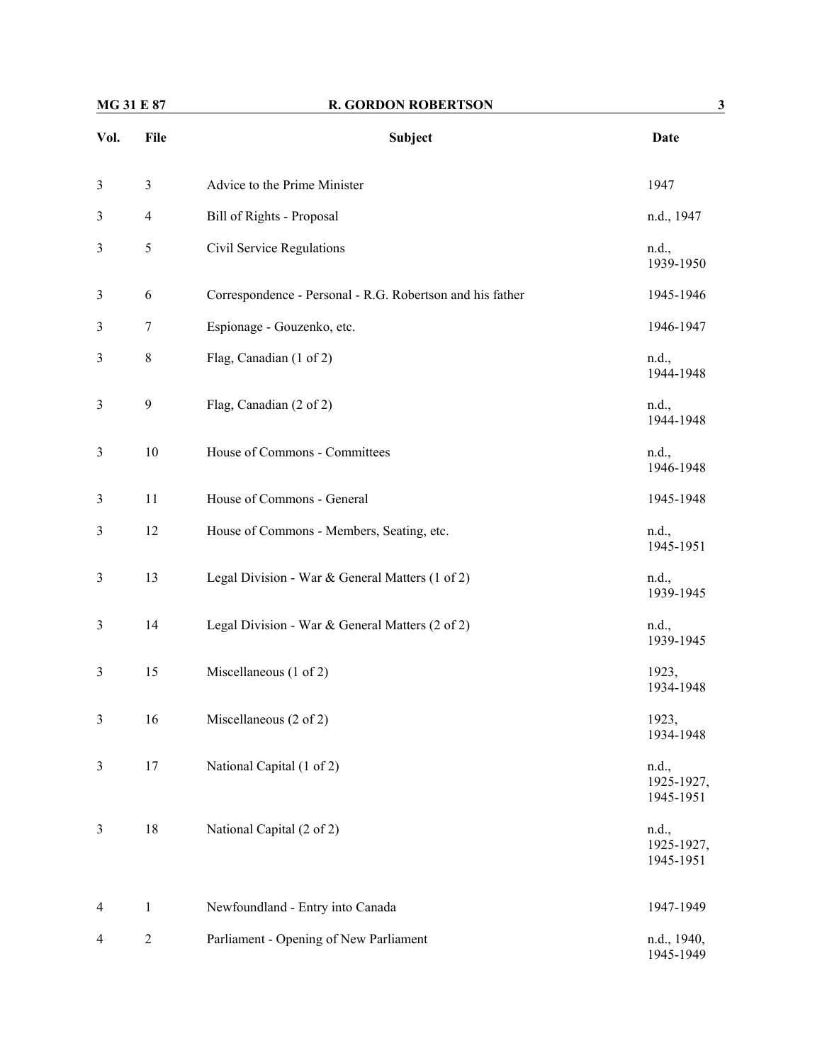| Vol. | File | Subject | Date |
|---|---|---|---|
| 3 | 3 | Advice to the Prime Minister | 1947 |
| 3 | 4 | Bill of Rights - Proposal | n.d., 1947 |
| 3 | 5 | Civil Service Regulations | n.d., 1939-1950 |
| 3 | 6 | Correspondence - Personal - R.G. Robertson and his father | 1945-1946 |
| 3 | 7 | Espionage - Gouzenko, etc. | 1946-1947 |
| 3 | 8 | Flag, Canadian (1 of 2) | n.d., 1944-1948 |
| 3 | 9 | Flag, Canadian (2 of 2) | n.d., 1944-1948 |
| 3 | 10 | House of Commons - Committees | n.d., 1946-1948 |
| 3 | 11 | House of Commons - General | 1945-1948 |
| 3 | 12 | House of Commons - Members, Seating, etc. | n.d., 1945-1951 |
| 3 | 13 | Legal Division - War & General Matters (1 of 2) | n.d., 1939-1945 |
| 3 | 14 | Legal Division - War & General Matters (2 of 2) | n.d., 1939-1945 |
| 3 | 15 | Miscellaneous (1 of 2) | 1923, 1934-1948 |
| 3 | 16 | Miscellaneous (2 of 2) | 1923, 1934-1948 |
| 3 | 17 | National Capital (1 of 2) | n.d., 1925-1927, 1945-1951 |
| 3 | 18 | National Capital (2 of 2) | n.d., 1925-1927, 1945-1951 |
| 4 | 1 | Newfoundland - Entry into Canada | 1947-1949 |
| 4 | 2 | Parliament - Opening of New Parliament | n.d., 1940, 1945-1949 |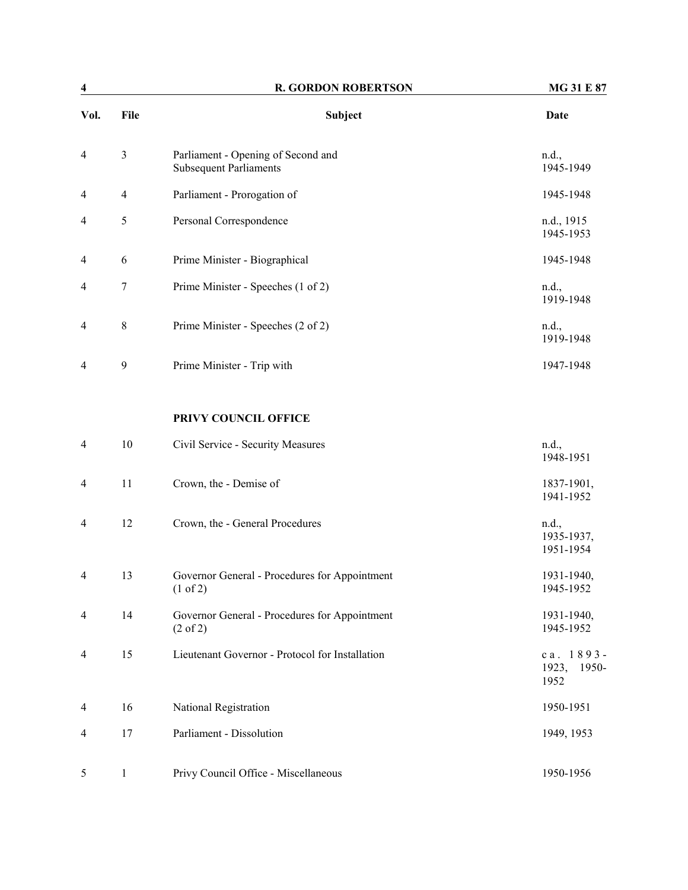| Vol. | File | Subject | Date |
|---|---|---|---|
| 4 | 3 | Parliament - Opening of Second and Subsequent Parliaments | n.d., 1945-1949 |
| 4 | 4 | Parliament - Prorogation of | 1945-1948 |
| 4 | 5 | Personal Correspondence | n.d., 1915 1945-1953 |
| 4 | 6 | Prime Minister - Biographical | 1945-1948 |
| 4 | 7 | Prime Minister - Speeches (1 of 2) | n.d., 1919-1948 |
| 4 | 8 | Prime Minister - Speeches (2 of 2) | n.d., 1919-1948 |
| 4 | 9 | Prime Minister - Trip with | 1947-1948 |
| | | **PRIVY COUNCIL OFFICE** | |
| 4 | 10 | Civil Service - Security Measures | n.d., 1948-1951 |
| 4 | 11 | Crown, the - Demise of | 1837-1901, 1941-1952 |
| 4 | 12 | Crown, the - General Procedures | n.d., 1935-1937, 1951-1954 |
| 4 | 13 | Governor General - Procedures for Appointment (1 of 2) | 1931-1940, 1945-1952 |
| 4 | 14 | Governor General - Procedures for Appointment (2 of 2) | 1931-1940, 1945-1952 |
| 4 | 15 | Lieutenant Governor - Protocol for Installation | ca. 1893-1923, 1950-1952 |
| 4 | 16 | National Registration | 1950-1951 |
| 4 | 17 | Parliament - Dissolution | 1949, 1953 |
| 5 | 1 | Privy Council Office - Miscellaneous | 1950-1956 |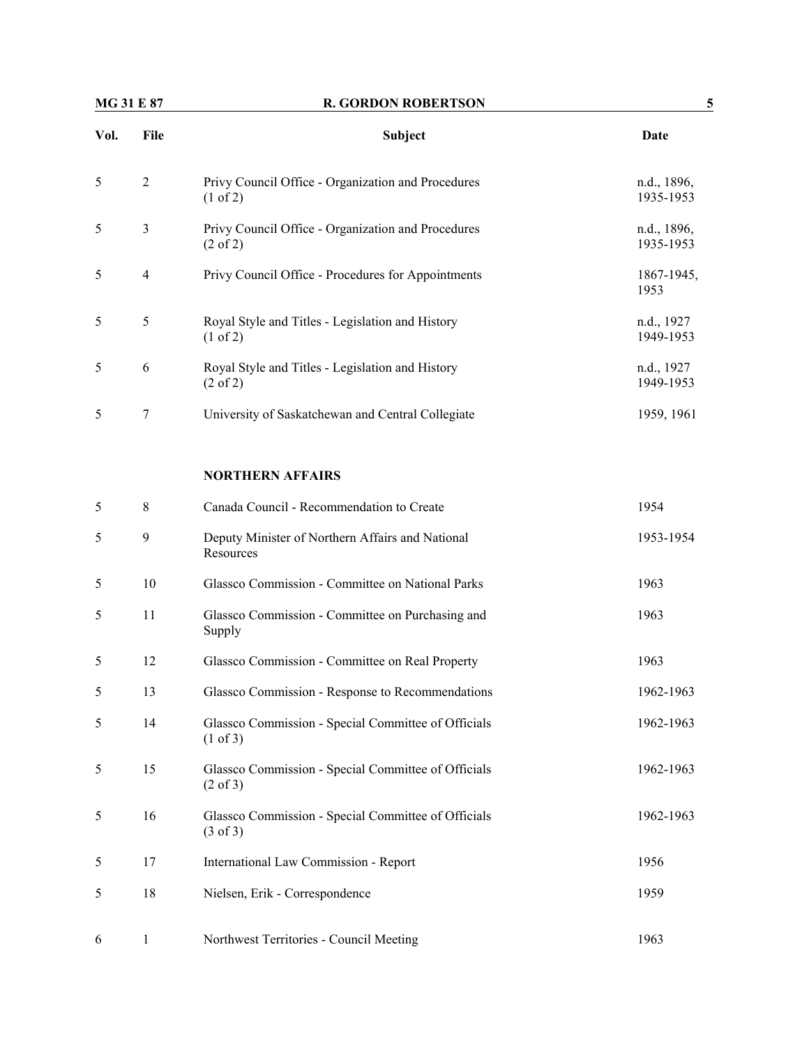| Vol. | File | Subject | Date |
|---|---|---|---|
| 5 | 2 | Privy Council Office - Organization and Procedures (1 of 2) | n.d., 1896, 1935-1953 |
| 5 | 3 | Privy Council Office - Organization and Procedures (2 of 2) | n.d., 1896, 1935-1953 |
| 5 | 4 | Privy Council Office - Procedures for Appointments | 1867-1945, 1953 |
| 5 | 5 | Royal Style and Titles - Legislation and History (1 of 2) | n.d., 1927 1949-1953 |
| 5 | 6 | Royal Style and Titles - Legislation and History (2 of 2) | n.d., 1927 1949-1953 |
| 5 | 7 | University of Saskatchewan and Central Collegiate | 1959, 1961 |
| | | **NORTHERN AFFAIRS** | |
| 5 | 8 | Canada Council - Recommendation to Create | 1954 |
| 5 | 9 | Deputy Minister of Northern Affairs and National Resources | 1953-1954 |
| 5 | 10 | Glassco Commission - Committee on National Parks | 1963 |
| 5 | 11 | Glassco Commission - Committee on Purchasing and Supply | 1963 |
| 5 | 12 | Glassco Commission - Committee on Real Property | 1963 |
| 5 | 13 | Glassco Commission - Response to Recommendations | 1962-1963 |
| 5 | 14 | Glassco Commission - Special Committee of Officials (1 of 3) | 1962-1963 |
| 5 | 15 | Glassco Commission - Special Committee of Officials (2 of 3) | 1962-1963 |
| 5 | 16 | Glassco Commission - Special Committee of Officials (3 of 3) | 1962-1963 |
| 5 | 17 | International Law Commission - Report | 1956 |
| 5 | 18 | Nielsen, Erik - Correspondence | 1959 |
| 6 | 1 | Northwest Territories - Council Meeting | 1963 |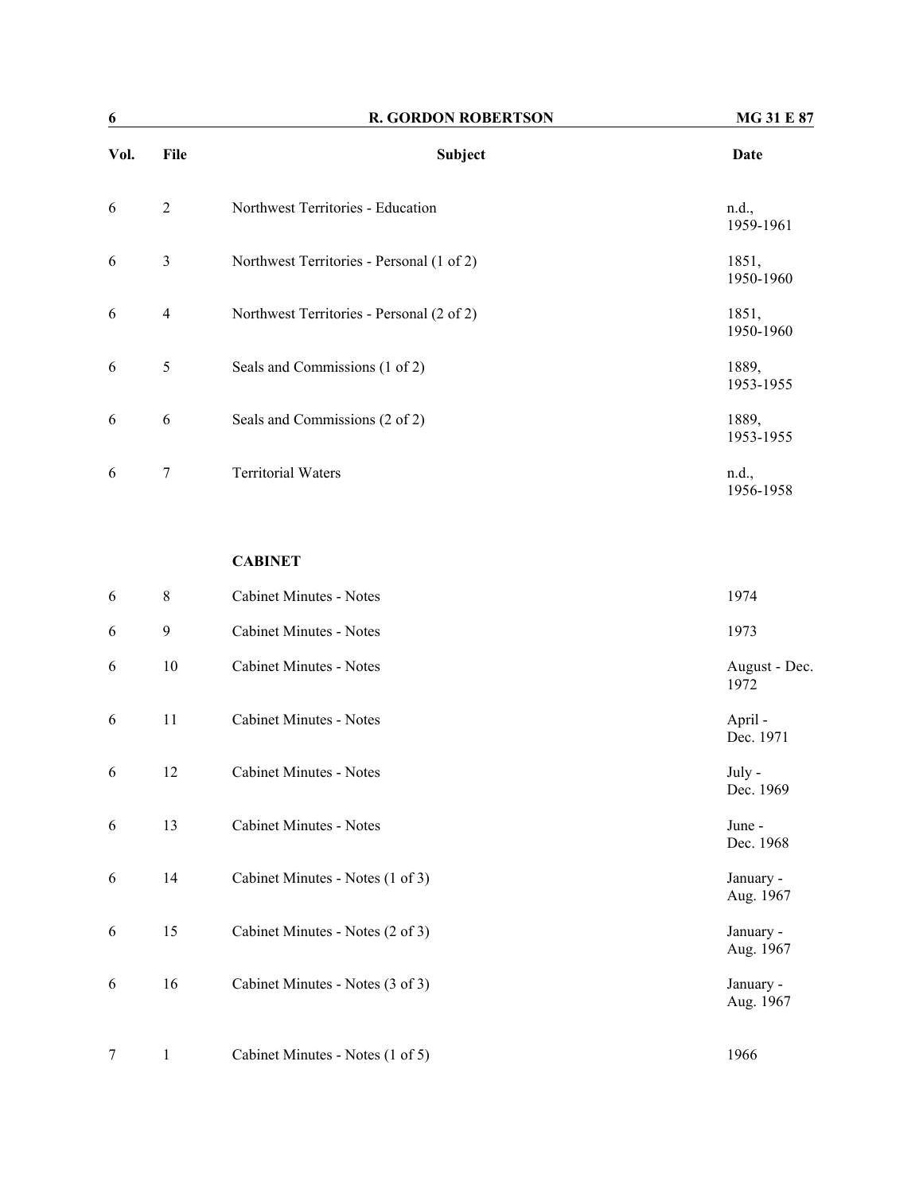| Vol. | File | Subject | Date |
|---|---|---|---|
| 6 | 2 | Northwest Territories - Education | n.d., 1959-1961 |
| 6 | 3 | Northwest Territories - Personal (1 of 2) | 1851, 1950-1960 |
| 6 | 4 | Northwest Territories - Personal (2 of 2) | 1851, 1950-1960 |
| 6 | 5 | Seals and Commissions (1 of 2) | 1889, 1953-1955 |
| 6 | 6 | Seals and Commissions (2 of 2) | 1889, 1953-1955 |
| 6 | 7 | Territorial Waters | n.d., 1956-1958 |
| | | **CABINET** | |
| 6 | 8 | Cabinet Minutes - Notes | 1974 |
| 6 | 9 | Cabinet Minutes - Notes | 1973 |
| 6 | 10 | Cabinet Minutes - Notes | August - Dec. 1972 |
| 6 | 11 | Cabinet Minutes - Notes | April - Dec. 1971 |
| 6 | 12 | Cabinet Minutes - Notes | July - Dec. 1969 |
| 6 | 13 | Cabinet Minutes - Notes | June - Dec. 1968 |
| 6 | 14 | Cabinet Minutes - Notes (1 of 3) | January - Aug. 1967 |
| 6 | 15 | Cabinet Minutes - Notes (2 of 3) | January - Aug. 1967 |
| 6 | 16 | Cabinet Minutes - Notes (3 of 3) | January - Aug. 1967 |
| 7 | 1 | Cabinet Minutes - Notes (1 of 5) | 1966 |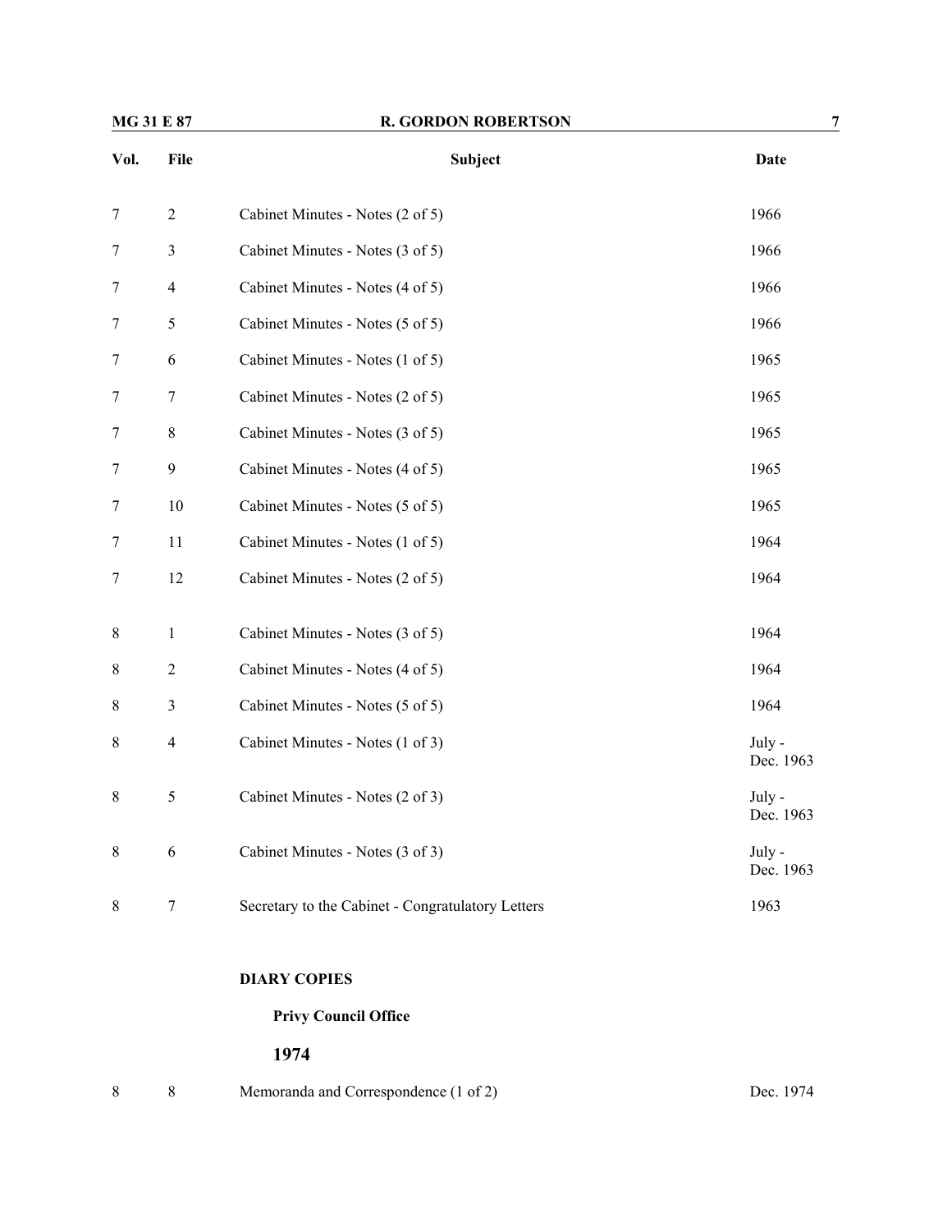| Vol. | File | Subject | Date |
|---|---|---|---|
| 7 | 2 | Cabinet Minutes - Notes (2 of 5) | 1966 |
| 7 | 3 | Cabinet Minutes - Notes (3 of 5) | 1966 |
| 7 | 4 | Cabinet Minutes - Notes (4 of 5) | 1966 |
| 7 | 5 | Cabinet Minutes - Notes (5 of 5) | 1966 |
| 7 | 6 | Cabinet Minutes - Notes (1 of 5) | 1965 |
| 7 | 7 | Cabinet Minutes - Notes (2 of 5) | 1965 |
| 7 | 8 | Cabinet Minutes - Notes (3 of 5) | 1965 |
| 7 | 9 | Cabinet Minutes - Notes (4 of 5) | 1965 |
| 7 | 10 | Cabinet Minutes - Notes (5 of 5) | 1965 |
| 7 | 11 | Cabinet Minutes - Notes (1 of 5) | 1964 |
| 7 | 12 | Cabinet Minutes - Notes (2 of 5) | 1964 |
| 8 | 1 | Cabinet Minutes - Notes (3 of 5) | 1964 |
| 8 | 2 | Cabinet Minutes - Notes (4 of 5) | 1964 |
| 8 | 3 | Cabinet Minutes - Notes (5 of 5) | 1964 |
| 8 | 4 | Cabinet Minutes - Notes (1 of 3) | July - Dec. 1963 |
| 8 | 5 | Cabinet Minutes - Notes (2 of 3) | July - Dec. 1963 |
| 8 | 6 | Cabinet Minutes - Notes (3 of 3) | July - Dec. 1963 |
| 8 | 7 | Secretary to the Cabinet - Congratulatory Letters | 1963 |

**DIARY COPIES**

**Privy Council Office**

**1974**

| Vol. | File | Subject | Date |
|---|---|---|---|
| 8 | 8 | Memoranda and Correspondence (1 of 2) | Dec. 1974 |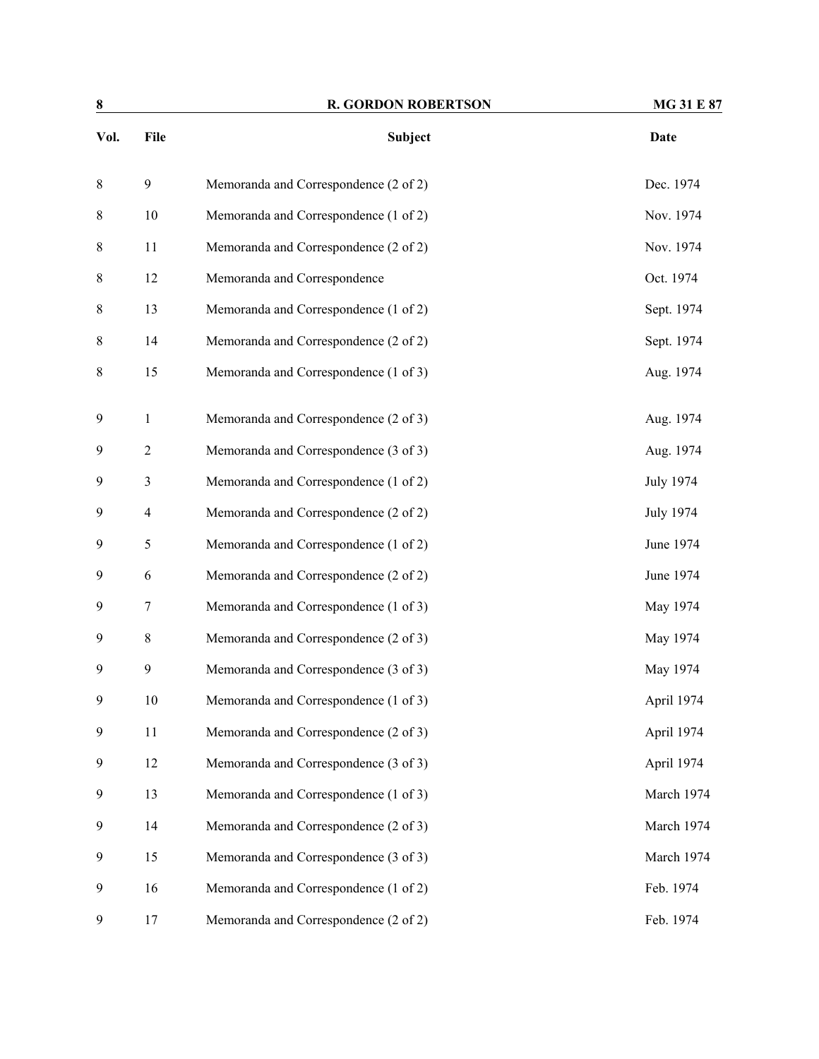| Vol. | File | Subject | Date |
|---|---|---|---|
| 8 | 9 | Memoranda and Correspondence (2 of 2) | Dec. 1974 |
| 8 | 10 | Memoranda and Correspondence (1 of 2) | Nov. 1974 |
| 8 | 11 | Memoranda and Correspondence (2 of 2) | Nov. 1974 |
| 8 | 12 | Memoranda and Correspondence | Oct. 1974 |
| 8 | 13 | Memoranda and Correspondence (1 of 2) | Sept. 1974 |
| 8 | 14 | Memoranda and Correspondence (2 of 2) | Sept. 1974 |
| 8 | 15 | Memoranda and Correspondence (1 of 3) | Aug. 1974 |
| 9 | 1 | Memoranda and Correspondence (2 of 3) | Aug. 1974 |
| 9 | 2 | Memoranda and Correspondence (3 of 3) | Aug. 1974 |
| 9 | 3 | Memoranda and Correspondence (1 of 2) | July 1974 |
| 9 | 4 | Memoranda and Correspondence (2 of 2) | July 1974 |
| 9 | 5 | Memoranda and Correspondence (1 of 2) | June 1974 |
| 9 | 6 | Memoranda and Correspondence (2 of 2) | June 1974 |
| 9 | 7 | Memoranda and Correspondence (1 of 3) | May 1974 |
| 9 | 8 | Memoranda and Correspondence (2 of 3) | May 1974 |
| 9 | 9 | Memoranda and Correspondence (3 of 3) | May 1974 |
| 9 | 10 | Memoranda and Correspondence (1 of 3) | April 1974 |
| 9 | 11 | Memoranda and Correspondence (2 of 3) | April 1974 |
| 9 | 12 | Memoranda and Correspondence (3 of 3) | April 1974 |
| 9 | 13 | Memoranda and Correspondence (1 of 3) | March 1974 |
| 9 | 14 | Memoranda and Correspondence (2 of 3) | March 1974 |
| 9 | 15 | Memoranda and Correspondence (3 of 3) | March 1974 |
| 9 | 16 | Memoranda and Correspondence (1 of 2) | Feb. 1974 |
| 9 | 17 | Memoranda and Correspondence (2 of 2) | Feb. 1974 |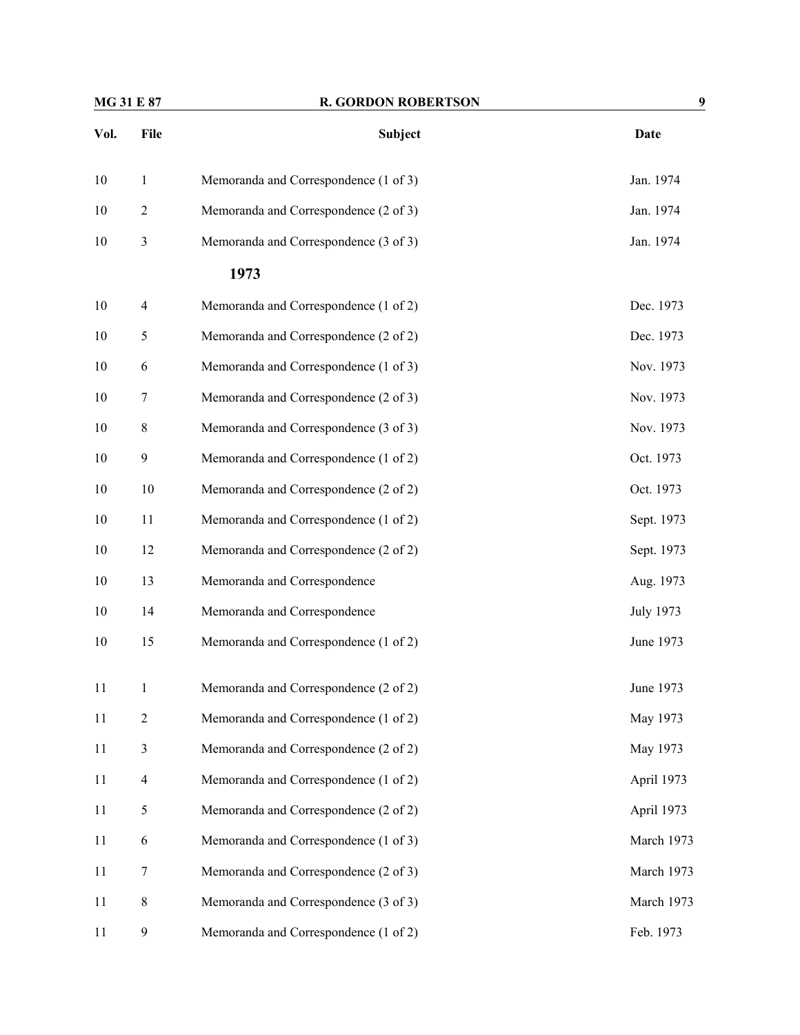| Vol. | File | Subject | Date |
|---|---|---|---|
| 10 | 1 | Memoranda and Correspondence (1 of 3) | Jan. 1974 |
| 10 | 2 | Memoranda and Correspondence (2 of 3) | Jan. 1974 |
| 10 | 3 | Memoranda and Correspondence (3 of 3) | Jan. 1974 |
| | | **1973** | |
| 10 | 4 | Memoranda and Correspondence (1 of 2) | Dec. 1973 |
| 10 | 5 | Memoranda and Correspondence (2 of 2) | Dec. 1973 |
| 10 | 6 | Memoranda and Correspondence (1 of 3) | Nov. 1973 |
| 10 | 7 | Memoranda and Correspondence (2 of 3) | Nov. 1973 |
| 10 | 8 | Memoranda and Correspondence (3 of 3) | Nov. 1973 |
| 10 | 9 | Memoranda and Correspondence (1 of 2) | Oct. 1973 |
| 10 | 10 | Memoranda and Correspondence (2 of 2) | Oct. 1973 |
| 10 | 11 | Memoranda and Correspondence (1 of 2) | Sept. 1973 |
| 10 | 12 | Memoranda and Correspondence (2 of 2) | Sept. 1973 |
| 10 | 13 | Memoranda and Correspondence | Aug. 1973 |
| 10 | 14 | Memoranda and Correspondence | July 1973 |
| 10 | 15 | Memoranda and Correspondence (1 of 2) | June 1973 |
| 11 | 1 | Memoranda and Correspondence (2 of 2) | June 1973 |
| 11 | 2 | Memoranda and Correspondence (1 of 2) | May 1973 |
| 11 | 3 | Memoranda and Correspondence (2 of 2) | May 1973 |
| 11 | 4 | Memoranda and Correspondence (1 of 2) | April 1973 |
| 11 | 5 | Memoranda and Correspondence (2 of 2) | April 1973 |
| 11 | 6 | Memoranda and Correspondence (1 of 3) | March 1973 |
| 11 | 7 | Memoranda and Correspondence (2 of 3) | March 1973 |
| 11 | 8 | Memoranda and Correspondence (3 of 3) | March 1973 |
| 11 | 9 | Memoranda and Correspondence (1 of 2) | Feb. 1973 |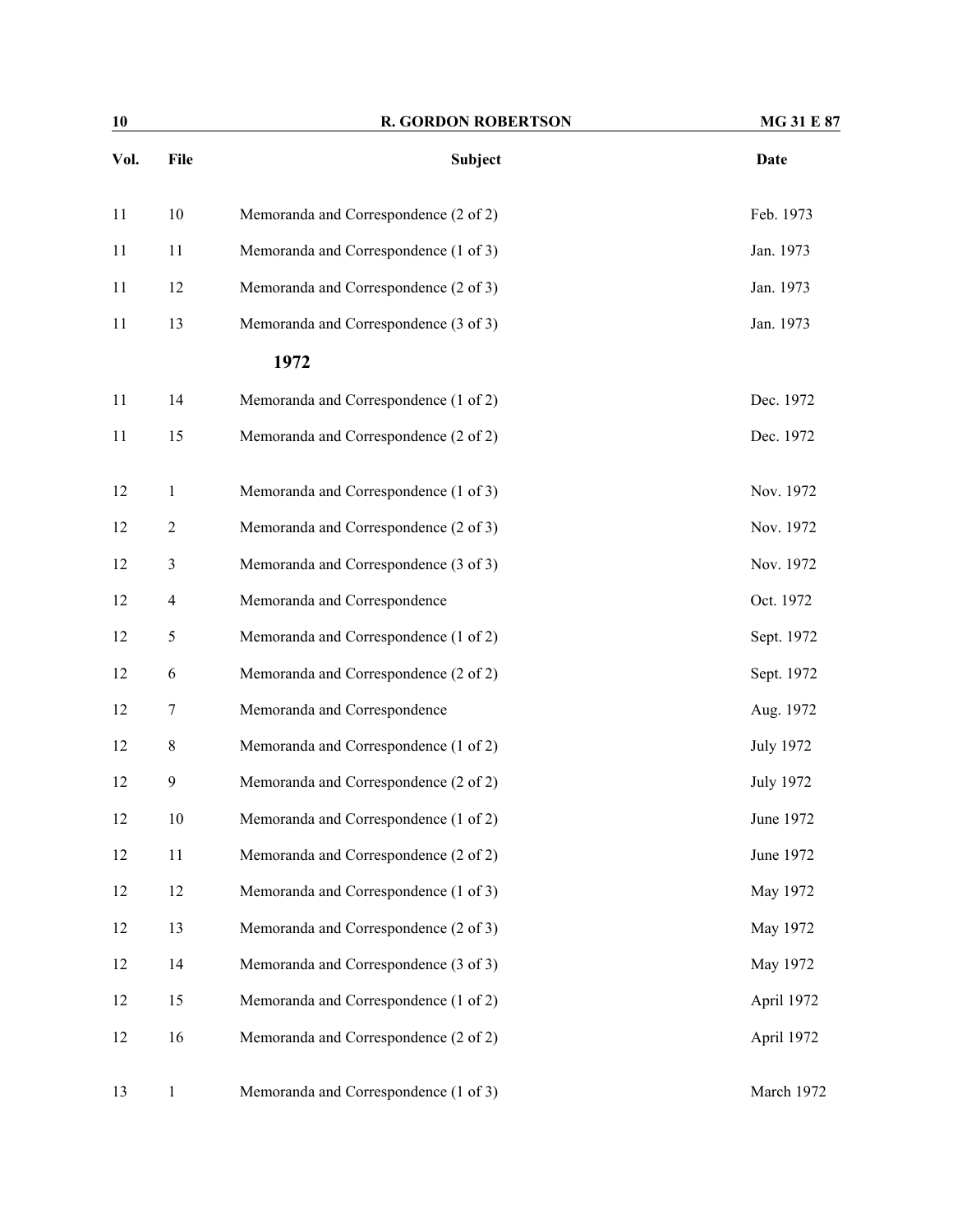| Vol. | File | Subject | Date |
|---|---|---|---|
| 11 | 10 | Memoranda and Correspondence (2 of 2) | Feb. 1973 |
| 11 | 11 | Memoranda and Correspondence (1 of 3) | Jan. 1973 |
| 11 | 12 | Memoranda and Correspondence (2 of 3) | Jan. 1973 |
| 11 | 13 | Memoranda and Correspondence (3 of 3) | Jan. 1973 |
| | | **1972** | |
| 11 | 14 | Memoranda and Correspondence (1 of 2) | Dec. 1972 |
| 11 | 15 | Memoranda and Correspondence (2 of 2) | Dec. 1972 |
| 12 | 1 | Memoranda and Correspondence (1 of 3) | Nov. 1972 |
| 12 | 2 | Memoranda and Correspondence (2 of 3) | Nov. 1972 |
| 12 | 3 | Memoranda and Correspondence (3 of 3) | Nov. 1972 |
| 12 | 4 | Memoranda and Correspondence | Oct. 1972 |
| 12 | 5 | Memoranda and Correspondence (1 of 2) | Sept. 1972 |
| 12 | 6 | Memoranda and Correspondence (2 of 2) | Sept. 1972 |
| 12 | 7 | Memoranda and Correspondence | Aug. 1972 |
| 12 | 8 | Memoranda and Correspondence (1 of 2) | July 1972 |
| 12 | 9 | Memoranda and Correspondence (2 of 2) | July 1972 |
| 12 | 10 | Memoranda and Correspondence (1 of 2) | June 1972 |
| 12 | 11 | Memoranda and Correspondence (2 of 2) | June 1972 |
| 12 | 12 | Memoranda and Correspondence (1 of 3) | May 1972 |
| 12 | 13 | Memoranda and Correspondence (2 of 3) | May 1972 |
| 12 | 14 | Memoranda and Correspondence (3 of 3) | May 1972 |
| 12 | 15 | Memoranda and Correspondence (1 of 2) | April 1972 |
| 12 | 16 | Memoranda and Correspondence (2 of 2) | April 1972 |
| 13 | 1 | Memoranda and Correspondence (1 of 3) | March 1972 |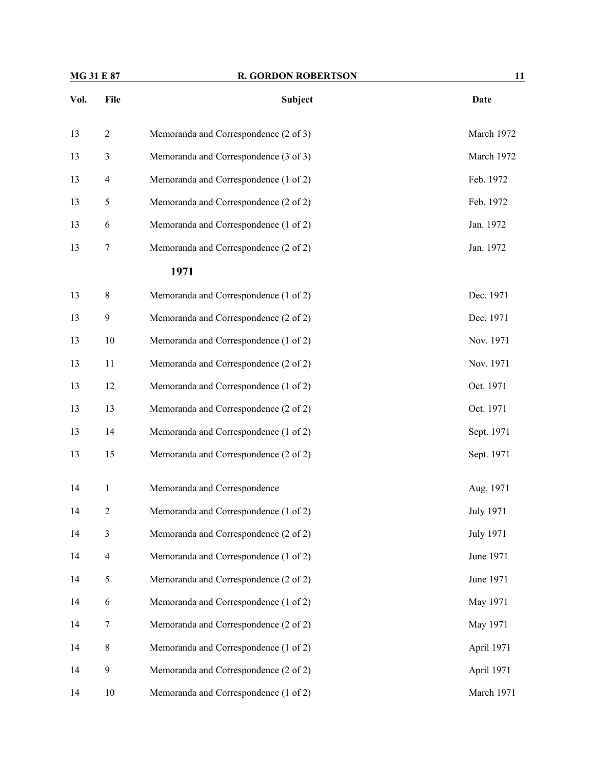| Vol. | File | Subject | Date |
|---|---|---|---|
| 13 | 2 | Memoranda and Correspondence (2 of 3) | March 1972 |
| 13 | 3 | Memoranda and Correspondence (3 of 3) | March 1972 |
| 13 | 4 | Memoranda and Correspondence (1 of 2) | Feb. 1972 |
| 13 | 5 | Memoranda and Correspondence (2 of 2) | Feb. 1972 |
| 13 | 6 | Memoranda and Correspondence (1 of 2) | Jan. 1972 |
| 13 | 7 | Memoranda and Correspondence (2 of 2) | Jan. 1972 |
| | | **1971** | |
| 13 | 8 | Memoranda and Correspondence (1 of 2) | Dec. 1971 |
| 13 | 9 | Memoranda and Correspondence (2 of 2) | Dec. 1971 |
| 13 | 10 | Memoranda and Correspondence (1 of 2) | Nov. 1971 |
| 13 | 11 | Memoranda and Correspondence (2 of 2) | Nov. 1971 |
| 13 | 12 | Memoranda and Correspondence (1 of 2) | Oct. 1971 |
| 13 | 13 | Memoranda and Correspondence (2 of 2) | Oct. 1971 |
| 13 | 14 | Memoranda and Correspondence (1 of 2) | Sept. 1971 |
| 13 | 15 | Memoranda and Correspondence (2 of 2) | Sept. 1971 |
| 14 | 1 | Memoranda and Correspondence | Aug. 1971 |
| 14 | 2 | Memoranda and Correspondence (1 of 2) | July 1971 |
| 14 | 3 | Memoranda and Correspondence (2 of 2) | July 1971 |
| 14 | 4 | Memoranda and Correspondence (1 of 2) | June 1971 |
| 14 | 5 | Memoranda and Correspondence (2 of 2) | June 1971 |
| 14 | 6 | Memoranda and Correspondence (1 of 2) | May 1971 |
| 14 | 7 | Memoranda and Correspondence (2 of 2) | May 1971 |
| 14 | 8 | Memoranda and Correspondence (1 of 2) | April 1971 |
| 14 | 9 | Memoranda and Correspondence (2 of 2) | April 1971 |
| 14 | 10 | Memoranda and Correspondence (1 of 2) | March 1971 |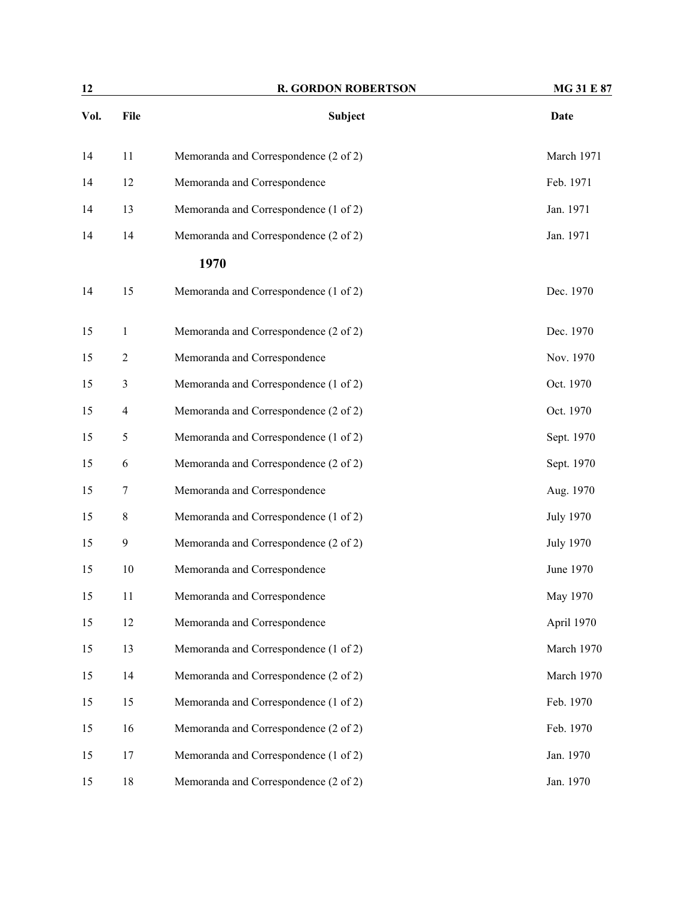| Vol. | File | Subject | Date |
|---|---|---|---|
| 14 | 11 | Memoranda and Correspondence (2 of 2) | March 1971 |
| 14 | 12 | Memoranda and Correspondence | Feb. 1971 |
| 14 | 13 | Memoranda and Correspondence (1 of 2) | Jan. 1971 |
| 14 | 14 | Memoranda and Correspondence (2 of 2) | Jan. 1971 |
| | | **1970** | |
| 14 | 15 | Memoranda and Correspondence (1 of 2) | Dec. 1970 |
| 15 | 1 | Memoranda and Correspondence (2 of 2) | Dec. 1970 |
| 15 | 2 | Memoranda and Correspondence | Nov. 1970 |
| 15 | 3 | Memoranda and Correspondence (1 of 2) | Oct. 1970 |
| 15 | 4 | Memoranda and Correspondence (2 of 2) | Oct. 1970 |
| 15 | 5 | Memoranda and Correspondence (1 of 2) | Sept. 1970 |
| 15 | 6 | Memoranda and Correspondence (2 of 2) | Sept. 1970 |
| 15 | 7 | Memoranda and Correspondence | Aug. 1970 |
| 15 | 8 | Memoranda and Correspondence (1 of 2) | July 1970 |
| 15 | 9 | Memoranda and Correspondence (2 of 2) | July 1970 |
| 15 | 10 | Memoranda and Correspondence | June 1970 |
| 15 | 11 | Memoranda and Correspondence | May 1970 |
| 15 | 12 | Memoranda and Correspondence | April 1970 |
| 15 | 13 | Memoranda and Correspondence (1 of 2) | March 1970 |
| 15 | 14 | Memoranda and Correspondence (2 of 2) | March 1970 |
| 15 | 15 | Memoranda and Correspondence (1 of 2) | Feb. 1970 |
| 15 | 16 | Memoranda and Correspondence (2 of 2) | Feb. 1970 |
| 15 | 17 | Memoranda and Correspondence (1 of 2) | Jan. 1970 |
| 15 | 18 | Memoranda and Correspondence (2 of 2) | Jan. 1970 |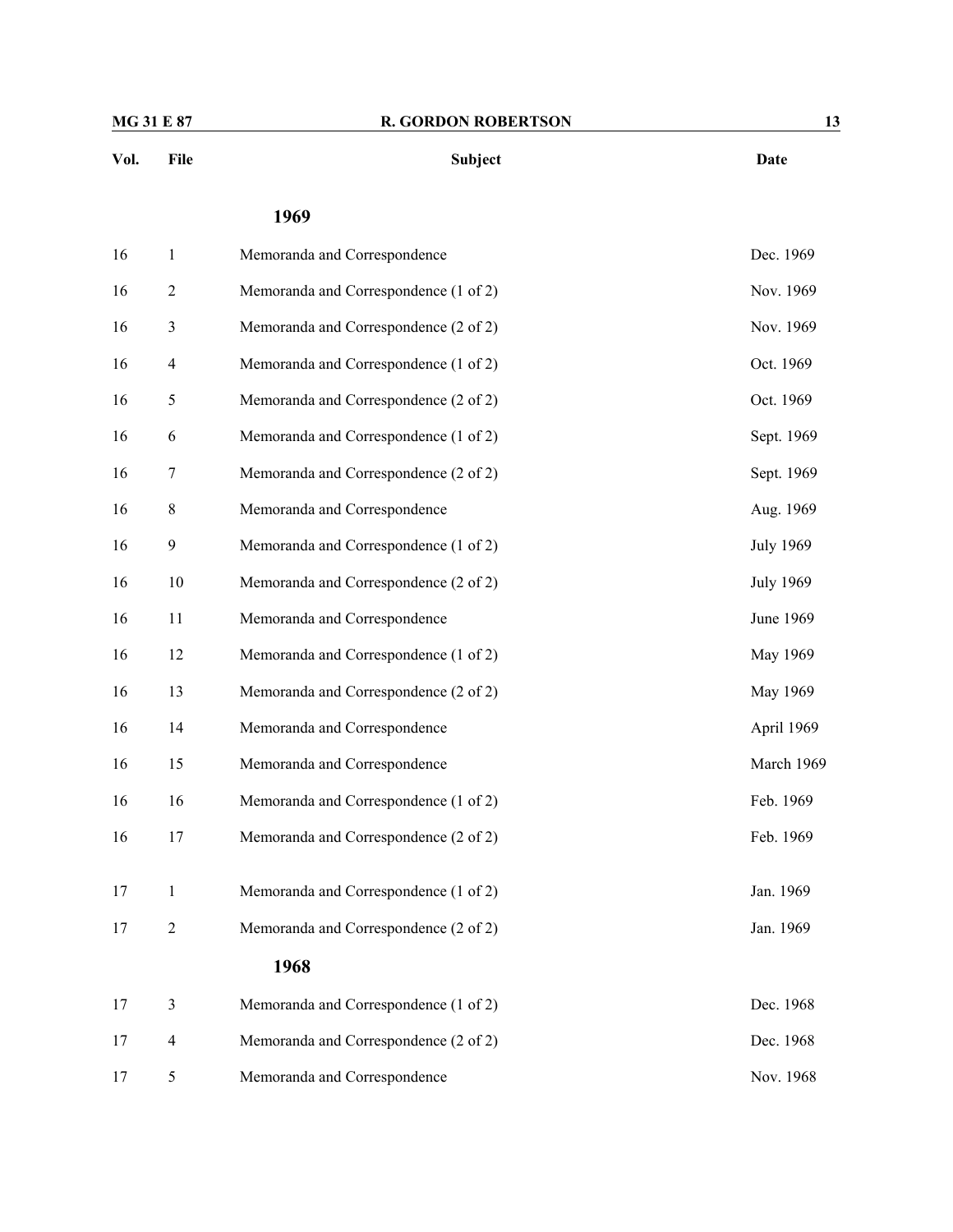| Vol. | File | Subject | Date |
|---|---|---|---|
| | | **1969** | |
| 16 | 1 | Memoranda and Correspondence | Dec. 1969 |
| 16 | 2 | Memoranda and Correspondence (1 of 2) | Nov. 1969 |
| 16 | 3 | Memoranda and Correspondence (2 of 2) | Nov. 1969 |
| 16 | 4 | Memoranda and Correspondence (1 of 2) | Oct. 1969 |
| 16 | 5 | Memoranda and Correspondence (2 of 2) | Oct. 1969 |
| 16 | 6 | Memoranda and Correspondence (1 of 2) | Sept. 1969 |
| 16 | 7 | Memoranda and Correspondence (2 of 2) | Sept. 1969 |
| 16 | 8 | Memoranda and Correspondence | Aug. 1969 |
| 16 | 9 | Memoranda and Correspondence (1 of 2) | July 1969 |
| 16 | 10 | Memoranda and Correspondence (2 of 2) | July 1969 |
| 16 | 11 | Memoranda and Correspondence | June 1969 |
| 16 | 12 | Memoranda and Correspondence (1 of 2) | May 1969 |
| 16 | 13 | Memoranda and Correspondence (2 of 2) | May 1969 |
| 16 | 14 | Memoranda and Correspondence | April 1969 |
| 16 | 15 | Memoranda and Correspondence | March 1969 |
| 16 | 16 | Memoranda and Correspondence (1 of 2) | Feb. 1969 |
| 16 | 17 | Memoranda and Correspondence (2 of 2) | Feb. 1969 |
| 17 | 1 | Memoranda and Correspondence (1 of 2) | Jan. 1969 |
| 17 | 2 | Memoranda and Correspondence (2 of 2) | Jan. 1969 |
| | | **1968** | |
| 17 | 3 | Memoranda and Correspondence (1 of 2) | Dec. 1968 |
| 17 | 4 | Memoranda and Correspondence (2 of 2) | Dec. 1968 |
| 17 | 5 | Memoranda and Correspondence | Nov. 1968 |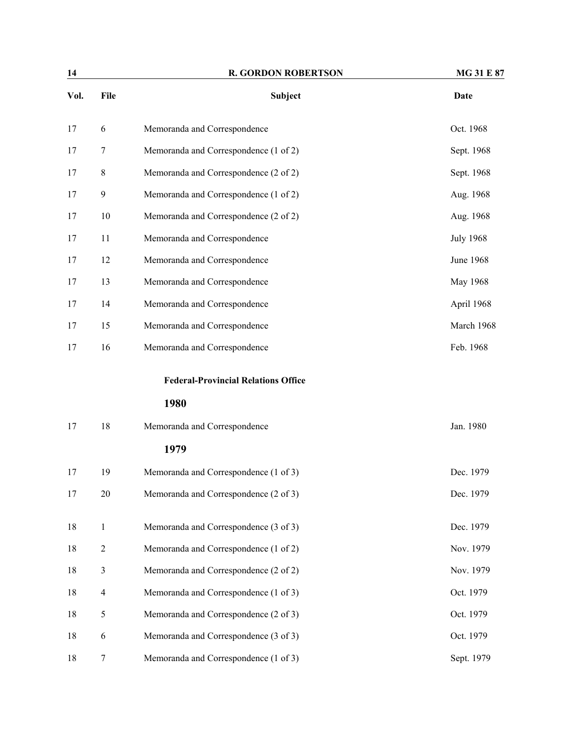| Vol. | File | Subject | Date |
|---|---|---|---|
| 17 | 6 | Memoranda and Correspondence | Oct. 1968 |
| 17 | 7 | Memoranda and Correspondence (1 of 2) | Sept. 1968 |
| 17 | 8 | Memoranda and Correspondence (2 of 2) | Sept. 1968 |
| 17 | 9 | Memoranda and Correspondence (1 of 2) | Aug. 1968 |
| 17 | 10 | Memoranda and Correspondence (2 of 2) | Aug. 1968 |
| 17 | 11 | Memoranda and Correspondence | July 1968 |
| 17 | 12 | Memoranda and Correspondence | June 1968 |
| 17 | 13 | Memoranda and Correspondence | May 1968 |
| 17 | 14 | Memoranda and Correspondence | April 1968 |
| 17 | 15 | Memoranda and Correspondence | March 1968 |
| 17 | 16 | Memoranda and Correspondence | Feb. 1968 |

**Federal-Provincial Relations Office**

**1980**

| Vol. | File | Subject | Date |
|---|---|---|---|
| 17 | 18 | Memoranda and Correspondence | Jan. 1980 |

**1979**

| Vol. | File | Subject | Date |
|---|---|---|---|
| 17 | 19 | Memoranda and Correspondence (1 of 3) | Dec. 1979 |
| 17 | 20 | Memoranda and Correspondence (2 of 3) | Dec. 1979 |
| 18 | 1 | Memoranda and Correspondence (3 of 3) | Dec. 1979 |
| 18 | 2 | Memoranda and Correspondence (1 of 2) | Nov. 1979 |
| 18 | 3 | Memoranda and Correspondence (2 of 2) | Nov. 1979 |
| 18 | 4 | Memoranda and Correspondence (1 of 3) | Oct. 1979 |
| 18 | 5 | Memoranda and Correspondence (2 of 3) | Oct. 1979 |
| 18 | 6 | Memoranda and Correspondence (3 of 3) | Oct. 1979 |
| 18 | 7 | Memoranda and Correspondence (1 of 3) | Sept. 1979 |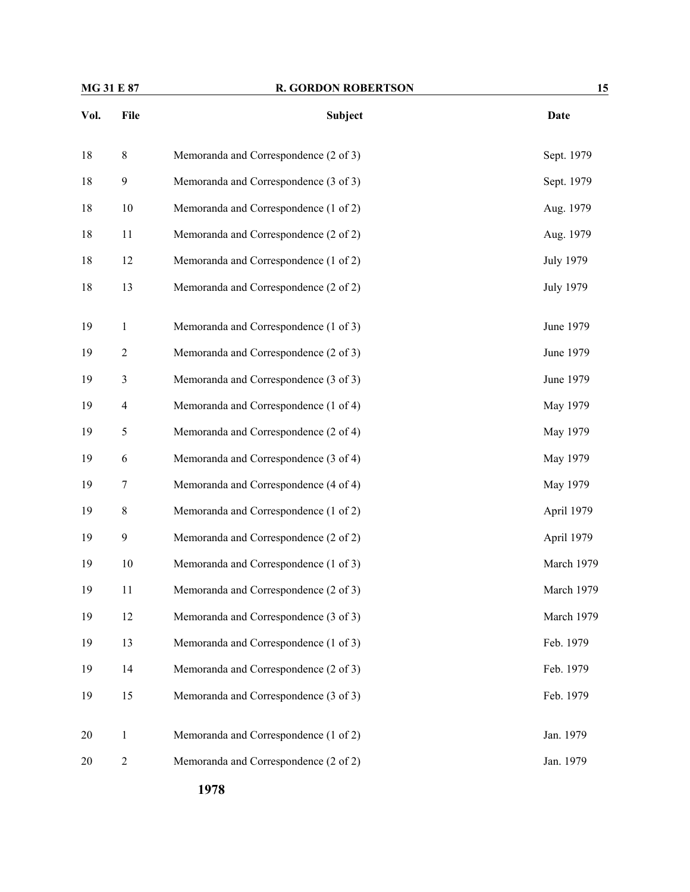| Vol. | File | Subject | Date |
|---|---|---|---|
| 18 | 8 | Memoranda and Correspondence (2 of 3) | Sept. 1979 |
| 18 | 9 | Memoranda and Correspondence (3 of 3) | Sept. 1979 |
| 18 | 10 | Memoranda and Correspondence (1 of 2) | Aug. 1979 |
| 18 | 11 | Memoranda and Correspondence (2 of 2) | Aug. 1979 |
| 18 | 12 | Memoranda and Correspondence (1 of 2) | July 1979 |
| 18 | 13 | Memoranda and Correspondence (2 of 2) | July 1979 |
| 19 | 1 | Memoranda and Correspondence (1 of 3) | June 1979 |
| 19 | 2 | Memoranda and Correspondence (2 of 3) | June 1979 |
| 19 | 3 | Memoranda and Correspondence (3 of 3) | June 1979 |
| 19 | 4 | Memoranda and Correspondence (1 of 4) | May 1979 |
| 19 | 5 | Memoranda and Correspondence (2 of 4) | May 1979 |
| 19 | 6 | Memoranda and Correspondence (3 of 4) | May 1979 |
| 19 | 7 | Memoranda and Correspondence (4 of 4) | May 1979 |
| 19 | 8 | Memoranda and Correspondence (1 of 2) | April 1979 |
| 19 | 9 | Memoranda and Correspondence (2 of 2) | April 1979 |
| 19 | 10 | Memoranda and Correspondence (1 of 3) | March 1979 |
| 19 | 11 | Memoranda and Correspondence (2 of 3) | March 1979 |
| 19 | 12 | Memoranda and Correspondence (3 of 3) | March 1979 |
| 19 | 13 | Memoranda and Correspondence (1 of 3) | Feb. 1979 |
| 19 | 14 | Memoranda and Correspondence (2 of 3) | Feb. 1979 |
| 19 | 15 | Memoranda and Correspondence (3 of 3) | Feb. 1979 |
| 20 | 1 | Memoranda and Correspondence (1 of 2) | Jan. 1979 |
| 20 | 2 | Memoranda and Correspondence (2 of 2) | Jan. 1979 |

**1978**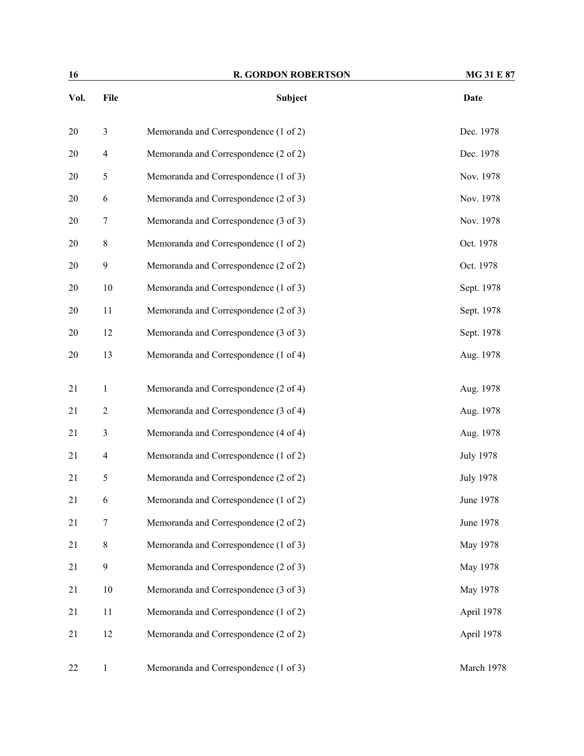| Vol. | File | Subject | Date |
|---|---|---|---|
| 20 | 3 | Memoranda and Correspondence (1 of 2) | Dec. 1978 |
| 20 | 4 | Memoranda and Correspondence (2 of 2) | Dec. 1978 |
| 20 | 5 | Memoranda and Correspondence (1 of 3) | Nov. 1978 |
| 20 | 6 | Memoranda and Correspondence (2 of 3) | Nov. 1978 |
| 20 | 7 | Memoranda and Correspondence (3 of 3) | Nov. 1978 |
| 20 | 8 | Memoranda and Correspondence (1 of 2) | Oct. 1978 |
| 20 | 9 | Memoranda and Correspondence (2 of 2) | Oct. 1978 |
| 20 | 10 | Memoranda and Correspondence (1 of 3) | Sept. 1978 |
| 20 | 11 | Memoranda and Correspondence (2 of 3) | Sept. 1978 |
| 20 | 12 | Memoranda and Correspondence (3 of 3) | Sept. 1978 |
| 20 | 13 | Memoranda and Correspondence (1 of 4) | Aug. 1978 |
| 21 | 1 | Memoranda and Correspondence (2 of 4) | Aug. 1978 |
| 21 | 2 | Memoranda and Correspondence (3 of 4) | Aug. 1978 |
| 21 | 3 | Memoranda and Correspondence (4 of 4) | Aug. 1978 |
| 21 | 4 | Memoranda and Correspondence (1 of 2) | July 1978 |
| 21 | 5 | Memoranda and Correspondence (2 of 2) | July 1978 |
| 21 | 6 | Memoranda and Correspondence (1 of 2) | June 1978 |
| 21 | 7 | Memoranda and Correspondence (2 of 2) | June 1978 |
| 21 | 8 | Memoranda and Correspondence (1 of 3) | May 1978 |
| 21 | 9 | Memoranda and Correspondence (2 of 3) | May 1978 |
| 21 | 10 | Memoranda and Correspondence (3 of 3) | May 1978 |
| 21 | 11 | Memoranda and Correspondence (1 of 2) | April 1978 |
| 21 | 12 | Memoranda and Correspondence (2 of 2) | April 1978 |
| 22 | 1 | Memoranda and Correspondence (1 of 3) | March 1978 |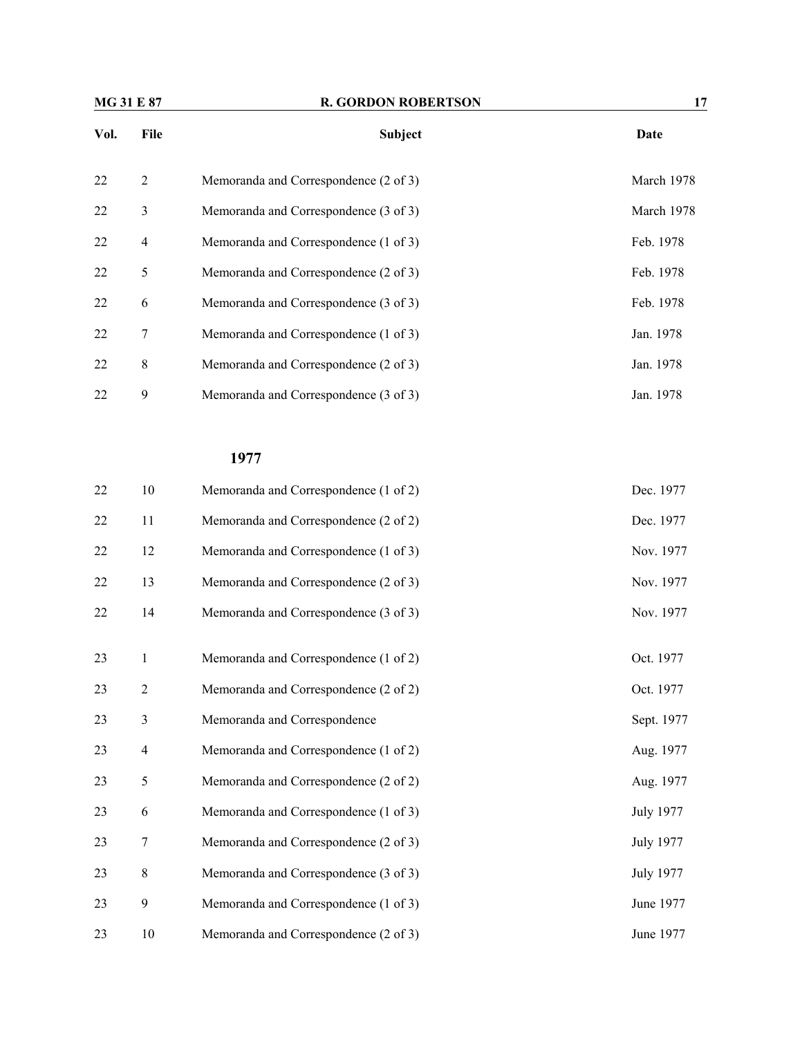| Vol. | File | Subject | Date |
|---|---|---|---|
| 22 | 2 | Memoranda and Correspondence (2 of 3) | March 1978 |
| 22 | 3 | Memoranda and Correspondence (3 of 3) | March 1978 |
| 22 | 4 | Memoranda and Correspondence (1 of 3) | Feb. 1978 |
| 22 | 5 | Memoranda and Correspondence (2 of 3) | Feb. 1978 |
| 22 | 6 | Memoranda and Correspondence (3 of 3) | Feb. 1978 |
| 22 | 7 | Memoranda and Correspondence (1 of 3) | Jan. 1978 |
| 22 | 8 | Memoranda and Correspondence (2 of 3) | Jan. 1978 |
| 22 | 9 | Memoranda and Correspondence (3 of 3) | Jan. 1978 |
| | | **1977** | |
| 22 | 10 | Memoranda and Correspondence (1 of 2) | Dec. 1977 |
| 22 | 11 | Memoranda and Correspondence (2 of 2) | Dec. 1977 |
| 22 | 12 | Memoranda and Correspondence (1 of 3) | Nov. 1977 |
| 22 | 13 | Memoranda and Correspondence (2 of 3) | Nov. 1977 |
| 22 | 14 | Memoranda and Correspondence (3 of 3) | Nov. 1977 |
| 23 | 1 | Memoranda and Correspondence (1 of 2) | Oct. 1977 |
| 23 | 2 | Memoranda and Correspondence (2 of 2) | Oct. 1977 |
| 23 | 3 | Memoranda and Correspondence | Sept. 1977 |
| 23 | 4 | Memoranda and Correspondence (1 of 2) | Aug. 1977 |
| 23 | 5 | Memoranda and Correspondence (2 of 2) | Aug. 1977 |
| 23 | 6 | Memoranda and Correspondence (1 of 3) | July 1977 |
| 23 | 7 | Memoranda and Correspondence (2 of 3) | July 1977 |
| 23 | 8 | Memoranda and Correspondence (3 of 3) | July 1977 |
| 23 | 9 | Memoranda and Correspondence (1 of 3) | June 1977 |
| 23 | 10 | Memoranda and Correspondence (2 of 3) | June 1977 |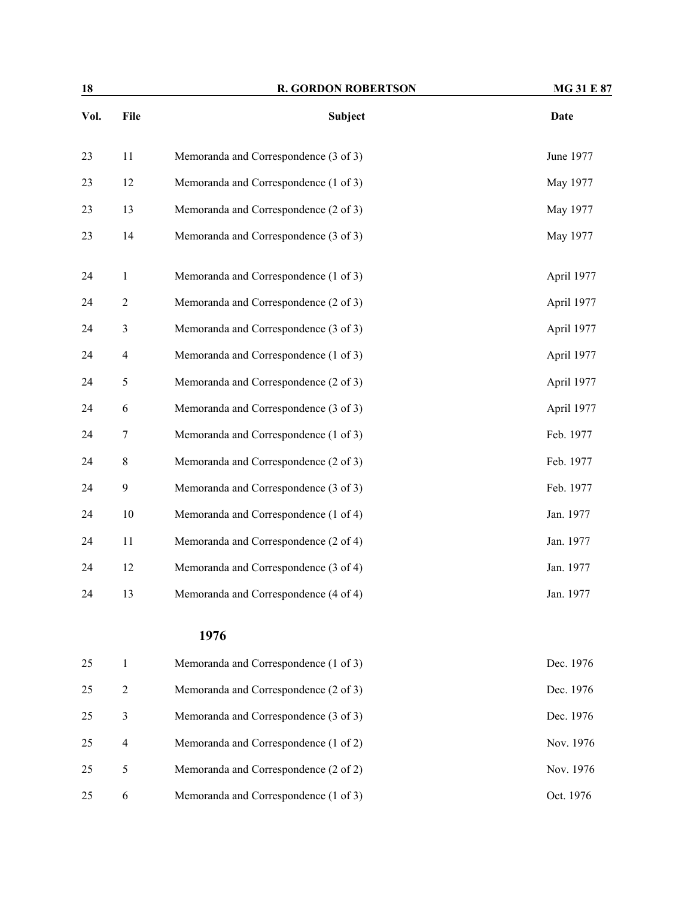| Vol. | File | Subject | Date |
|---|---|---|---|
| 23 | 11 | Memoranda and Correspondence (3 of 3) | June 1977 |
| 23 | 12 | Memoranda and Correspondence (1 of 3) | May 1977 |
| 23 | 13 | Memoranda and Correspondence (2 of 3) | May 1977 |
| 23 | 14 | Memoranda and Correspondence (3 of 3) | May 1977 |
| 24 | 1 | Memoranda and Correspondence (1 of 3) | April 1977 |
| 24 | 2 | Memoranda and Correspondence (2 of 3) | April 1977 |
| 24 | 3 | Memoranda and Correspondence (3 of 3) | April 1977 |
| 24 | 4 | Memoranda and Correspondence (1 of 3) | April 1977 |
| 24 | 5 | Memoranda and Correspondence (2 of 3) | April 1977 |
| 24 | 6 | Memoranda and Correspondence (3 of 3) | April 1977 |
| 24 | 7 | Memoranda and Correspondence (1 of 3) | Feb. 1977 |
| 24 | 8 | Memoranda and Correspondence (2 of 3) | Feb. 1977 |
| 24 | 9 | Memoranda and Correspondence (3 of 3) | Feb. 1977 |
| 24 | 10 | Memoranda and Correspondence (1 of 4) | Jan. 1977 |
| 24 | 11 | Memoranda and Correspondence (2 of 4) | Jan. 1977 |
| 24 | 12 | Memoranda and Correspondence (3 of 4) | Jan. 1977 |
| 24 | 13 | Memoranda and Correspondence (4 of 4) | Jan. 1977 |

### 1976

| Vol. | File | Subject | Date |
|---|---|---|---|
| 25 | 1 | Memoranda and Correspondence (1 of 3) | Dec. 1976 |
| 25 | 2 | Memoranda and Correspondence (2 of 3) | Dec. 1976 |
| 25 | 3 | Memoranda and Correspondence (3 of 3) | Dec. 1976 |
| 25 | 4 | Memoranda and Correspondence (1 of 2) | Nov. 1976 |
| 25 | 5 | Memoranda and Correspondence (2 of 2) | Nov. 1976 |
| 25 | 6 | Memoranda and Correspondence (1 of 3) | Oct. 1976 |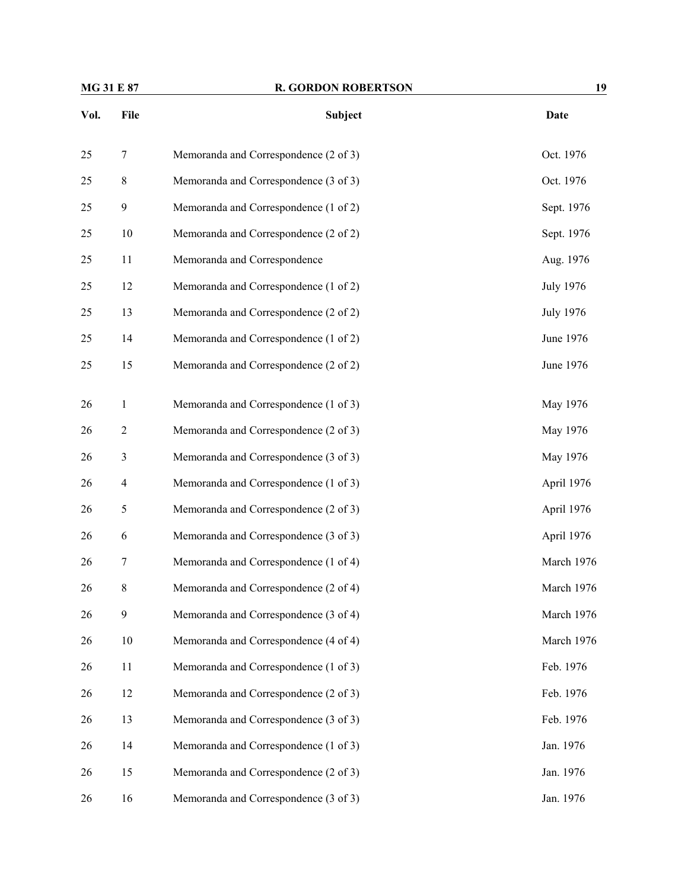| Vol. | File | Subject | Date |
|---|---|---|---|
| 25 | 7 | Memoranda and Correspondence (2 of 3) | Oct. 1976 |
| 25 | 8 | Memoranda and Correspondence (3 of 3) | Oct. 1976 |
| 25 | 9 | Memoranda and Correspondence (1 of 2) | Sept. 1976 |
| 25 | 10 | Memoranda and Correspondence (2 of 2) | Sept. 1976 |
| 25 | 11 | Memoranda and Correspondence | Aug. 1976 |
| 25 | 12 | Memoranda and Correspondence (1 of 2) | July 1976 |
| 25 | 13 | Memoranda and Correspondence (2 of 2) | July 1976 |
| 25 | 14 | Memoranda and Correspondence (1 of 2) | June 1976 |
| 25 | 15 | Memoranda and Correspondence (2 of 2) | June 1976 |
| 26 | 1 | Memoranda and Correspondence (1 of 3) | May 1976 |
| 26 | 2 | Memoranda and Correspondence (2 of 3) | May 1976 |
| 26 | 3 | Memoranda and Correspondence (3 of 3) | May 1976 |
| 26 | 4 | Memoranda and Correspondence (1 of 3) | April 1976 |
| 26 | 5 | Memoranda and Correspondence (2 of 3) | April 1976 |
| 26 | 6 | Memoranda and Correspondence (3 of 3) | April 1976 |
| 26 | 7 | Memoranda and Correspondence (1 of 4) | March 1976 |
| 26 | 8 | Memoranda and Correspondence (2 of 4) | March 1976 |
| 26 | 9 | Memoranda and Correspondence (3 of 4) | March 1976 |
| 26 | 10 | Memoranda and Correspondence (4 of 4) | March 1976 |
| 26 | 11 | Memoranda and Correspondence (1 of 3) | Feb. 1976 |
| 26 | 12 | Memoranda and Correspondence (2 of 3) | Feb. 1976 |
| 26 | 13 | Memoranda and Correspondence (3 of 3) | Feb. 1976 |
| 26 | 14 | Memoranda and Correspondence (1 of 3) | Jan. 1976 |
| 26 | 15 | Memoranda and Correspondence (2 of 3) | Jan. 1976 |
| 26 | 16 | Memoranda and Correspondence (3 of 3) | Jan. 1976 |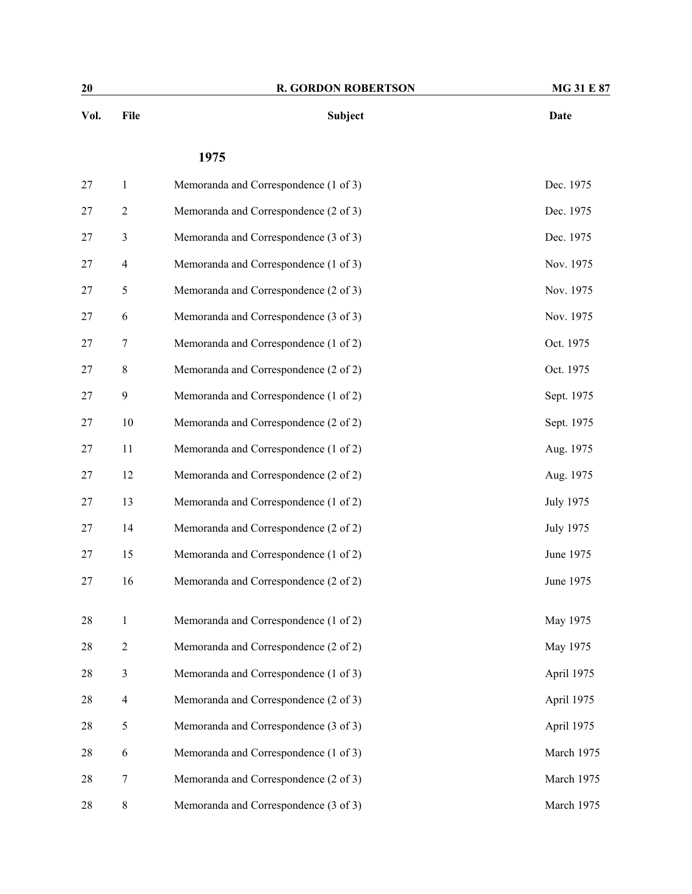| Vol. | File | Subject | Date |
|---|---|---|---|
| | | **1975** | |
| 27 | 1 | Memoranda and Correspondence (1 of 3) | Dec. 1975 |
| 27 | 2 | Memoranda and Correspondence (2 of 3) | Dec. 1975 |
| 27 | 3 | Memoranda and Correspondence (3 of 3) | Dec. 1975 |
| 27 | 4 | Memoranda and Correspondence (1 of 3) | Nov. 1975 |
| 27 | 5 | Memoranda and Correspondence (2 of 3) | Nov. 1975 |
| 27 | 6 | Memoranda and Correspondence (3 of 3) | Nov. 1975 |
| 27 | 7 | Memoranda and Correspondence (1 of 2) | Oct. 1975 |
| 27 | 8 | Memoranda and Correspondence (2 of 2) | Oct. 1975 |
| 27 | 9 | Memoranda and Correspondence (1 of 2) | Sept. 1975 |
| 27 | 10 | Memoranda and Correspondence (2 of 2) | Sept. 1975 |
| 27 | 11 | Memoranda and Correspondence (1 of 2) | Aug. 1975 |
| 27 | 12 | Memoranda and Correspondence (2 of 2) | Aug. 1975 |
| 27 | 13 | Memoranda and Correspondence (1 of 2) | July 1975 |
| 27 | 14 | Memoranda and Correspondence (2 of 2) | July 1975 |
| 27 | 15 | Memoranda and Correspondence (1 of 2) | June 1975 |
| 27 | 16 | Memoranda and Correspondence (2 of 2) | June 1975 |
| 28 | 1 | Memoranda and Correspondence (1 of 2) | May 1975 |
| 28 | 2 | Memoranda and Correspondence (2 of 2) | May 1975 |
| 28 | 3 | Memoranda and Correspondence (1 of 3) | April 1975 |
| 28 | 4 | Memoranda and Correspondence (2 of 3) | April 1975 |
| 28 | 5 | Memoranda and Correspondence (3 of 3) | April 1975 |
| 28 | 6 | Memoranda and Correspondence (1 of 3) | March 1975 |
| 28 | 7 | Memoranda and Correspondence (2 of 3) | March 1975 |
| 28 | 8 | Memoranda and Correspondence (3 of 3) | March 1975 |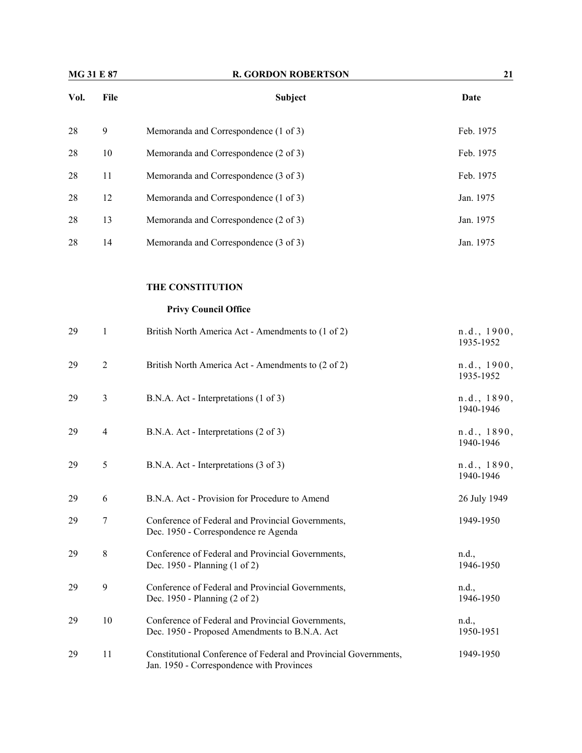| Vol. | File | Subject | Date |
|---|---|---|---|
| 28 | 9 | Memoranda and Correspondence (1 of 3) | Feb. 1975 |
| 28 | 10 | Memoranda and Correspondence (2 of 3) | Feb. 1975 |
| 28 | 11 | Memoranda and Correspondence (3 of 3) | Feb. 1975 |
| 28 | 12 | Memoranda and Correspondence (1 of 3) | Jan. 1975 |
| 28 | 13 | Memoranda and Correspondence (2 of 3) | Jan. 1975 |
| 28 | 14 | Memoranda and Correspondence (3 of 3) | Jan. 1975 |

**THE CONSTITUTION**

**Privy Council Office**

| Vol. | File | Subject | Date |
|---|---|---|---|
| 29 | 1 | British North America Act - Amendments to (1 of 2) | n.d., 1900, 1935-1952 |
| 29 | 2 | British North America Act - Amendments to (2 of 2) | n.d., 1900, 1935-1952 |
| 29 | 3 | B.N.A. Act - Interpretations (1 of 3) | n.d., 1890, 1940-1946 |
| 29 | 4 | B.N.A. Act - Interpretations (2 of 3) | n.d., 1890, 1940-1946 |
| 29 | 5 | B.N.A. Act - Interpretations (3 of 3) | n.d., 1890, 1940-1946 |
| 29 | 6 | B.N.A. Act - Provision for Procedure to Amend | 26 July 1949 |
| 29 | 7 | Conference of Federal and Provincial Governments, Dec. 1950 - Correspondence re Agenda | 1949-1950 |
| 29 | 8 | Conference of Federal and Provincial Governments, Dec. 1950 - Planning (1 of 2) | n.d., 1946-1950 |
| 29 | 9 | Conference of Federal and Provincial Governments, Dec. 1950 - Planning (2 of 2) | n.d., 1946-1950 |
| 29 | 10 | Conference of Federal and Provincial Governments, Dec. 1950 - Proposed Amendments to B.N.A. Act | n.d., 1950-1951 |
| 29 | 11 | Constitutional Conference of Federal and Provincial Governments, Jan. 1950 - Correspondence with Provinces | 1949-1950 |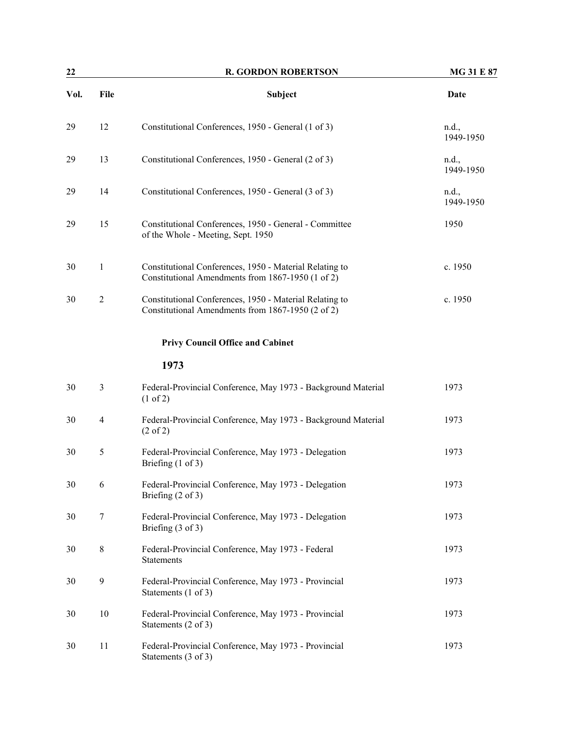| Vol. | File | Subject | Date |
|---|---|---|---|
| 29 | 12 | Constitutional Conferences, 1950 - General (1 of 3) | n.d., 1949-1950 |
| 29 | 13 | Constitutional Conferences, 1950 - General (2 of 3) | n.d., 1949-1950 |
| 29 | 14 | Constitutional Conferences, 1950 - General (3 of 3) | n.d., 1949-1950 |
| 29 | 15 | Constitutional Conferences, 1950 - General - Committee of the Whole - Meeting, Sept. 1950 | 1950 |
| 30 | 1 | Constitutional Conferences, 1950 - Material Relating to Constitutional Amendments from 1867-1950 (1 of 2) | c. 1950 |
| 30 | 2 | Constitutional Conferences, 1950 - Material Relating to Constitutional Amendments from 1867-1950 (2 of 2) | c. 1950 |

**Privy Council Office and Cabinet**

**1973**

| Vol. | File | Subject | Date |
|---|---|---|---|
| 30 | 3 | Federal-Provincial Conference, May 1973 - Background Material (1 of 2) | 1973 |
| 30 | 4 | Federal-Provincial Conference, May 1973 - Background Material (2 of 2) | 1973 |
| 30 | 5 | Federal-Provincial Conference, May 1973 - Delegation Briefing (1 of 3) | 1973 |
| 30 | 6 | Federal-Provincial Conference, May 1973 - Delegation Briefing (2 of 3) | 1973 |
| 30 | 7 | Federal-Provincial Conference, May 1973 - Delegation Briefing (3 of 3) | 1973 |
| 30 | 8 | Federal-Provincial Conference, May 1973 - Federal Statements | 1973 |
| 30 | 9 | Federal-Provincial Conference, May 1973 - Provincial Statements (1 of 3) | 1973 |
| 30 | 10 | Federal-Provincial Conference, May 1973 - Provincial Statements (2 of 3) | 1973 |
| 30 | 11 | Federal-Provincial Conference, May 1973 - Provincial Statements (3 of 3) | 1973 |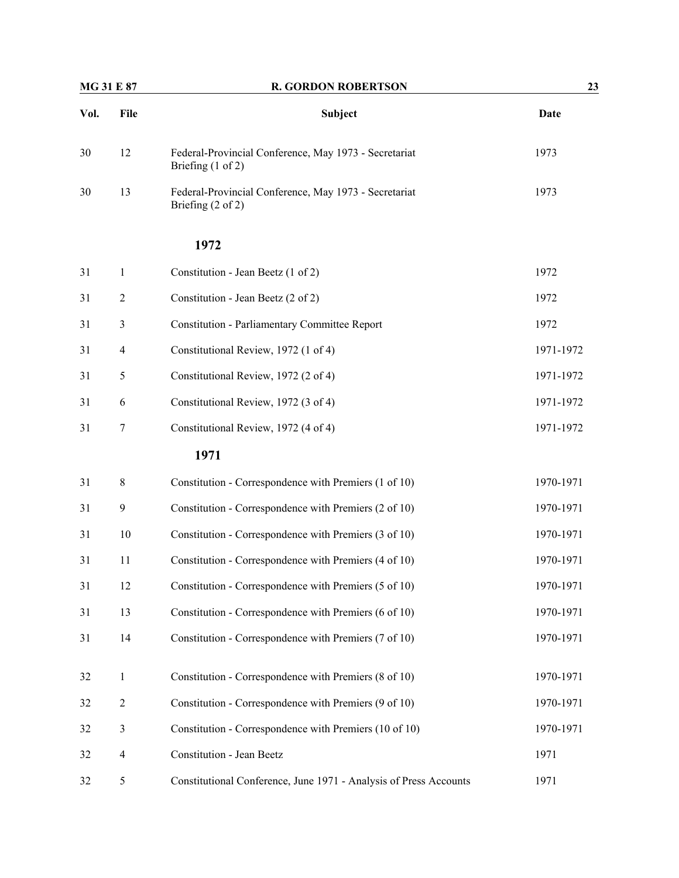| Vol. | File | Subject | Date |
|---|---|---|---|
| 30 | 12 | Federal-Provincial Conference, May 1973 - Secretariat Briefing (1 of 2) | 1973 |
| 30 | 13 | Federal-Provincial Conference, May 1973 - Secretariat Briefing (2 of 2) | 1973 |
| | | **1972** | |
| 31 | 1 | Constitution - Jean Beetz (1 of 2) | 1972 |
| 31 | 2 | Constitution - Jean Beetz (2 of 2) | 1972 |
| 31 | 3 | Constitution - Parliamentary Committee Report | 1972 |
| 31 | 4 | Constitutional Review, 1972 (1 of 4) | 1971-1972 |
| 31 | 5 | Constitutional Review, 1972 (2 of 4) | 1971-1972 |
| 31 | 6 | Constitutional Review, 1972 (3 of 4) | 1971-1972 |
| 31 | 7 | Constitutional Review, 1972 (4 of 4) | 1971-1972 |
| | | **1971** | |
| 31 | 8 | Constitution - Correspondence with Premiers (1 of 10) | 1970-1971 |
| 31 | 9 | Constitution - Correspondence with Premiers (2 of 10) | 1970-1971 |
| 31 | 10 | Constitution - Correspondence with Premiers (3 of 10) | 1970-1971 |
| 31 | 11 | Constitution - Correspondence with Premiers (4 of 10) | 1970-1971 |
| 31 | 12 | Constitution - Correspondence with Premiers (5 of 10) | 1970-1971 |
| 31 | 13 | Constitution - Correspondence with Premiers (6 of 10) | 1970-1971 |
| 31 | 14 | Constitution - Correspondence with Premiers (7 of 10) | 1970-1971 |
| 32 | 1 | Constitution - Correspondence with Premiers (8 of 10) | 1970-1971 |
| 32 | 2 | Constitution - Correspondence with Premiers (9 of 10) | 1970-1971 |
| 32 | 3 | Constitution - Correspondence with Premiers (10 of 10) | 1970-1971 |
| 32 | 4 | Constitution - Jean Beetz | 1971 |
| 32 | 5 | Constitutional Conference, June 1971 - Analysis of Press Accounts | 1971 |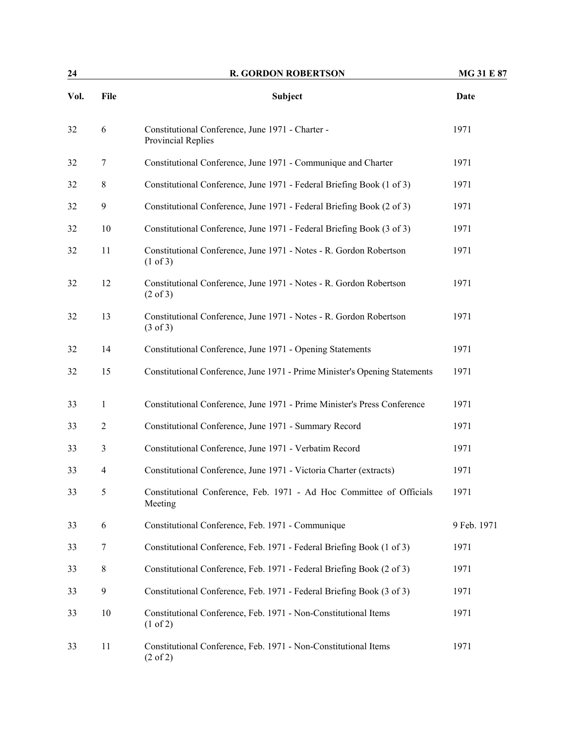| Vol. | File | Subject | Date |
|---|---|---|---|
| 32 | 6 | Constitutional Conference, June 1971 - Charter - Provincial Replies | 1971 |
| 32 | 7 | Constitutional Conference, June 1971 - Communique and Charter | 1971 |
| 32 | 8 | Constitutional Conference, June 1971 - Federal Briefing Book (1 of 3) | 1971 |
| 32 | 9 | Constitutional Conference, June 1971 - Federal Briefing Book (2 of 3) | 1971 |
| 32 | 10 | Constitutional Conference, June 1971 - Federal Briefing Book (3 of 3) | 1971 |
| 32 | 11 | Constitutional Conference, June 1971 - Notes - R. Gordon Robertson (1 of 3) | 1971 |
| 32 | 12 | Constitutional Conference, June 1971 - Notes - R. Gordon Robertson (2 of 3) | 1971 |
| 32 | 13 | Constitutional Conference, June 1971 - Notes - R. Gordon Robertson (3 of 3) | 1971 |
| 32 | 14 | Constitutional Conference, June 1971 - Opening Statements | 1971 |
| 32 | 15 | Constitutional Conference, June 1971 - Prime Minister's Opening Statements | 1971 |
| 33 | 1 | Constitutional Conference, June 1971 - Prime Minister's Press Conference | 1971 |
| 33 | 2 | Constitutional Conference, June 1971 - Summary Record | 1971 |
| 33 | 3 | Constitutional Conference, June 1971 - Verbatim Record | 1971 |
| 33 | 4 | Constitutional Conference, June 1971 - Victoria Charter (extracts) | 1971 |
| 33 | 5 | Constitutional Conference, Feb. 1971 - Ad Hoc Committee of Officials Meeting | 1971 |
| 33 | 6 | Constitutional Conference, Feb. 1971 - Communique | 9 Feb. 1971 |
| 33 | 7 | Constitutional Conference, Feb. 1971 - Federal Briefing Book (1 of 3) | 1971 |
| 33 | 8 | Constitutional Conference, Feb. 1971 - Federal Briefing Book (2 of 3) | 1971 |
| 33 | 9 | Constitutional Conference, Feb. 1971 - Federal Briefing Book (3 of 3) | 1971 |
| 33 | 10 | Constitutional Conference, Feb. 1971 - Non-Constitutional Items (1 of 2) | 1971 |
| 33 | 11 | Constitutional Conference, Feb. 1971 - Non-Constitutional Items (2 of 2) | 1971 |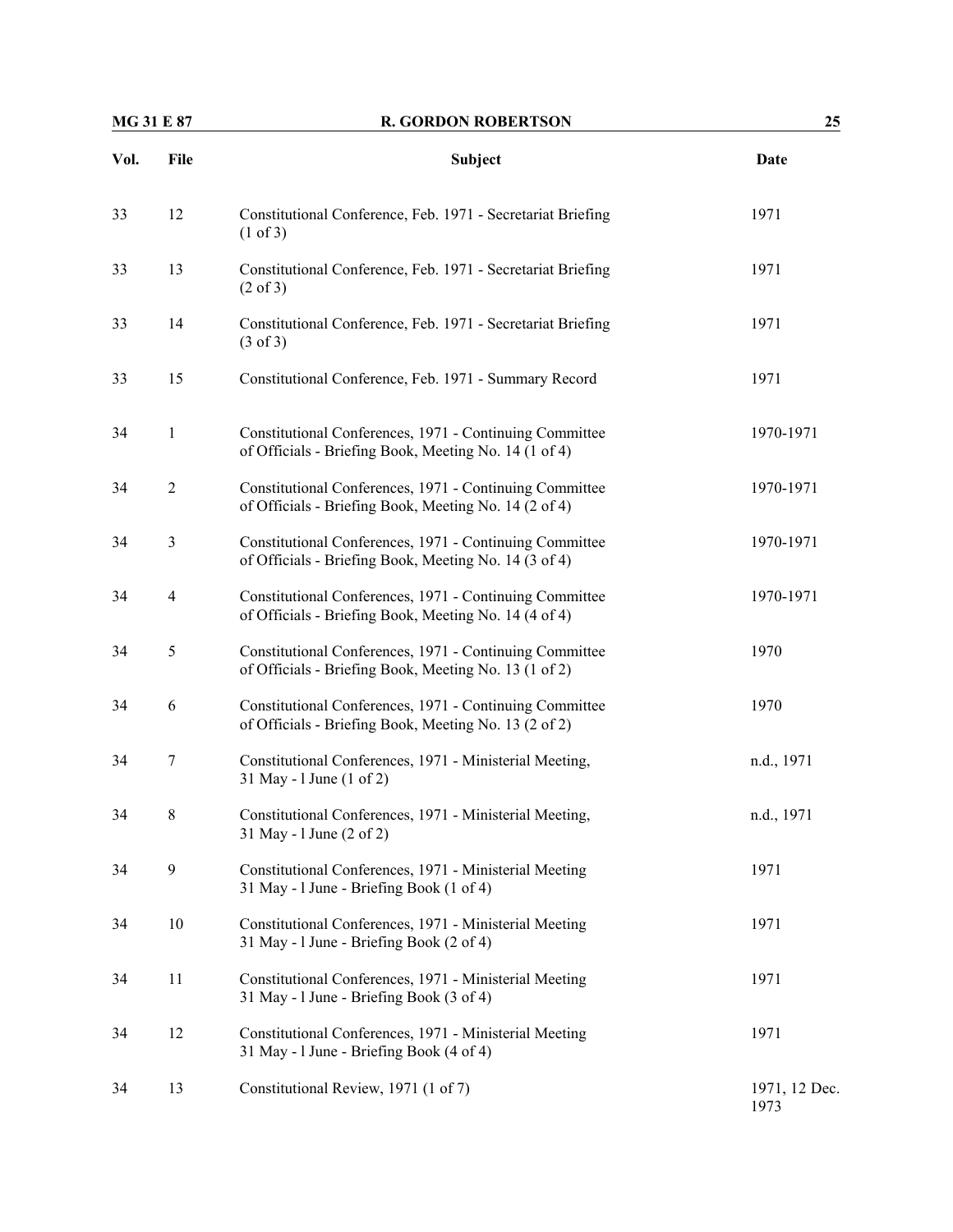| Vol. | File | Subject | Date |
|---|---|---|---|
| 33 | 12 | Constitutional Conference, Feb. 1971 - Secretariat Briefing (1 of 3) | 1971 |
| 33 | 13 | Constitutional Conference, Feb. 1971 - Secretariat Briefing (2 of 3) | 1971 |
| 33 | 14 | Constitutional Conference, Feb. 1971 - Secretariat Briefing (3 of 3) | 1971 |
| 33 | 15 | Constitutional Conference, Feb. 1971 - Summary Record | 1971 |
| 34 | 1 | Constitutional Conferences, 1971 - Continuing Committee of Officials - Briefing Book, Meeting No. 14 (1 of 4) | 1970-1971 |
| 34 | 2 | Constitutional Conferences, 1971 - Continuing Committee of Officials - Briefing Book, Meeting No. 14 (2 of 4) | 1970-1971 |
| 34 | 3 | Constitutional Conferences, 1971 - Continuing Committee of Officials - Briefing Book, Meeting No. 14 (3 of 4) | 1970-1971 |
| 34 | 4 | Constitutional Conferences, 1971 - Continuing Committee of Officials - Briefing Book, Meeting No. 14 (4 of 4) | 1970-1971 |
| 34 | 5 | Constitutional Conferences, 1971 - Continuing Committee of Officials - Briefing Book, Meeting No. 13 (1 of 2) | 1970 |
| 34 | 6 | Constitutional Conferences, 1971 - Continuing Committee of Officials - Briefing Book, Meeting No. 13 (2 of 2) | 1970 |
| 34 | 7 | Constitutional Conferences, 1971 - Ministerial Meeting, 31 May - l June (1 of 2) | n.d., 1971 |
| 34 | 8 | Constitutional Conferences, 1971 - Ministerial Meeting, 31 May - l June (2 of 2) | n.d., 1971 |
| 34 | 9 | Constitutional Conferences, 1971 - Ministerial Meeting 31 May - l June - Briefing Book (1 of 4) | 1971 |
| 34 | 10 | Constitutional Conferences, 1971 - Ministerial Meeting 31 May - l June - Briefing Book (2 of 4) | 1971 |
| 34 | 11 | Constitutional Conferences, 1971 - Ministerial Meeting 31 May - l June - Briefing Book (3 of 4) | 1971 |
| 34 | 12 | Constitutional Conferences, 1971 - Ministerial Meeting 31 May - l June - Briefing Book (4 of 4) | 1971 |
| 34 | 13 | Constitutional Review, 1971 (1 of 7) | 1971, 12 Dec. 1973 |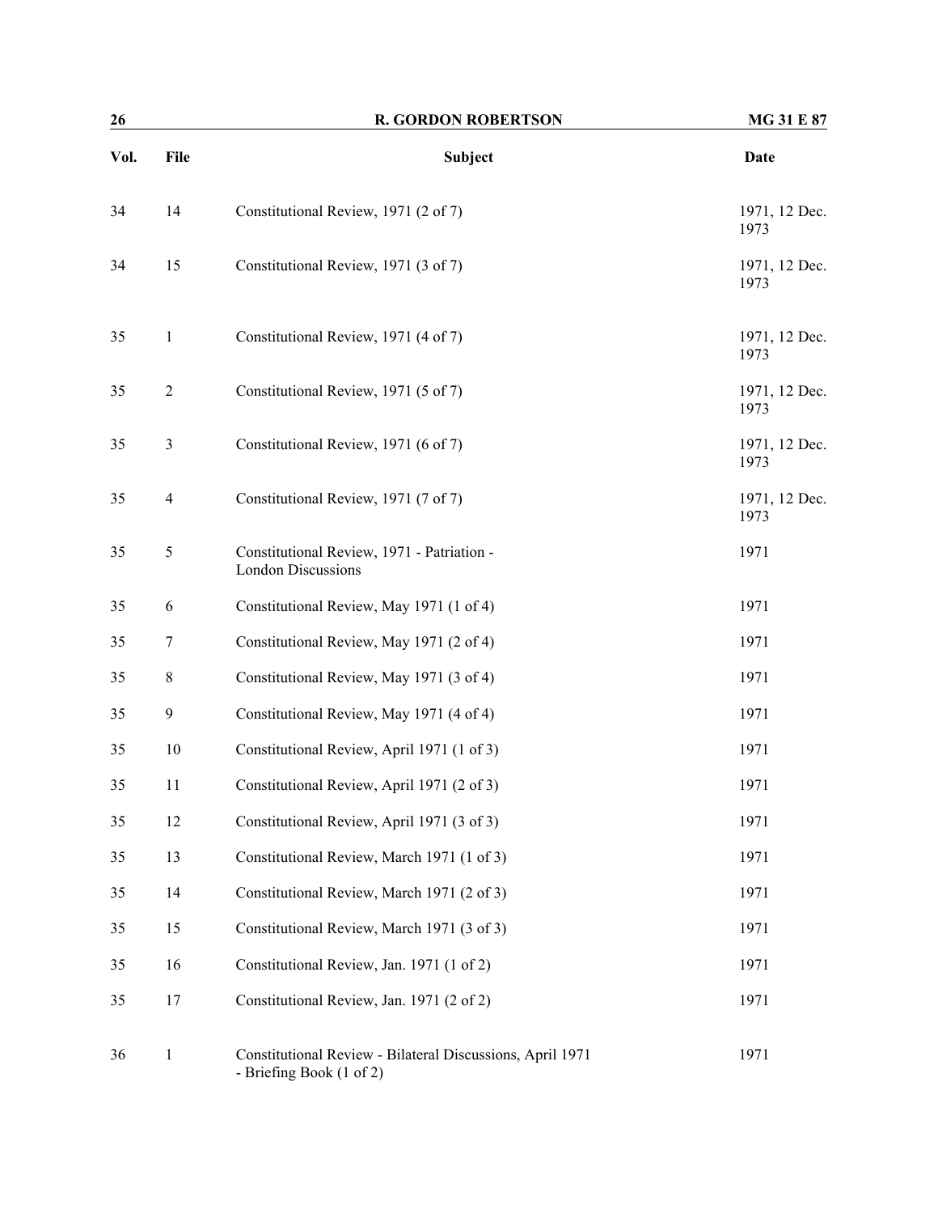| Vol. | File | Subject | Date |
|---|---|---|---|
| 34 | 14 | Constitutional Review, 1971 (2 of 7) | 1971, 12 Dec. 1973 |
| 34 | 15 | Constitutional Review, 1971 (3 of 7) | 1971, 12 Dec. 1973 |
| 35 | 1 | Constitutional Review, 1971 (4 of 7) | 1971, 12 Dec. 1973 |
| 35 | 2 | Constitutional Review, 1971 (5 of 7) | 1971, 12 Dec. 1973 |
| 35 | 3 | Constitutional Review, 1971 (6 of 7) | 1971, 12 Dec. 1973 |
| 35 | 4 | Constitutional Review, 1971 (7 of 7) | 1971, 12 Dec. 1973 |
| 35 | 5 | Constitutional Review, 1971 - Patriation - London Discussions | 1971 |
| 35 | 6 | Constitutional Review, May 1971 (1 of 4) | 1971 |
| 35 | 7 | Constitutional Review, May 1971 (2 of 4) | 1971 |
| 35 | 8 | Constitutional Review, May 1971 (3 of 4) | 1971 |
| 35 | 9 | Constitutional Review, May 1971 (4 of 4) | 1971 |
| 35 | 10 | Constitutional Review, April 1971 (1 of 3) | 1971 |
| 35 | 11 | Constitutional Review, April 1971 (2 of 3) | 1971 |
| 35 | 12 | Constitutional Review, April 1971 (3 of 3) | 1971 |
| 35 | 13 | Constitutional Review, March 1971 (1 of 3) | 1971 |
| 35 | 14 | Constitutional Review, March 1971 (2 of 3) | 1971 |
| 35 | 15 | Constitutional Review, March 1971 (3 of 3) | 1971 |
| 35 | 16 | Constitutional Review, Jan. 1971 (1 of 2) | 1971 |
| 35 | 17 | Constitutional Review, Jan. 1971 (2 of 2) | 1971 |
| 36 | 1 | Constitutional Review - Bilateral Discussions, April 1971 - Briefing Book (1 of 2) | 1971 |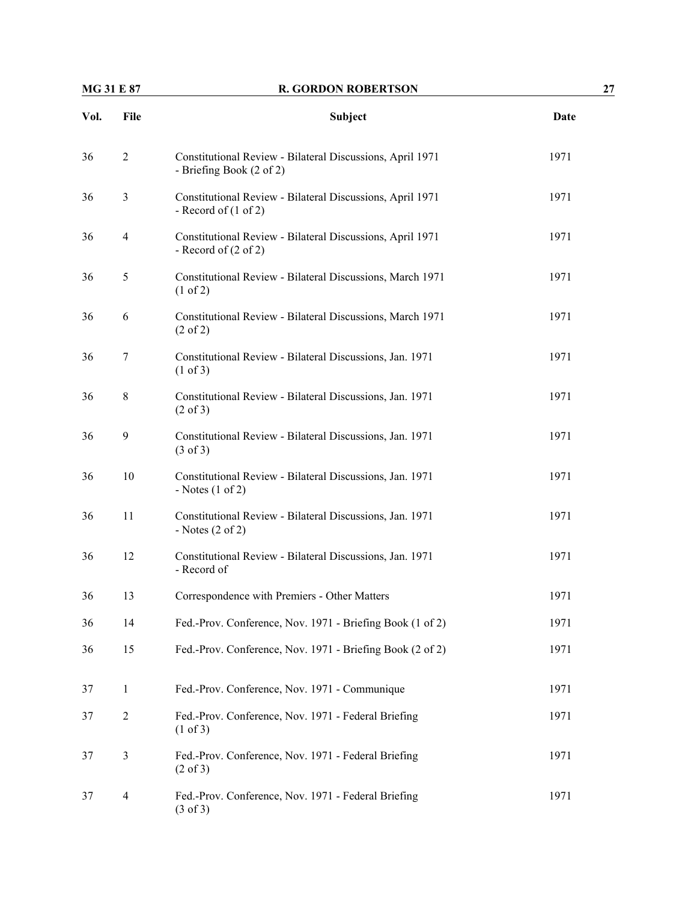| Vol. | File | Subject | Date |
| --- | --- | --- | --- |
| 36 | 2 | Constitutional Review - Bilateral Discussions, April 1971 - Briefing Book (2 of 2) | 1971 |
| 36 | 3 | Constitutional Review - Bilateral Discussions, April 1971 - Record of (1 of 2) | 1971 |
| 36 | 4 | Constitutional Review - Bilateral Discussions, April 1971 - Record of (2 of 2) | 1971 |
| 36 | 5 | Constitutional Review - Bilateral Discussions, March 1971 (1 of 2) | 1971 |
| 36 | 6 | Constitutional Review - Bilateral Discussions, March 1971 (2 of 2) | 1971 |
| 36 | 7 | Constitutional Review - Bilateral Discussions, Jan. 1971 (1 of 3) | 1971 |
| 36 | 8 | Constitutional Review - Bilateral Discussions, Jan. 1971 (2 of 3) | 1971 |
| 36 | 9 | Constitutional Review - Bilateral Discussions, Jan. 1971 (3 of 3) | 1971 |
| 36 | 10 | Constitutional Review - Bilateral Discussions, Jan. 1971 - Notes (1 of 2) | 1971 |
| 36 | 11 | Constitutional Review - Bilateral Discussions, Jan. 1971 - Notes (2 of 2) | 1971 |
| 36 | 12 | Constitutional Review - Bilateral Discussions, Jan. 1971 - Record of | 1971 |
| 36 | 13 | Correspondence with Premiers - Other Matters | 1971 |
| 36 | 14 | Fed.-Prov. Conference, Nov. 1971 - Briefing Book (1 of 2) | 1971 |
| 36 | 15 | Fed.-Prov. Conference, Nov. 1971 - Briefing Book (2 of 2) | 1971 |
| 37 | 1 | Fed.-Prov. Conference, Nov. 1971 - Communique | 1971 |
| 37 | 2 | Fed.-Prov. Conference, Nov. 1971 - Federal Briefing (1 of 3) | 1971 |
| 37 | 3 | Fed.-Prov. Conference, Nov. 1971 - Federal Briefing (2 of 3) | 1971 |
| 37 | 4 | Fed.-Prov. Conference, Nov. 1971 - Federal Briefing (3 of 3) | 1971 |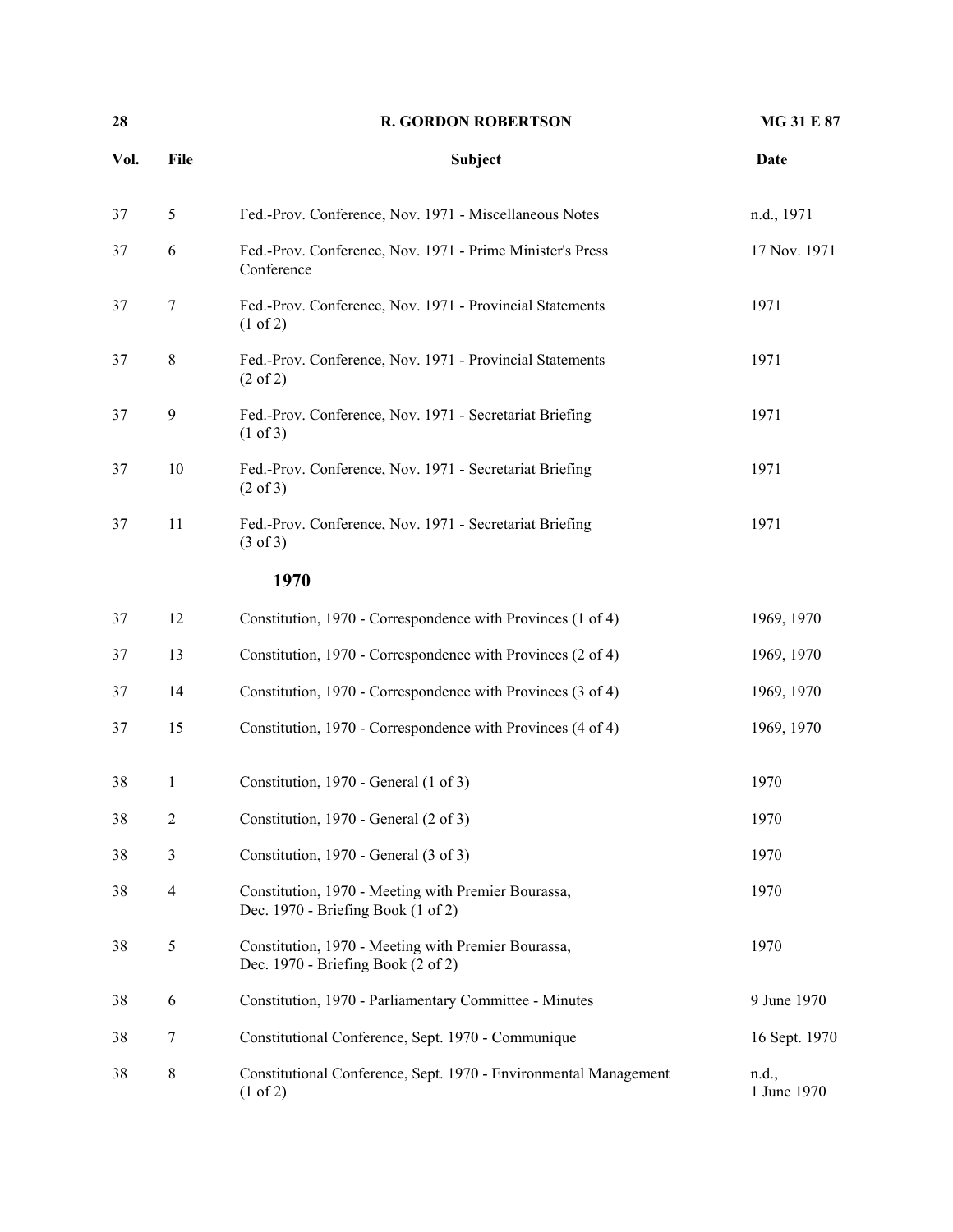| Vol. | File | Subject | Date |
|---|---|---|---|
| 37 | 5 | Fed.-Prov. Conference, Nov. 1971 - Miscellaneous Notes | n.d., 1971 |
| 37 | 6 | Fed.-Prov. Conference, Nov. 1971 - Prime Minister's Press Conference | 17 Nov. 1971 |
| 37 | 7 | Fed.-Prov. Conference, Nov. 1971 - Provincial Statements (1 of 2) | 1971 |
| 37 | 8 | Fed.-Prov. Conference, Nov. 1971 - Provincial Statements (2 of 2) | 1971 |
| 37 | 9 | Fed.-Prov. Conference, Nov. 1971 - Secretariat Briefing (1 of 3) | 1971 |
| 37 | 10 | Fed.-Prov. Conference, Nov. 1971 - Secretariat Briefing (2 of 3) | 1971 |
| 37 | 11 | Fed.-Prov. Conference, Nov. 1971 - Secretariat Briefing (3 of 3) | 1971 |
| | | **1970** | |
| 37 | 12 | Constitution, 1970 - Correspondence with Provinces (1 of 4) | 1969, 1970 |
| 37 | 13 | Constitution, 1970 - Correspondence with Provinces (2 of 4) | 1969, 1970 |
| 37 | 14 | Constitution, 1970 - Correspondence with Provinces (3 of 4) | 1969, 1970 |
| 37 | 15 | Constitution, 1970 - Correspondence with Provinces (4 of 4) | 1969, 1970 |
| 38 | 1 | Constitution, 1970 - General (1 of 3) | 1970 |
| 38 | 2 | Constitution, 1970 - General (2 of 3) | 1970 |
| 38 | 3 | Constitution, 1970 - General (3 of 3) | 1970 |
| 38 | 4 | Constitution, 1970 - Meeting with Premier Bourassa, Dec. 1970 - Briefing Book (1 of 2) | 1970 |
| 38 | 5 | Constitution, 1970 - Meeting with Premier Bourassa, Dec. 1970 - Briefing Book (2 of 2) | 1970 |
| 38 | 6 | Constitution, 1970 - Parliamentary Committee - Minutes | 9 June 1970 |
| 38 | 7 | Constitutional Conference, Sept. 1970 - Communique | 16 Sept. 1970 |
| 38 | 8 | Constitutional Conference, Sept. 1970 - Environmental Management (1 of 2) | n.d., 1 June 1970 |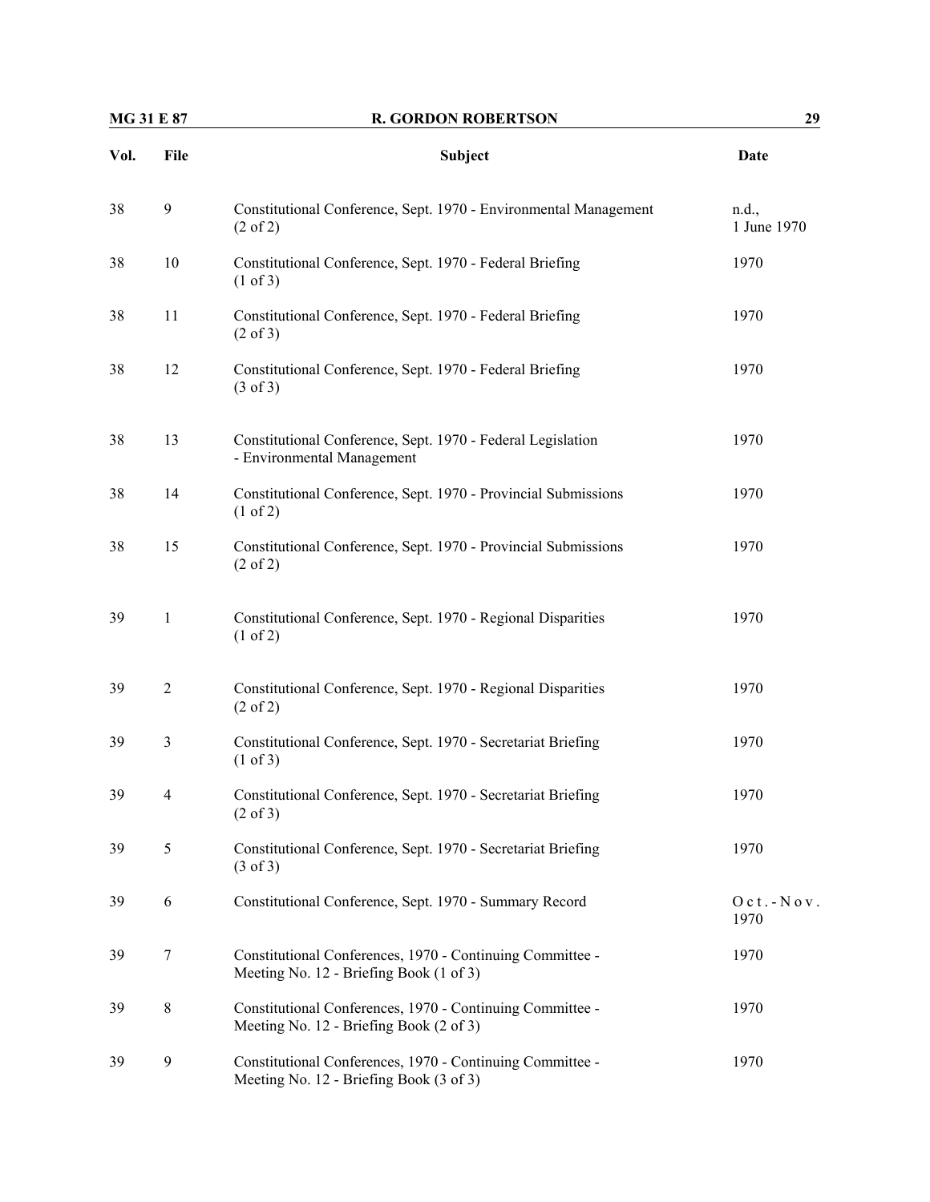| Vol. | File | Subject | Date |
|---|---|---|---|
| 38 | 9 | Constitutional Conference, Sept. 1970 - Environmental Management (2 of 2) | n.d., 1 June 1970 |
| 38 | 10 | Constitutional Conference, Sept. 1970 - Federal Briefing (1 of 3) | 1970 |
| 38 | 11 | Constitutional Conference, Sept. 1970 - Federal Briefing (2 of 3) | 1970 |
| 38 | 12 | Constitutional Conference, Sept. 1970 - Federal Briefing (3 of 3) | 1970 |
| 38 | 13 | Constitutional Conference, Sept. 1970 - Federal Legislation - Environmental Management | 1970 |
| 38 | 14 | Constitutional Conference, Sept. 1970 - Provincial Submissions (1 of 2) | 1970 |
| 38 | 15 | Constitutional Conference, Sept. 1970 - Provincial Submissions (2 of 2) | 1970 |
| 39 | 1 | Constitutional Conference, Sept. 1970 - Regional Disparities (1 of 2) | 1970 |
| 39 | 2 | Constitutional Conference, Sept. 1970 - Regional Disparities (2 of 2) | 1970 |
| 39 | 3 | Constitutional Conference, Sept. 1970 - Secretariat Briefing (1 of 3) | 1970 |
| 39 | 4 | Constitutional Conference, Sept. 1970 - Secretariat Briefing (2 of 3) | 1970 |
| 39 | 5 | Constitutional Conference, Sept. 1970 - Secretariat Briefing (3 of 3) | 1970 |
| 39 | 6 | Constitutional Conference, Sept. 1970 - Summary Record | Oct.-Nov. 1970 |
| 39 | 7 | Constitutional Conferences, 1970 - Continuing Committee - Meeting No. 12 - Briefing Book (1 of 3) | 1970 |
| 39 | 8 | Constitutional Conferences, 1970 - Continuing Committee - Meeting No. 12 - Briefing Book (2 of 3) | 1970 |
| 39 | 9 | Constitutional Conferences, 1970 - Continuing Committee - Meeting No. 12 - Briefing Book (3 of 3) | 1970 |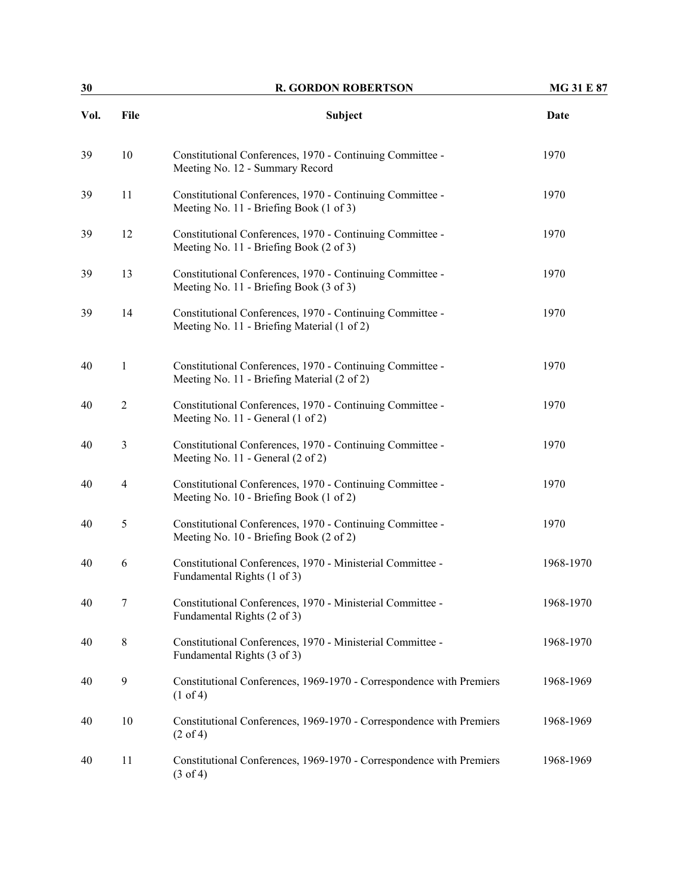| Vol. | File | Subject | Date |
| --- | --- | --- | --- |
| 39 | 10 | Constitutional Conferences, 1970 - Continuing Committee - Meeting No. 12 - Summary Record | 1970 |
| 39 | 11 | Constitutional Conferences, 1970 - Continuing Committee - Meeting No. 11 - Briefing Book (1 of 3) | 1970 |
| 39 | 12 | Constitutional Conferences, 1970 - Continuing Committee - Meeting No. 11 - Briefing Book (2 of 3) | 1970 |
| 39 | 13 | Constitutional Conferences, 1970 - Continuing Committee - Meeting No. 11 - Briefing Book (3 of 3) | 1970 |
| 39 | 14 | Constitutional Conferences, 1970 - Continuing Committee - Meeting No. 11 - Briefing Material (1 of 2) | 1970 |
| 40 | 1 | Constitutional Conferences, 1970 - Continuing Committee - Meeting No. 11 - Briefing Material (2 of 2) | 1970 |
| 40 | 2 | Constitutional Conferences, 1970 - Continuing Committee - Meeting No. 11 - General (1 of 2) | 1970 |
| 40 | 3 | Constitutional Conferences, 1970 - Continuing Committee - Meeting No. 11 - General (2 of 2) | 1970 |
| 40 | 4 | Constitutional Conferences, 1970 - Continuing Committee - Meeting No. 10 - Briefing Book (1 of 2) | 1970 |
| 40 | 5 | Constitutional Conferences, 1970 - Continuing Committee - Meeting No. 10 - Briefing Book (2 of 2) | 1970 |
| 40 | 6 | Constitutional Conferences, 1970 - Ministerial Committee - Fundamental Rights (1 of 3) | 1968-1970 |
| 40 | 7 | Constitutional Conferences, 1970 - Ministerial Committee - Fundamental Rights (2 of 3) | 1968-1970 |
| 40 | 8 | Constitutional Conferences, 1970 - Ministerial Committee - Fundamental Rights (3 of 3) | 1968-1970 |
| 40 | 9 | Constitutional Conferences, 1969-1970 - Correspondence with Premiers (1 of 4) | 1968-1969 |
| 40 | 10 | Constitutional Conferences, 1969-1970 - Correspondence with Premiers (2 of 4) | 1968-1969 |
| 40 | 11 | Constitutional Conferences, 1969-1970 - Correspondence with Premiers (3 of 4) | 1968-1969 |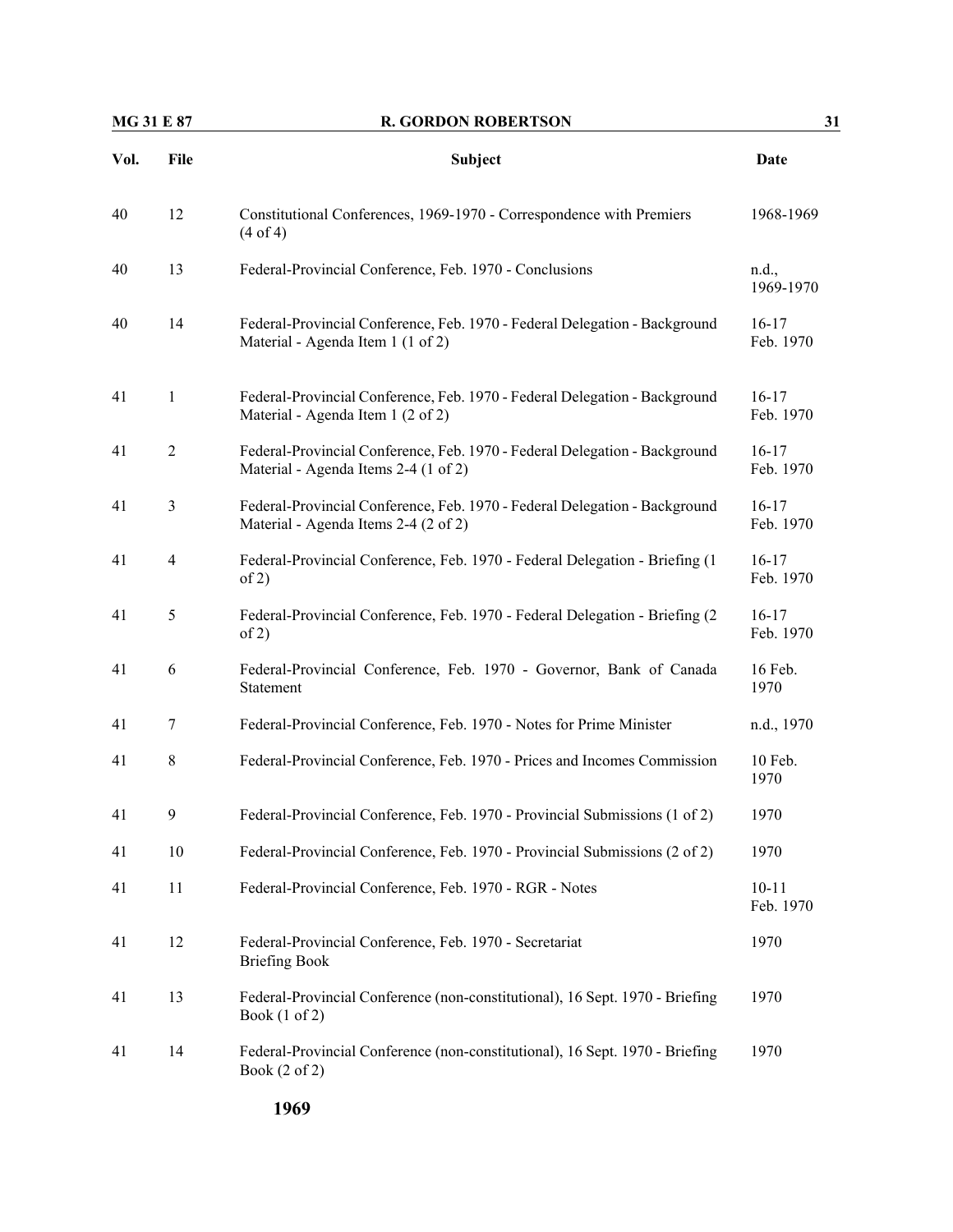| Vol. | File | Subject | Date |
|---|---|---|---|
| 40 | 12 | Constitutional Conferences, 1969-1970 - Correspondence with Premiers (4 of 4) | 1968-1969 |
| 40 | 13 | Federal-Provincial Conference, Feb. 1970 - Conclusions | n.d., 1969-1970 |
| 40 | 14 | Federal-Provincial Conference, Feb. 1970 - Federal Delegation - Background Material - Agenda Item 1 (1 of 2) | 16-17 Feb. 1970 |
| 41 | 1 | Federal-Provincial Conference, Feb. 1970 - Federal Delegation - Background Material - Agenda Item 1 (2 of 2) | 16-17 Feb. 1970 |
| 41 | 2 | Federal-Provincial Conference, Feb. 1970 - Federal Delegation - Background Material - Agenda Items 2-4 (1 of 2) | 16-17 Feb. 1970 |
| 41 | 3 | Federal-Provincial Conference, Feb. 1970 - Federal Delegation - Background Material - Agenda Items 2-4 (2 of 2) | 16-17 Feb. 1970 |
| 41 | 4 | Federal-Provincial Conference, Feb. 1970 - Federal Delegation - Briefing (1 of 2) | 16-17 Feb. 1970 |
| 41 | 5 | Federal-Provincial Conference, Feb. 1970 - Federal Delegation - Briefing (2 of 2) | 16-17 Feb. 1970 |
| 41 | 6 | Federal-Provincial Conference, Feb. 1970 - Governor, Bank of Canada Statement | 16 Feb. 1970 |
| 41 | 7 | Federal-Provincial Conference, Feb. 1970 - Notes for Prime Minister | n.d., 1970 |
| 41 | 8 | Federal-Provincial Conference, Feb. 1970 - Prices and Incomes Commission | 10 Feb. 1970 |
| 41 | 9 | Federal-Provincial Conference, Feb. 1970 - Provincial Submissions (1 of 2) | 1970 |
| 41 | 10 | Federal-Provincial Conference, Feb. 1970 - Provincial Submissions (2 of 2) | 1970 |
| 41 | 11 | Federal-Provincial Conference, Feb. 1970 - RGR - Notes | 10-11 Feb. 1970 |
| 41 | 12 | Federal-Provincial Conference, Feb. 1970 - Secretariat Briefing Book | 1970 |
| 41 | 13 | Federal-Provincial Conference (non-constitutional), 16 Sept. 1970 - Briefing Book (1 of 2) | 1970 |
| 41 | 14 | Federal-Provincial Conference (non-constitutional), 16 Sept. 1970 - Briefing Book (2 of 2) | 1970 |

**1969**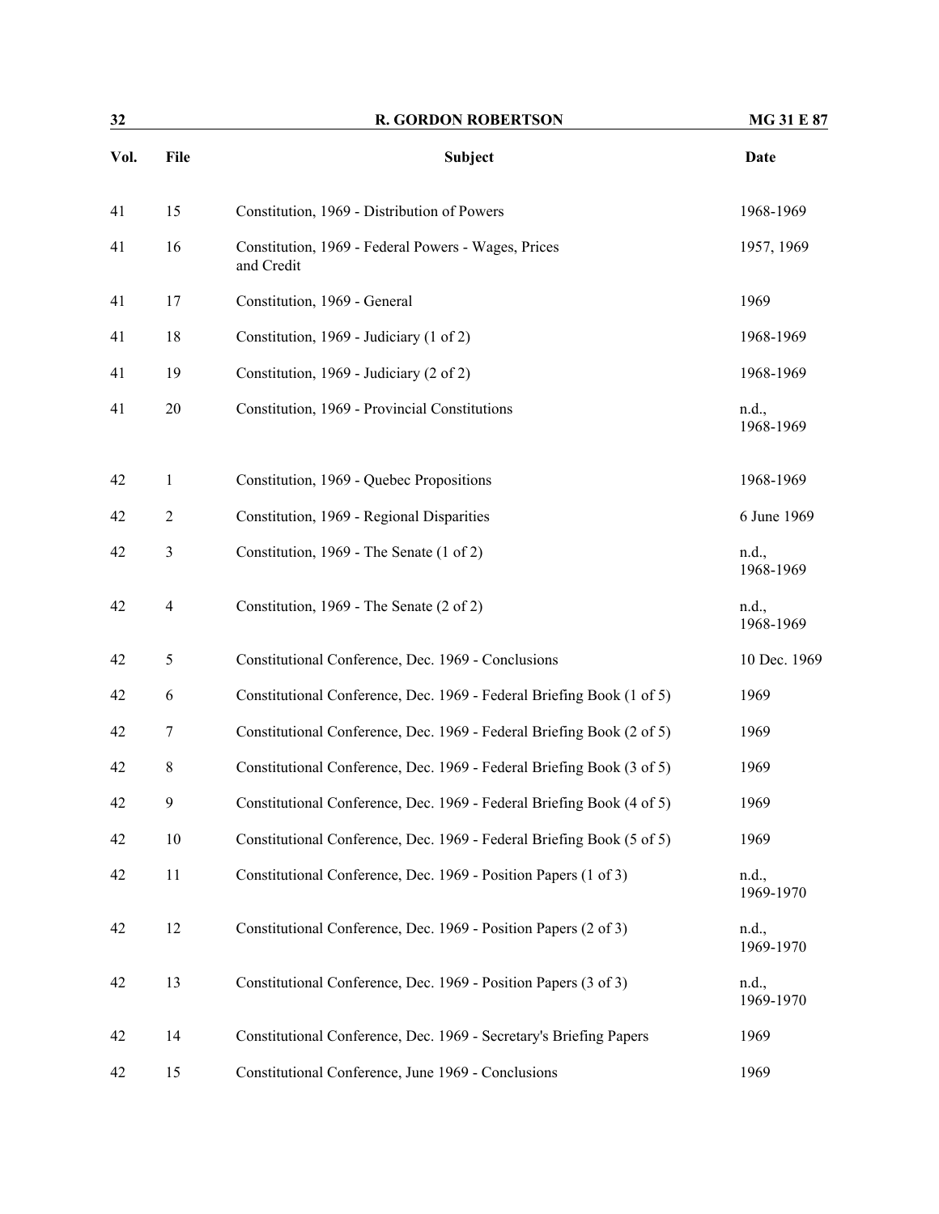| Vol. | File | Subject | Date |
|---|---|---|---|
| 41 | 15 | Constitution, 1969 - Distribution of Powers | 1968-1969 |
| 41 | 16 | Constitution, 1969 - Federal Powers - Wages, Prices and Credit | 1957, 1969 |
| 41 | 17 | Constitution, 1969 - General | 1969 |
| 41 | 18 | Constitution, 1969 - Judiciary (1 of 2) | 1968-1969 |
| 41 | 19 | Constitution, 1969 - Judiciary (2 of 2) | 1968-1969 |
| 41 | 20 | Constitution, 1969 - Provincial Constitutions | n.d., 1968-1969 |
| 42 | 1 | Constitution, 1969 - Quebec Propositions | 1968-1969 |
| 42 | 2 | Constitution, 1969 - Regional Disparities | 6 June 1969 |
| 42 | 3 | Constitution, 1969 - The Senate (1 of 2) | n.d., 1968-1969 |
| 42 | 4 | Constitution, 1969 - The Senate (2 of 2) | n.d., 1968-1969 |
| 42 | 5 | Constitutional Conference, Dec. 1969 - Conclusions | 10 Dec. 1969 |
| 42 | 6 | Constitutional Conference, Dec. 1969 - Federal Briefing Book (1 of 5) | 1969 |
| 42 | 7 | Constitutional Conference, Dec. 1969 - Federal Briefing Book (2 of 5) | 1969 |
| 42 | 8 | Constitutional Conference, Dec. 1969 - Federal Briefing Book (3 of 5) | 1969 |
| 42 | 9 | Constitutional Conference, Dec. 1969 - Federal Briefing Book (4 of 5) | 1969 |
| 42 | 10 | Constitutional Conference, Dec. 1969 - Federal Briefing Book (5 of 5) | 1969 |
| 42 | 11 | Constitutional Conference, Dec. 1969 - Position Papers (1 of 3) | n.d., 1969-1970 |
| 42 | 12 | Constitutional Conference, Dec. 1969 - Position Papers (2 of 3) | n.d., 1969-1970 |
| 42 | 13 | Constitutional Conference, Dec. 1969 - Position Papers (3 of 3) | n.d., 1969-1970 |
| 42 | 14 | Constitutional Conference, Dec. 1969 - Secretary's Briefing Papers | 1969 |
| 42 | 15 | Constitutional Conference, June 1969 - Conclusions | 1969 |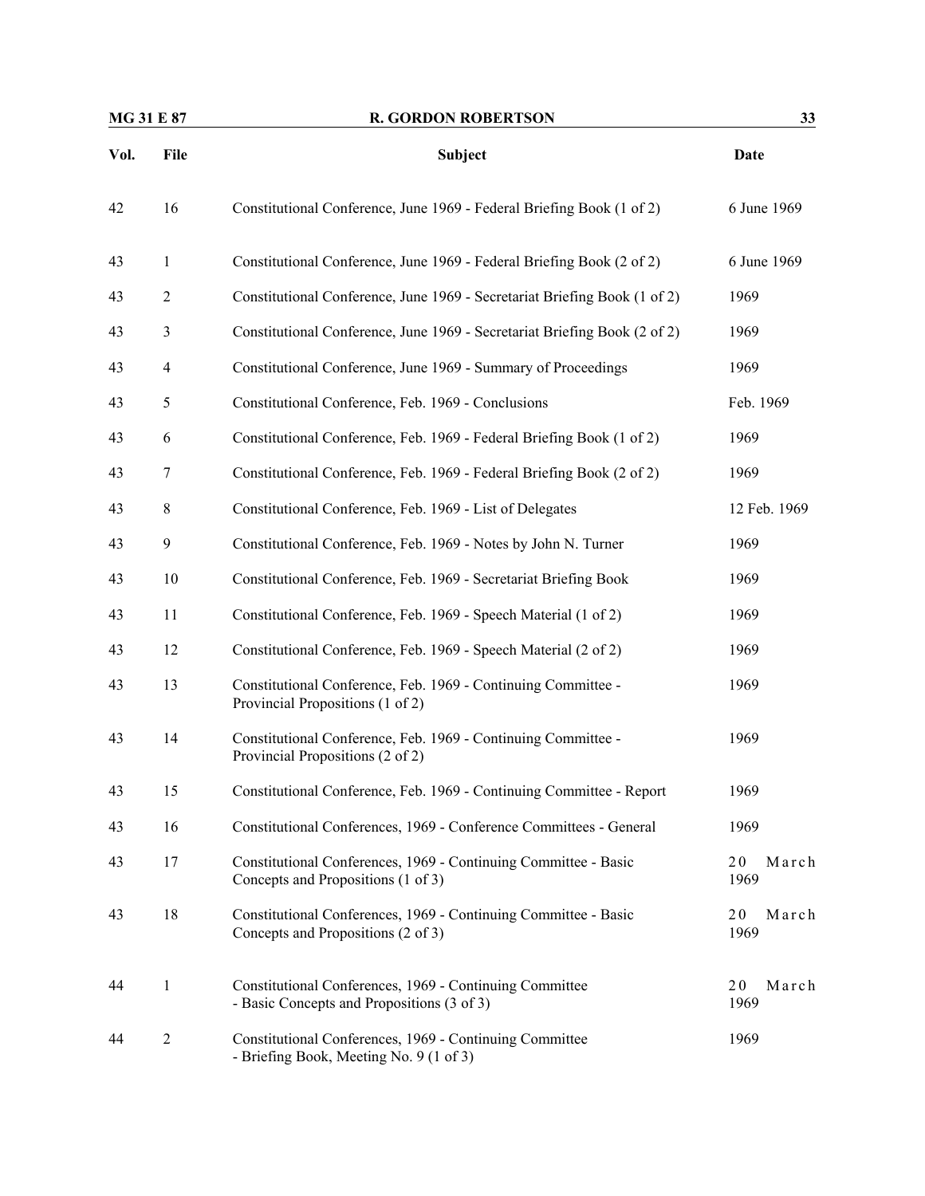| Vol. | File | Subject | Date |
|---|---|---|---|
| 42 | 16 | Constitutional Conference, June 1969 - Federal Briefing Book (1 of 2) | 6 June 1969 |
| 43 | 1 | Constitutional Conference, June 1969 - Federal Briefing Book (2 of 2) | 6 June 1969 |
| 43 | 2 | Constitutional Conference, June 1969 - Secretariat Briefing Book (1 of 2) | 1969 |
| 43 | 3 | Constitutional Conference, June 1969 - Secretariat Briefing Book (2 of 2) | 1969 |
| 43 | 4 | Constitutional Conference, June 1969 - Summary of Proceedings | 1969 |
| 43 | 5 | Constitutional Conference, Feb. 1969 - Conclusions | Feb. 1969 |
| 43 | 6 | Constitutional Conference, Feb. 1969 - Federal Briefing Book (1 of 2) | 1969 |
| 43 | 7 | Constitutional Conference, Feb. 1969 - Federal Briefing Book (2 of 2) | 1969 |
| 43 | 8 | Constitutional Conference, Feb. 1969 - List of Delegates | 12 Feb. 1969 |
| 43 | 9 | Constitutional Conference, Feb. 1969 - Notes by John N. Turner | 1969 |
| 43 | 10 | Constitutional Conference, Feb. 1969 - Secretariat Briefing Book | 1969 |
| 43 | 11 | Constitutional Conference, Feb. 1969 - Speech Material (1 of 2) | 1969 |
| 43 | 12 | Constitutional Conference, Feb. 1969 - Speech Material (2 of 2) | 1969 |
| 43 | 13 | Constitutional Conference, Feb. 1969 - Continuing Committee - Provincial Propositions (1 of 2) | 1969 |
| 43 | 14 | Constitutional Conference, Feb. 1969 - Continuing Committee - Provincial Propositions (2 of 2) | 1969 |
| 43 | 15 | Constitutional Conference, Feb. 1969 - Continuing Committee - Report | 1969 |
| 43 | 16 | Constitutional Conferences, 1969 - Conference Committees - General | 1969 |
| 43 | 17 | Constitutional Conferences, 1969 - Continuing Committee - Basic Concepts and Propositions (1 of 3) | 20 March 1969 |
| 43 | 18 | Constitutional Conferences, 1969 - Continuing Committee - Basic Concepts and Propositions (2 of 3) | 20 March 1969 |
| 44 | 1 | Constitutional Conferences, 1969 - Continuing Committee - Basic Concepts and Propositions (3 of 3) | 20 March 1969 |
| 44 | 2 | Constitutional Conferences, 1969 - Continuing Committee - Briefing Book, Meeting No. 9 (1 of 3) | 1969 |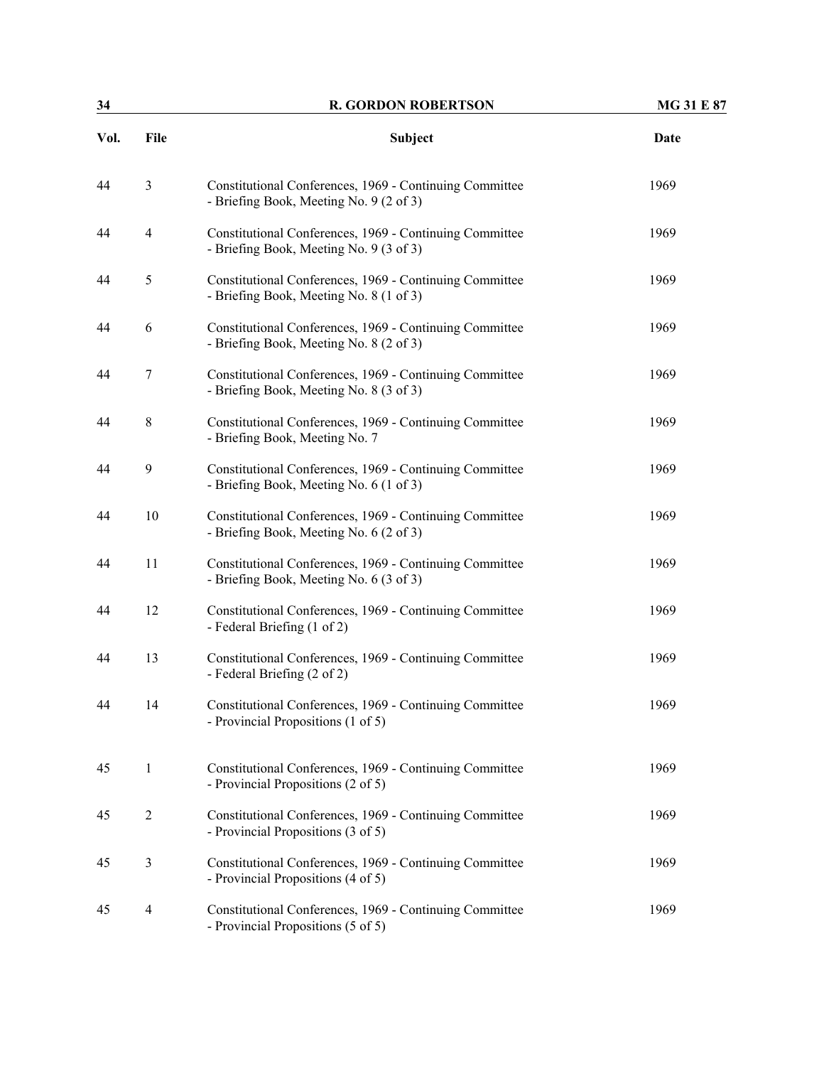| Vol. | File | Subject | Date |
|---|---|---|---|
| 44 | 3 | Constitutional Conferences, 1969 - Continuing Committee - Briefing Book, Meeting No. 9 (2 of 3) | 1969 |
| 44 | 4 | Constitutional Conferences, 1969 - Continuing Committee - Briefing Book, Meeting No. 9 (3 of 3) | 1969 |
| 44 | 5 | Constitutional Conferences, 1969 - Continuing Committee - Briefing Book, Meeting No. 8 (1 of 3) | 1969 |
| 44 | 6 | Constitutional Conferences, 1969 - Continuing Committee - Briefing Book, Meeting No. 8 (2 of 3) | 1969 |
| 44 | 7 | Constitutional Conferences, 1969 - Continuing Committee - Briefing Book, Meeting No. 8 (3 of 3) | 1969 |
| 44 | 8 | Constitutional Conferences, 1969 - Continuing Committee - Briefing Book, Meeting No. 7 | 1969 |
| 44 | 9 | Constitutional Conferences, 1969 - Continuing Committee - Briefing Book, Meeting No. 6 (1 of 3) | 1969 |
| 44 | 10 | Constitutional Conferences, 1969 - Continuing Committee - Briefing Book, Meeting No. 6 (2 of 3) | 1969 |
| 44 | 11 | Constitutional Conferences, 1969 - Continuing Committee - Briefing Book, Meeting No. 6 (3 of 3) | 1969 |
| 44 | 12 | Constitutional Conferences, 1969 - Continuing Committee - Federal Briefing (1 of 2) | 1969 |
| 44 | 13 | Constitutional Conferences, 1969 - Continuing Committee - Federal Briefing (2 of 2) | 1969 |
| 44 | 14 | Constitutional Conferences, 1969 - Continuing Committee - Provincial Propositions (1 of 5) | 1969 |
| 45 | 1 | Constitutional Conferences, 1969 - Continuing Committee - Provincial Propositions (2 of 5) | 1969 |
| 45 | 2 | Constitutional Conferences, 1969 - Continuing Committee - Provincial Propositions (3 of 5) | 1969 |
| 45 | 3 | Constitutional Conferences, 1969 - Continuing Committee - Provincial Propositions (4 of 5) | 1969 |
| 45 | 4 | Constitutional Conferences, 1969 - Continuing Committee - Provincial Propositions (5 of 5) | 1969 |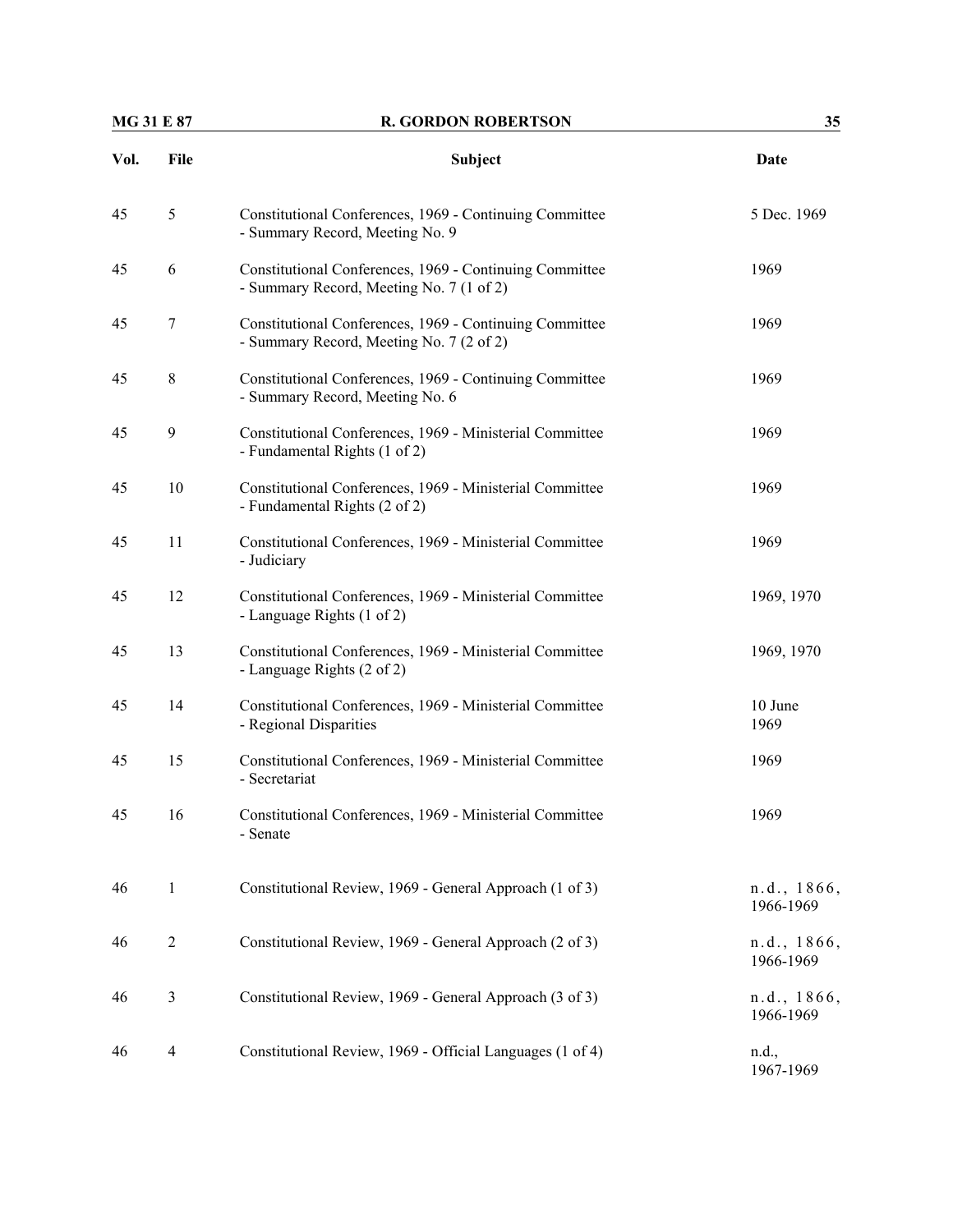| Vol. | File | Subject | Date |
|---|---|---|---|
| 45 | 5 | Constitutional Conferences, 1969 - Continuing Committee - Summary Record, Meeting No. 9 | 5 Dec. 1969 |
| 45 | 6 | Constitutional Conferences, 1969 - Continuing Committee - Summary Record, Meeting No. 7 (1 of 2) | 1969 |
| 45 | 7 | Constitutional Conferences, 1969 - Continuing Committee - Summary Record, Meeting No. 7 (2 of 2) | 1969 |
| 45 | 8 | Constitutional Conferences, 1969 - Continuing Committee - Summary Record, Meeting No. 6 | 1969 |
| 45 | 9 | Constitutional Conferences, 1969 - Ministerial Committee - Fundamental Rights (1 of 2) | 1969 |
| 45 | 10 | Constitutional Conferences, 1969 - Ministerial Committee - Fundamental Rights (2 of 2) | 1969 |
| 45 | 11 | Constitutional Conferences, 1969 - Ministerial Committee - Judiciary | 1969 |
| 45 | 12 | Constitutional Conferences, 1969 - Ministerial Committee - Language Rights (1 of 2) | 1969, 1970 |
| 45 | 13 | Constitutional Conferences, 1969 - Ministerial Committee - Language Rights (2 of 2) | 1969, 1970 |
| 45 | 14 | Constitutional Conferences, 1969 - Ministerial Committee - Regional Disparities | 10 June 1969 |
| 45 | 15 | Constitutional Conferences, 1969 - Ministerial Committee - Secretariat | 1969 |
| 45 | 16 | Constitutional Conferences, 1969 - Ministerial Committee - Senate | 1969 |
| 46 | 1 | Constitutional Review, 1969 - General Approach (1 of 3) | n.d., 1866, 1966-1969 |
| 46 | 2 | Constitutional Review, 1969 - General Approach (2 of 3) | n.d., 1866, 1966-1969 |
| 46 | 3 | Constitutional Review, 1969 - General Approach (3 of 3) | n.d., 1866, 1966-1969 |
| 46 | 4 | Constitutional Review, 1969 - Official Languages (1 of 4) | n.d., 1967-1969 |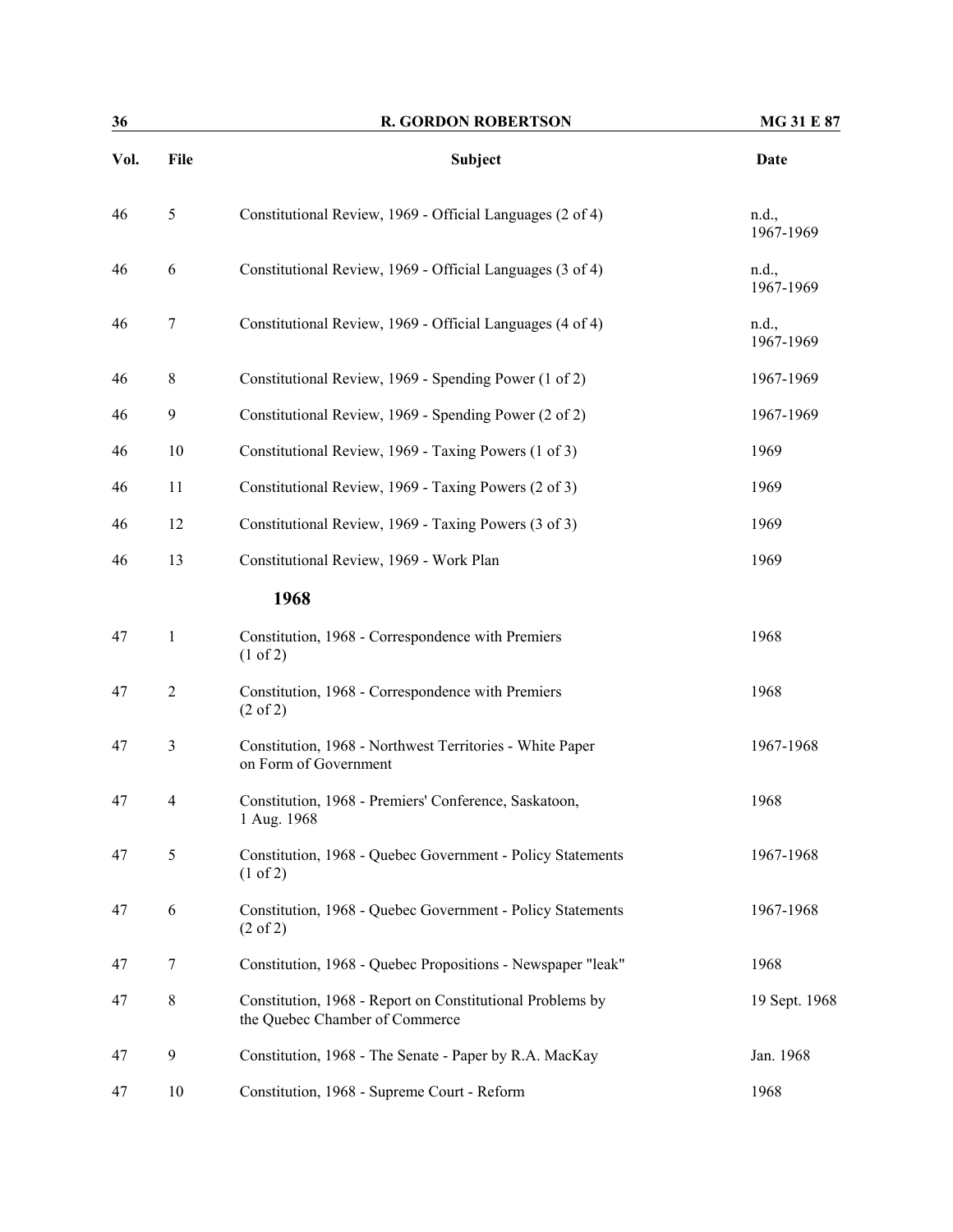| Vol. | File | Subject | Date |
|---|---|---|---|
| 46 | 5 | Constitutional Review, 1969 - Official Languages (2 of 4) | n.d., 1967-1969 |
| 46 | 6 | Constitutional Review, 1969 - Official Languages (3 of 4) | n.d., 1967-1969 |
| 46 | 7 | Constitutional Review, 1969 - Official Languages (4 of 4) | n.d., 1967-1969 |
| 46 | 8 | Constitutional Review, 1969 - Spending Power (1 of 2) | 1967-1969 |
| 46 | 9 | Constitutional Review, 1969 - Spending Power (2 of 2) | 1967-1969 |
| 46 | 10 | Constitutional Review, 1969 - Taxing Powers (1 of 3) | 1969 |
| 46 | 11 | Constitutional Review, 1969 - Taxing Powers (2 of 3) | 1969 |
| 46 | 12 | Constitutional Review, 1969 - Taxing Powers (3 of 3) | 1969 |
| 46 | 13 | Constitutional Review, 1969 - Work Plan | 1969 |
| | | **1968** | |
| 47 | 1 | Constitution, 1968 - Correspondence with Premiers (1 of 2) | 1968 |
| 47 | 2 | Constitution, 1968 - Correspondence with Premiers (2 of 2) | 1968 |
| 47 | 3 | Constitution, 1968 - Northwest Territories - White Paper on Form of Government | 1967-1968 |
| 47 | 4 | Constitution, 1968 - Premiers' Conference, Saskatoon, 1 Aug. 1968 | 1968 |
| 47 | 5 | Constitution, 1968 - Quebec Government - Policy Statements (1 of 2) | 1967-1968 |
| 47 | 6 | Constitution, 1968 - Quebec Government - Policy Statements (2 of 2) | 1967-1968 |
| 47 | 7 | Constitution, 1968 - Quebec Propositions - Newspaper "leak" | 1968 |
| 47 | 8 | Constitution, 1968 - Report on Constitutional Problems by the Quebec Chamber of Commerce | 19 Sept. 1968 |
| 47 | 9 | Constitution, 1968 - The Senate - Paper by R.A. MacKay | Jan. 1968 |
| 47 | 10 | Constitution, 1968 - Supreme Court - Reform | 1968 |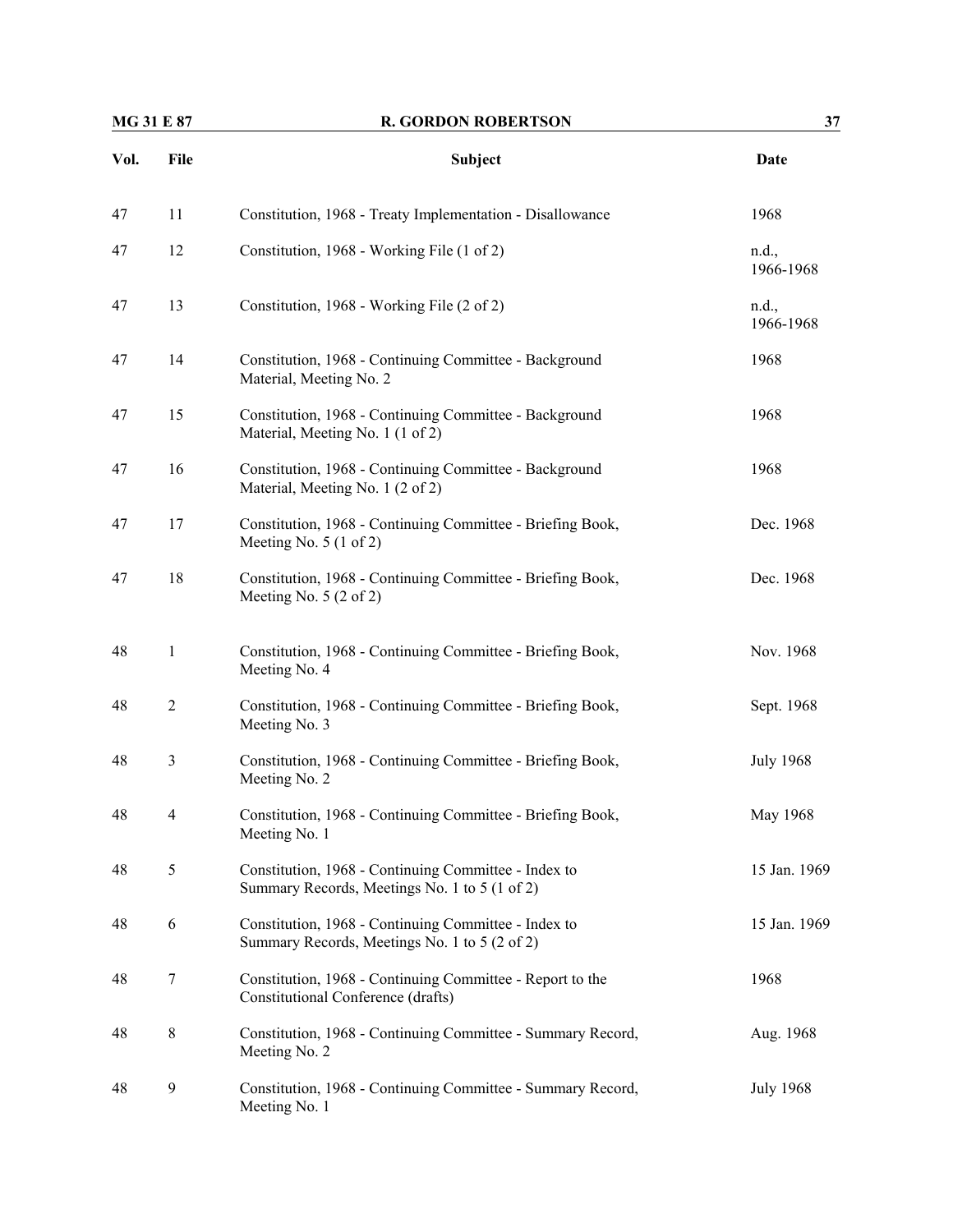| Vol. | File | Subject | Date |
|---|---|---|---|
| 47 | 11 | Constitution, 1968 - Treaty Implementation - Disallowance | 1968 |
| 47 | 12 | Constitution, 1968 - Working File (1 of 2) | n.d., 1966-1968 |
| 47 | 13 | Constitution, 1968 - Working File (2 of 2) | n.d., 1966-1968 |
| 47 | 14 | Constitution, 1968 - Continuing Committee - Background Material, Meeting No. 2 | 1968 |
| 47 | 15 | Constitution, 1968 - Continuing Committee - Background Material, Meeting No. 1 (1 of 2) | 1968 |
| 47 | 16 | Constitution, 1968 - Continuing Committee - Background Material, Meeting No. 1 (2 of 2) | 1968 |
| 47 | 17 | Constitution, 1968 - Continuing Committee - Briefing Book, Meeting No. 5 (1 of 2) | Dec. 1968 |
| 47 | 18 | Constitution, 1968 - Continuing Committee - Briefing Book, Meeting No. 5 (2 of 2) | Dec. 1968 |
| 48 | 1 | Constitution, 1968 - Continuing Committee - Briefing Book, Meeting No. 4 | Nov. 1968 |
| 48 | 2 | Constitution, 1968 - Continuing Committee - Briefing Book, Meeting No. 3 | Sept. 1968 |
| 48 | 3 | Constitution, 1968 - Continuing Committee - Briefing Book, Meeting No. 2 | July 1968 |
| 48 | 4 | Constitution, 1968 - Continuing Committee - Briefing Book, Meeting No. 1 | May 1968 |
| 48 | 5 | Constitution, 1968 - Continuing Committee - Index to Summary Records, Meetings No. 1 to 5 (1 of 2) | 15 Jan. 1969 |
| 48 | 6 | Constitution, 1968 - Continuing Committee - Index to Summary Records, Meetings No. 1 to 5 (2 of 2) | 15 Jan. 1969 |
| 48 | 7 | Constitution, 1968 - Continuing Committee - Report to the Constitutional Conference (drafts) | 1968 |
| 48 | 8 | Constitution, 1968 - Continuing Committee - Summary Record, Meeting No. 2 | Aug. 1968 |
| 48 | 9 | Constitution, 1968 - Continuing Committee - Summary Record, Meeting No. 1 | July 1968 |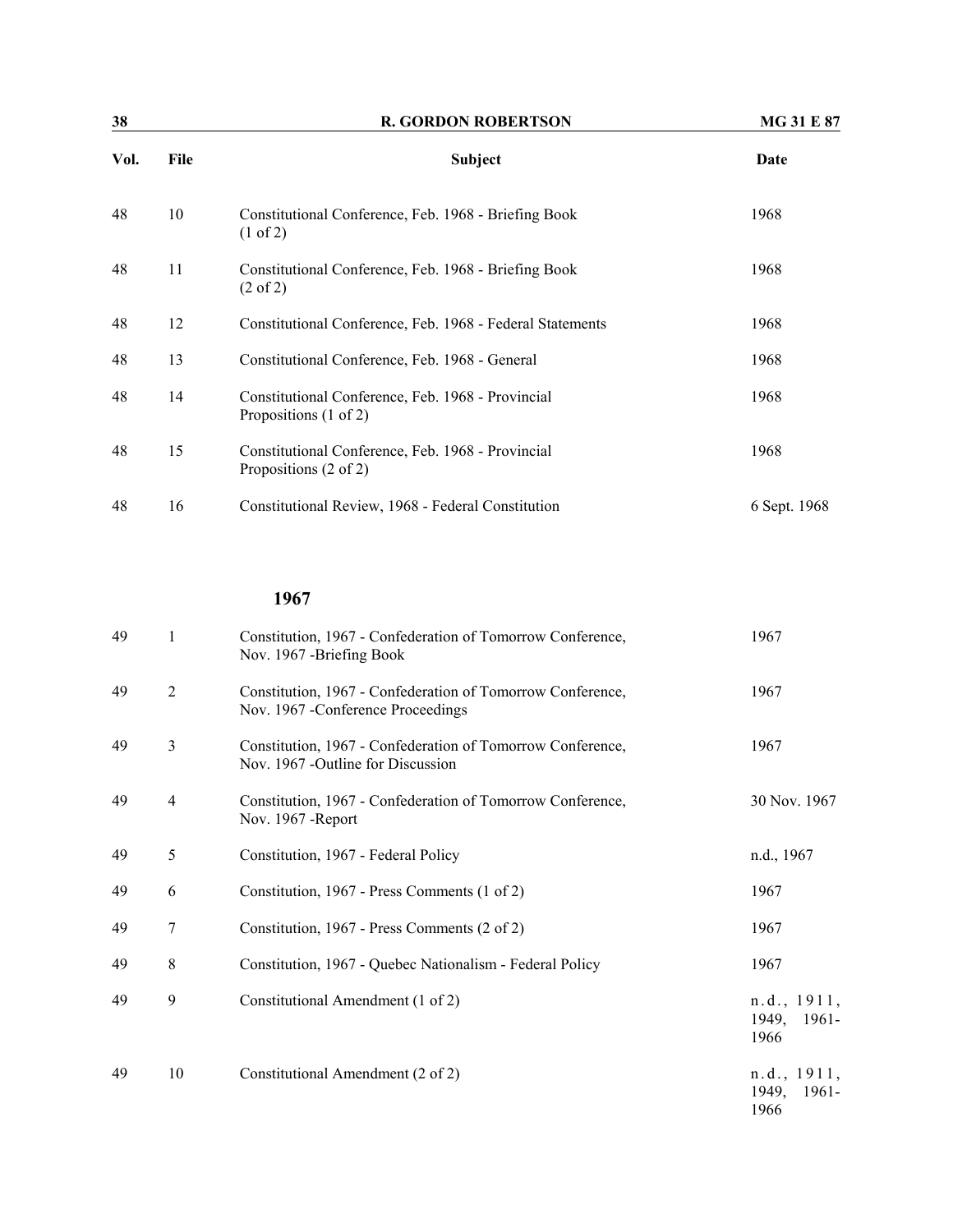| Vol. | File | Subject | Date |
|---|---|---|---|
| 48 | 10 | Constitutional Conference, Feb. 1968 - Briefing Book (1 of 2) | 1968 |
| 48 | 11 | Constitutional Conference, Feb. 1968 - Briefing Book (2 of 2) | 1968 |
| 48 | 12 | Constitutional Conference, Feb. 1968 - Federal Statements | 1968 |
| 48 | 13 | Constitutional Conference, Feb. 1968 - General | 1968 |
| 48 | 14 | Constitutional Conference, Feb. 1968 - Provincial Propositions (1 of 2) | 1968 |
| 48 | 15 | Constitutional Conference, Feb. 1968 - Provincial Propositions (2 of 2) | 1968 |
| 48 | 16 | Constitutional Review, 1968 - Federal Constitution | 6 Sept. 1968 |

### 1967

| Vol. | File | Subject | Date |
|---|---|---|---|
| 49 | 1 | Constitution, 1967 - Confederation of Tomorrow Conference, Nov. 1967 -Briefing Book | 1967 |
| 49 | 2 | Constitution, 1967 - Confederation of Tomorrow Conference, Nov. 1967 -Conference Proceedings | 1967 |
| 49 | 3 | Constitution, 1967 - Confederation of Tomorrow Conference, Nov. 1967 -Outline for Discussion | 1967 |
| 49 | 4 | Constitution, 1967 - Confederation of Tomorrow Conference, Nov. 1967 -Report | 30 Nov. 1967 |
| 49 | 5 | Constitution, 1967 - Federal Policy | n.d., 1967 |
| 49 | 6 | Constitution, 1967 - Press Comments (1 of 2) | 1967 |
| 49 | 7 | Constitution, 1967 - Press Comments (2 of 2) | 1967 |
| 49 | 8 | Constitution, 1967 - Quebec Nationalism - Federal Policy | 1967 |
| 49 | 9 | Constitutional Amendment (1 of 2) | n.d., 1911, 1949, 1961-1966 |
| 49 | 10 | Constitutional Amendment (2 of 2) | n.d., 1911, 1949, 1961-1966 |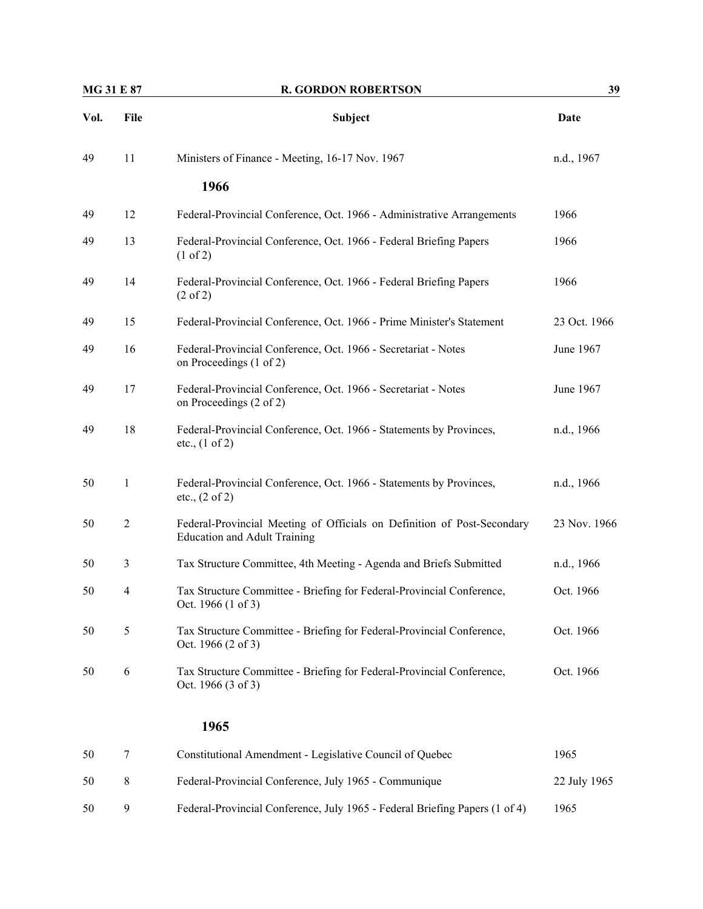| Vol. | File | Subject | Date |
|---|---|---|---|
| 49 | 11 | Ministers of Finance - Meeting, 16-17 Nov. 1967 | n.d., 1967 |
| | | **1966** | |
| 49 | 12 | Federal-Provincial Conference, Oct. 1966 - Administrative Arrangements | 1966 |
| 49 | 13 | Federal-Provincial Conference, Oct. 1966 - Federal Briefing Papers (1 of 2) | 1966 |
| 49 | 14 | Federal-Provincial Conference, Oct. 1966 - Federal Briefing Papers (2 of 2) | 1966 |
| 49 | 15 | Federal-Provincial Conference, Oct. 1966 - Prime Minister's Statement | 23 Oct. 1966 |
| 49 | 16 | Federal-Provincial Conference, Oct. 1966 - Secretariat - Notes on Proceedings (1 of 2) | June 1967 |
| 49 | 17 | Federal-Provincial Conference, Oct. 1966 - Secretariat - Notes on Proceedings (2 of 2) | June 1967 |
| 49 | 18 | Federal-Provincial Conference, Oct. 1966 - Statements by Provinces, etc., (1 of 2) | n.d., 1966 |
| 50 | 1 | Federal-Provincial Conference, Oct. 1966 - Statements by Provinces, etc., (2 of 2) | n.d., 1966 |
| 50 | 2 | Federal-Provincial Meeting of Officials on Definition of Post-Secondary Education and Adult Training | 23 Nov. 1966 |
| 50 | 3 | Tax Structure Committee, 4th Meeting - Agenda and Briefs Submitted | n.d., 1966 |
| 50 | 4 | Tax Structure Committee - Briefing for Federal-Provincial Conference, Oct. 1966 (1 of 3) | Oct. 1966 |
| 50 | 5 | Tax Structure Committee - Briefing for Federal-Provincial Conference, Oct. 1966 (2 of 3) | Oct. 1966 |
| 50 | 6 | Tax Structure Committee - Briefing for Federal-Provincial Conference, Oct. 1966 (3 of 3) | Oct. 1966 |
| | | **1965** | |
| 50 | 7 | Constitutional Amendment - Legislative Council of Quebec | 1965 |
| 50 | 8 | Federal-Provincial Conference, July 1965 - Communique | 22 July 1965 |
| 50 | 9 | Federal-Provincial Conference, July 1965 - Federal Briefing Papers (1 of 4) | 1965 |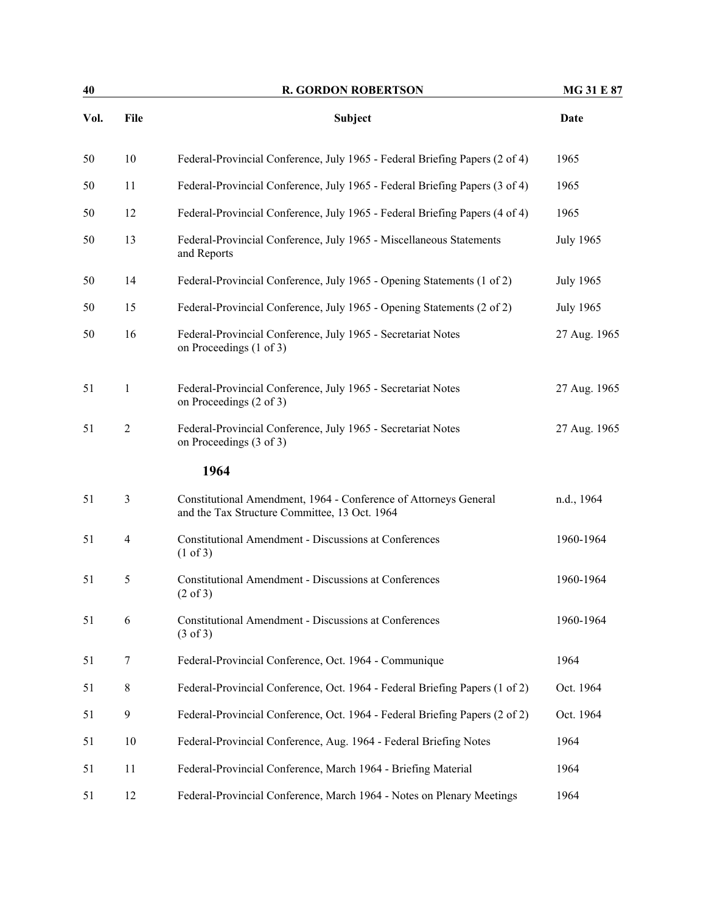| Vol. | File | Subject | Date |
| --- | --- | --- | --- |
| 50 | 10 | Federal-Provincial Conference, July 1965 - Federal Briefing Papers (2 of 4) | 1965 |
| 50 | 11 | Federal-Provincial Conference, July 1965 - Federal Briefing Papers (3 of 4) | 1965 |
| 50 | 12 | Federal-Provincial Conference, July 1965 - Federal Briefing Papers (4 of 4) | 1965 |
| 50 | 13 | Federal-Provincial Conference, July 1965 - Miscellaneous Statements and Reports | July 1965 |
| 50 | 14 | Federal-Provincial Conference, July 1965 - Opening Statements (1 of 2) | July 1965 |
| 50 | 15 | Federal-Provincial Conference, July 1965 - Opening Statements (2 of 2) | July 1965 |
| 50 | 16 | Federal-Provincial Conference, July 1965 - Secretariat Notes on Proceedings (1 of 3) | 27 Aug. 1965 |
| 51 | 1 | Federal-Provincial Conference, July 1965 - Secretariat Notes on Proceedings (2 of 3) | 27 Aug. 1965 |
| 51 | 2 | Federal-Provincial Conference, July 1965 - Secretariat Notes on Proceedings (3 of 3) | 27 Aug. 1965 |
| | | **1964** | |
| 51 | 3 | Constitutional Amendment, 1964 - Conference of Attorneys General and the Tax Structure Committee, 13 Oct. 1964 | n.d., 1964 |
| 51 | 4 | Constitutional Amendment - Discussions at Conferences (1 of 3) | 1960-1964 |
| 51 | 5 | Constitutional Amendment - Discussions at Conferences (2 of 3) | 1960-1964 |
| 51 | 6 | Constitutional Amendment - Discussions at Conferences (3 of 3) | 1960-1964 |
| 51 | 7 | Federal-Provincial Conference, Oct. 1964 - Communique | 1964 |
| 51 | 8 | Federal-Provincial Conference, Oct. 1964 - Federal Briefing Papers (1 of 2) | Oct. 1964 |
| 51 | 9 | Federal-Provincial Conference, Oct. 1964 - Federal Briefing Papers (2 of 2) | Oct. 1964 |
| 51 | 10 | Federal-Provincial Conference, Aug. 1964 - Federal Briefing Notes | 1964 |
| 51 | 11 | Federal-Provincial Conference, March 1964 - Briefing Material | 1964 |
| 51 | 12 | Federal-Provincial Conference, March 1964 - Notes on Plenary Meetings | 1964 |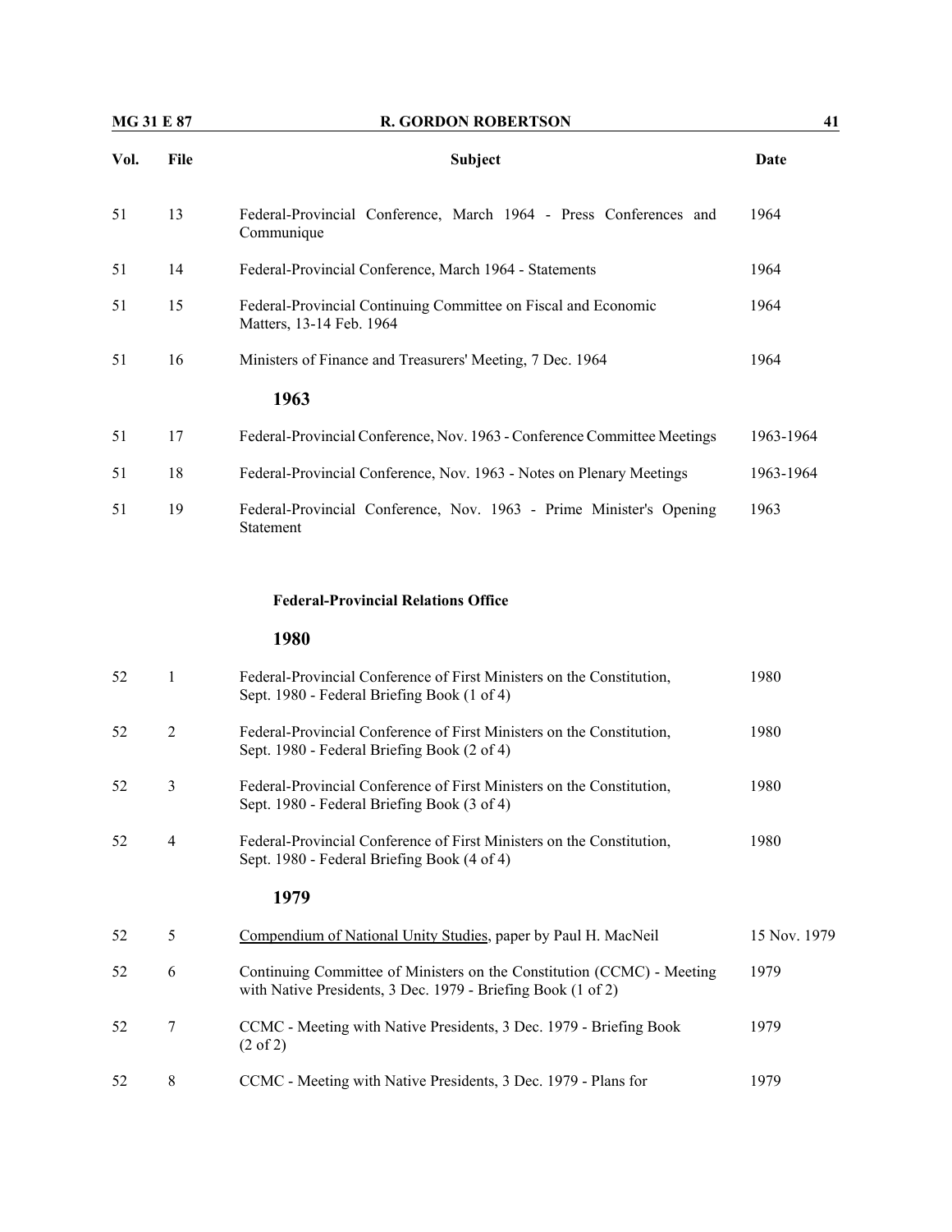| Vol. | File | Subject | Date |
|---|---|---|---|
| 51 | 13 | Federal-Provincial Conference, March 1964 - Press Conferences and Communique | 1964 |
| 51 | 14 | Federal-Provincial Conference, March 1964 - Statements | 1964 |
| 51 | 15 | Federal-Provincial Continuing Committee on Fiscal and Economic Matters, 13-14 Feb. 1964 | 1964 |
| 51 | 16 | Ministers of Finance and Treasurers' Meeting, 7 Dec. 1964 | 1964 |
| | | **1963** | |
| 51 | 17 | Federal-Provincial Conference, Nov. 1963 - Conference Committee Meetings | 1963-1964 |
| 51 | 18 | Federal-Provincial Conference, Nov. 1963 - Notes on Plenary Meetings | 1963-1964 |
| 51 | 19 | Federal-Provincial Conference, Nov. 1963 - Prime Minister's Opening Statement | 1963 |
| | | **Federal-Provincial Relations Office** | |
| | | **1980** | |
| 52 | 1 | Federal-Provincial Conference of First Ministers on the Constitution, Sept. 1980 - Federal Briefing Book (1 of 4) | 1980 |
| 52 | 2 | Federal-Provincial Conference of First Ministers on the Constitution, Sept. 1980 - Federal Briefing Book (2 of 4) | 1980 |
| 52 | 3 | Federal-Provincial Conference of First Ministers on the Constitution, Sept. 1980 - Federal Briefing Book (3 of 4) | 1980 |
| 52 | 4 | Federal-Provincial Conference of First Ministers on the Constitution, Sept. 1980 - Federal Briefing Book (4 of 4) | 1980 |
| | | **1979** | |
| 52 | 5 | Compendium of National Unity Studies, paper by Paul H. MacNeil | 15 Nov. 1979 |
| 52 | 6 | Continuing Committee of Ministers on the Constitution (CCMC) - Meeting with Native Presidents, 3 Dec. 1979 - Briefing Book (1 of 2) | 1979 |
| 52 | 7 | CCMC - Meeting with Native Presidents, 3 Dec. 1979 - Briefing Book (2 of 2) | 1979 |
| 52 | 8 | CCMC - Meeting with Native Presidents, 3 Dec. 1979 - Plans for | 1979 |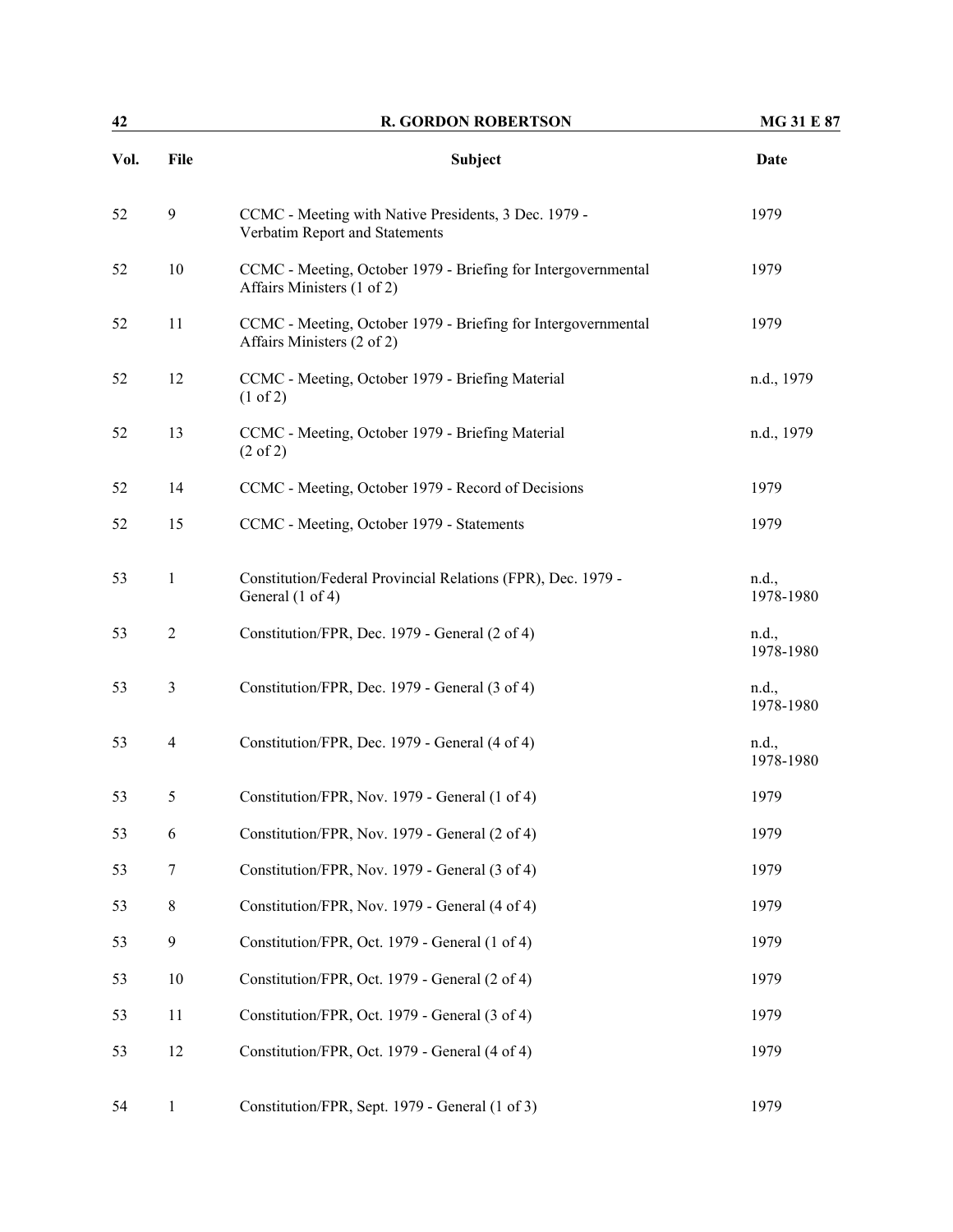| Vol. | File | Subject | Date |
|---|---|---|---|
| 52 | 9 | CCMC - Meeting with Native Presidents, 3 Dec. 1979 - Verbatim Report and Statements | 1979 |
| 52 | 10 | CCMC - Meeting, October 1979 - Briefing for Intergovernmental Affairs Ministers (1 of 2) | 1979 |
| 52 | 11 | CCMC - Meeting, October 1979 - Briefing for Intergovernmental Affairs Ministers (2 of 2) | 1979 |
| 52 | 12 | CCMC - Meeting, October 1979 - Briefing Material (1 of 2) | n.d., 1979 |
| 52 | 13 | CCMC - Meeting, October 1979 - Briefing Material (2 of 2) | n.d., 1979 |
| 52 | 14 | CCMC - Meeting, October 1979 - Record of Decisions | 1979 |
| 52 | 15 | CCMC - Meeting, October 1979 - Statements | 1979 |
| 53 | 1 | Constitution/Federal Provincial Relations (FPR), Dec. 1979 - General (1 of 4) | n.d., 1978-1980 |
| 53 | 2 | Constitution/FPR, Dec. 1979 - General (2 of 4) | n.d., 1978-1980 |
| 53 | 3 | Constitution/FPR, Dec. 1979 - General (3 of 4) | n.d., 1978-1980 |
| 53 | 4 | Constitution/FPR, Dec. 1979 - General (4 of 4) | n.d., 1978-1980 |
| 53 | 5 | Constitution/FPR, Nov. 1979 - General (1 of 4) | 1979 |
| 53 | 6 | Constitution/FPR, Nov. 1979 - General (2 of 4) | 1979 |
| 53 | 7 | Constitution/FPR, Nov. 1979 - General (3 of 4) | 1979 |
| 53 | 8 | Constitution/FPR, Nov. 1979 - General (4 of 4) | 1979 |
| 53 | 9 | Constitution/FPR, Oct. 1979 - General (1 of 4) | 1979 |
| 53 | 10 | Constitution/FPR, Oct. 1979 - General (2 of 4) | 1979 |
| 53 | 11 | Constitution/FPR, Oct. 1979 - General (3 of 4) | 1979 |
| 53 | 12 | Constitution/FPR, Oct. 1979 - General (4 of 4) | 1979 |
| 54 | 1 | Constitution/FPR, Sept. 1979 - General (1 of 3) | 1979 |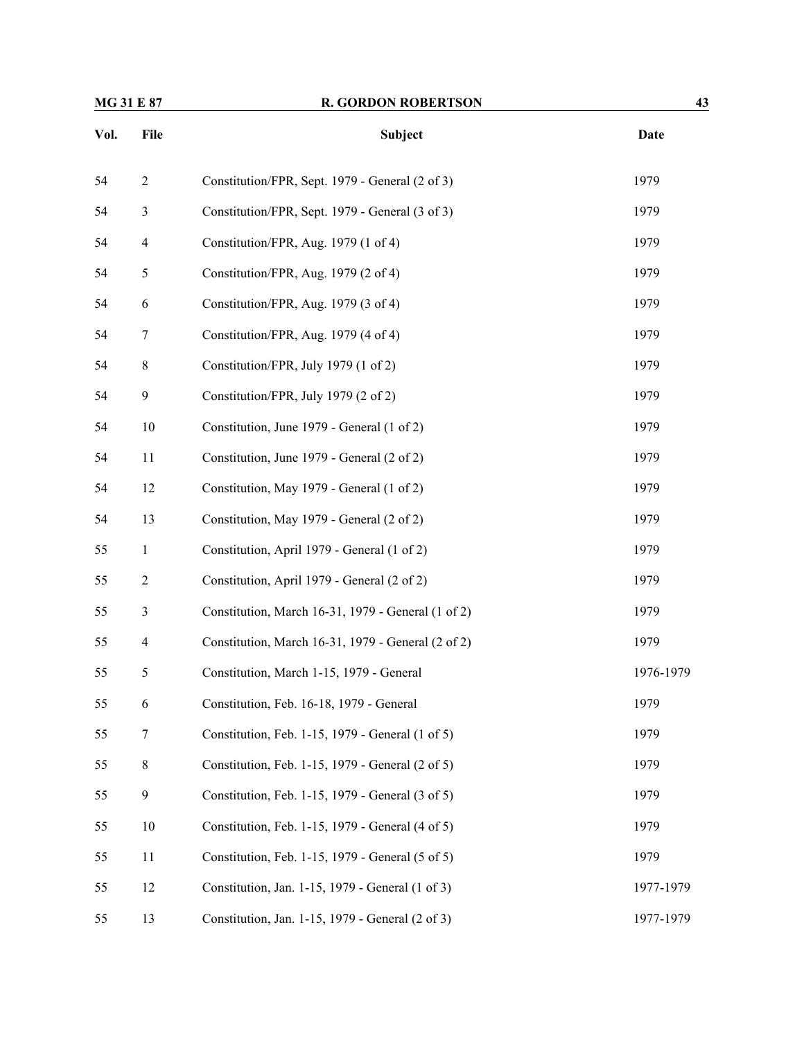| Vol. | File | Subject | Date |
|---|---|---|---|
| 54 | 2 | Constitution/FPR, Sept. 1979 - General (2 of 3) | 1979 |
| 54 | 3 | Constitution/FPR, Sept. 1979 - General (3 of 3) | 1979 |
| 54 | 4 | Constitution/FPR, Aug. 1979 (1 of 4) | 1979 |
| 54 | 5 | Constitution/FPR, Aug. 1979 (2 of 4) | 1979 |
| 54 | 6 | Constitution/FPR, Aug. 1979 (3 of 4) | 1979 |
| 54 | 7 | Constitution/FPR, Aug. 1979 (4 of 4) | 1979 |
| 54 | 8 | Constitution/FPR, July 1979 (1 of 2) | 1979 |
| 54 | 9 | Constitution/FPR, July 1979 (2 of 2) | 1979 |
| 54 | 10 | Constitution, June 1979 - General (1 of 2) | 1979 |
| 54 | 11 | Constitution, June 1979 - General (2 of 2) | 1979 |
| 54 | 12 | Constitution, May 1979 - General (1 of 2) | 1979 |
| 54 | 13 | Constitution, May 1979 - General (2 of 2) | 1979 |
| 55 | 1 | Constitution, April 1979 - General (1 of 2) | 1979 |
| 55 | 2 | Constitution, April 1979 - General (2 of 2) | 1979 |
| 55 | 3 | Constitution, March 16-31, 1979 - General (1 of 2) | 1979 |
| 55 | 4 | Constitution, March 16-31, 1979 - General (2 of 2) | 1979 |
| 55 | 5 | Constitution, March 1-15, 1979 - General | 1976-1979 |
| 55 | 6 | Constitution, Feb. 16-18, 1979 - General | 1979 |
| 55 | 7 | Constitution, Feb. 1-15, 1979 - General (1 of 5) | 1979 |
| 55 | 8 | Constitution, Feb. 1-15, 1979 - General (2 of 5) | 1979 |
| 55 | 9 | Constitution, Feb. 1-15, 1979 - General (3 of 5) | 1979 |
| 55 | 10 | Constitution, Feb. 1-15, 1979 - General (4 of 5) | 1979 |
| 55 | 11 | Constitution, Feb. 1-15, 1979 - General (5 of 5) | 1979 |
| 55 | 12 | Constitution, Jan. 1-15, 1979 - General (1 of 3) | 1977-1979 |
| 55 | 13 | Constitution, Jan. 1-15, 1979 - General (2 of 3) | 1977-1979 |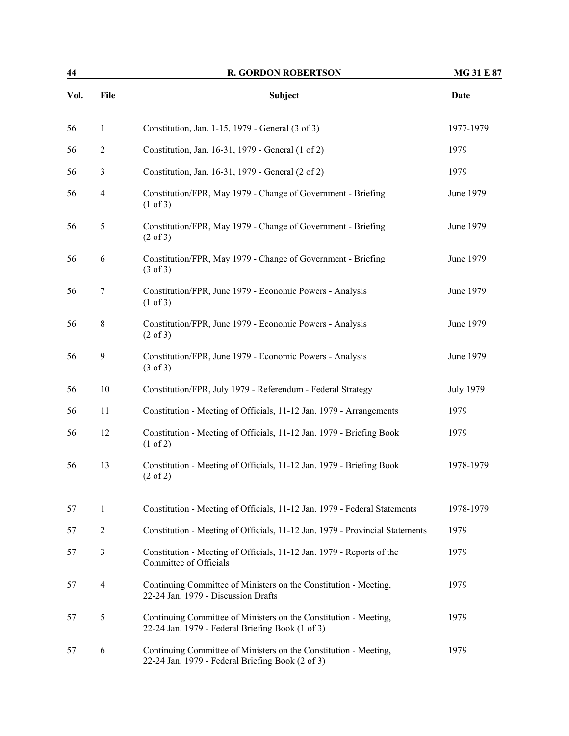| Vol. | File | Subject | Date |
|---|---|---|---|
| 56 | 1 | Constitution, Jan. 1-15, 1979 - General (3 of 3) | 1977-1979 |
| 56 | 2 | Constitution, Jan. 16-31, 1979 - General (1 of 2) | 1979 |
| 56 | 3 | Constitution, Jan. 16-31, 1979 - General (2 of 2) | 1979 |
| 56 | 4 | Constitution/FPR, May 1979 - Change of Government - Briefing (1 of 3) | June 1979 |
| 56 | 5 | Constitution/FPR, May 1979 - Change of Government - Briefing (2 of 3) | June 1979 |
| 56 | 6 | Constitution/FPR, May 1979 - Change of Government - Briefing (3 of 3) | June 1979 |
| 56 | 7 | Constitution/FPR, June 1979 - Economic Powers - Analysis (1 of 3) | June 1979 |
| 56 | 8 | Constitution/FPR, June 1979 - Economic Powers - Analysis (2 of 3) | June 1979 |
| 56 | 9 | Constitution/FPR, June 1979 - Economic Powers - Analysis (3 of 3) | June 1979 |
| 56 | 10 | Constitution/FPR, July 1979 - Referendum - Federal Strategy | July 1979 |
| 56 | 11 | Constitution - Meeting of Officials, 11-12 Jan. 1979 - Arrangements | 1979 |
| 56 | 12 | Constitution - Meeting of Officials, 11-12 Jan. 1979 - Briefing Book (1 of 2) | 1979 |
| 56 | 13 | Constitution - Meeting of Officials, 11-12 Jan. 1979 - Briefing Book (2 of 2) | 1978-1979 |
| 57 | 1 | Constitution - Meeting of Officials, 11-12 Jan. 1979 - Federal Statements | 1978-1979 |
| 57 | 2 | Constitution - Meeting of Officials, 11-12 Jan. 1979 - Provincial Statements | 1979 |
| 57 | 3 | Constitution - Meeting of Officials, 11-12 Jan. 1979 - Reports of the Committee of Officials | 1979 |
| 57 | 4 | Continuing Committee of Ministers on the Constitution - Meeting, 22-24 Jan. 1979 - Discussion Drafts | 1979 |
| 57 | 5 | Continuing Committee of Ministers on the Constitution - Meeting, 22-24 Jan. 1979 - Federal Briefing Book (1 of 3) | 1979 |
| 57 | 6 | Continuing Committee of Ministers on the Constitution - Meeting, 22-24 Jan. 1979 - Federal Briefing Book (2 of 3) | 1979 |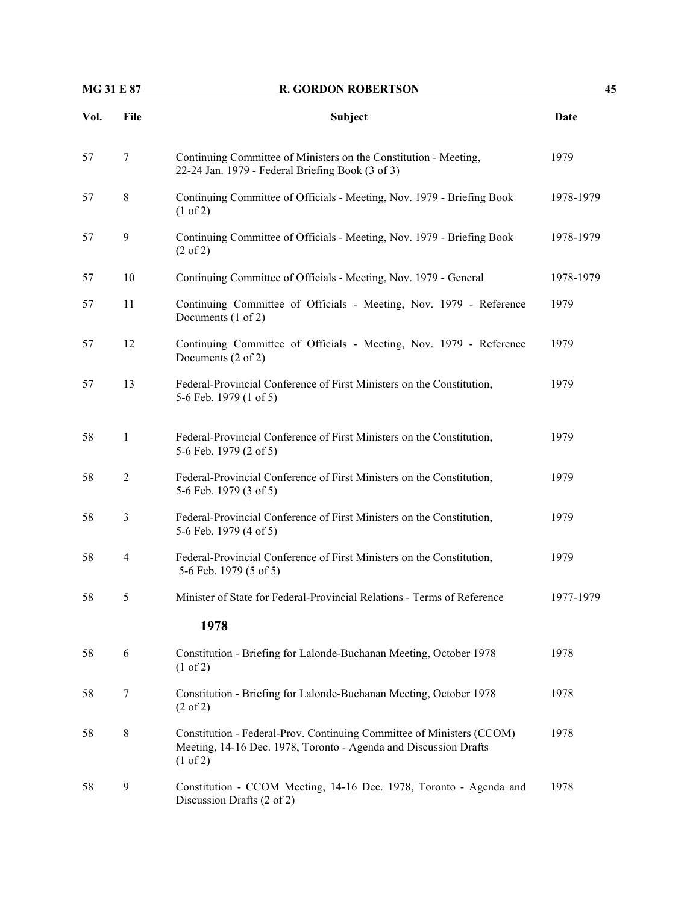| Vol. | File | Subject | Date |
|---|---|---|---|
| 57 | 7 | Continuing Committee of Ministers on the Constitution - Meeting, 22-24 Jan. 1979 - Federal Briefing Book (3 of 3) | 1979 |
| 57 | 8 | Continuing Committee of Officials - Meeting, Nov. 1979 - Briefing Book (1 of 2) | 1978-1979 |
| 57 | 9 | Continuing Committee of Officials - Meeting, Nov. 1979 - Briefing Book (2 of 2) | 1978-1979 |
| 57 | 10 | Continuing Committee of Officials - Meeting, Nov. 1979 - General | 1978-1979 |
| 57 | 11 | Continuing Committee of Officials - Meeting, Nov. 1979 - Reference Documents (1 of 2) | 1979 |
| 57 | 12 | Continuing Committee of Officials - Meeting, Nov. 1979 - Reference Documents (2 of 2) | 1979 |
| 57 | 13 | Federal-Provincial Conference of First Ministers on the Constitution, 5-6 Feb. 1979 (1 of 5) | 1979 |
| 58 | 1 | Federal-Provincial Conference of First Ministers on the Constitution, 5-6 Feb. 1979 (2 of 5) | 1979 |
| 58 | 2 | Federal-Provincial Conference of First Ministers on the Constitution, 5-6 Feb. 1979 (3 of 5) | 1979 |
| 58 | 3 | Federal-Provincial Conference of First Ministers on the Constitution, 5-6 Feb. 1979 (4 of 5) | 1979 |
| 58 | 4 | Federal-Provincial Conference of First Ministers on the Constitution, 5-6 Feb. 1979 (5 of 5) | 1979 |
| 58 | 5 | Minister of State for Federal-Provincial Relations - Terms of Reference | 1977-1979 |
| | | **1978** | |
| 58 | 6 | Constitution - Briefing for Lalonde-Buchanan Meeting, October 1978 (1 of 2) | 1978 |
| 58 | 7 | Constitution - Briefing for Lalonde-Buchanan Meeting, October 1978 (2 of 2) | 1978 |
| 58 | 8 | Constitution - Federal-Prov. Continuing Committee of Ministers (CCOM) Meeting, 14-16 Dec. 1978, Toronto - Agenda and Discussion Drafts (1 of 2) | 1978 |
| 58 | 9 | Constitution - CCOM Meeting, 14-16 Dec. 1978, Toronto - Agenda and Discussion Drafts (2 of 2) | 1978 |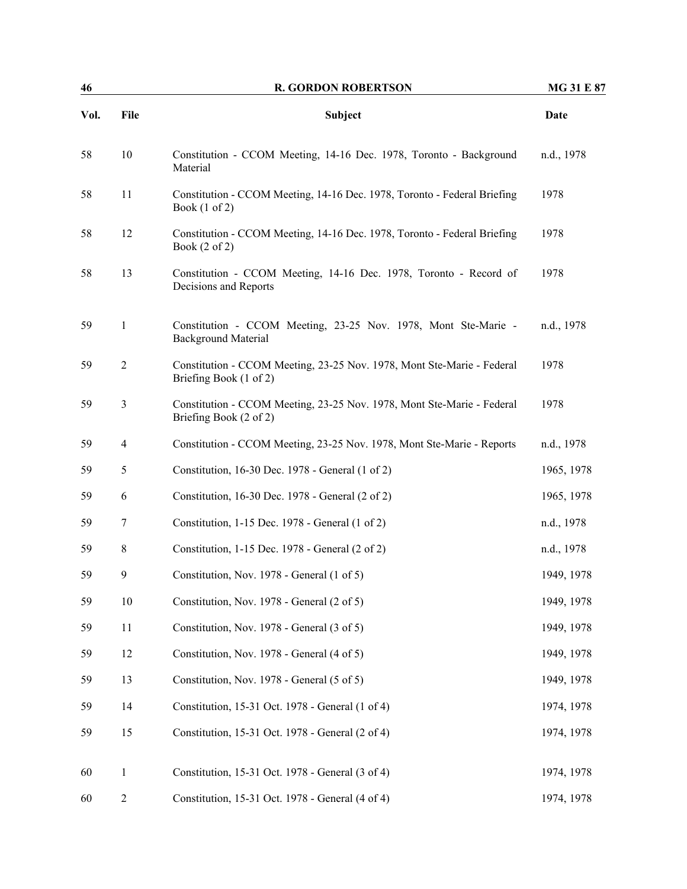| Vol. | File | Subject | Date |
|---|---|---|---|
| 58 | 10 | Constitution - CCOM Meeting, 14-16 Dec. 1978, Toronto - Background Material | n.d., 1978 |
| 58 | 11 | Constitution - CCOM Meeting, 14-16 Dec. 1978, Toronto - Federal Briefing Book (1 of 2) | 1978 |
| 58 | 12 | Constitution - CCOM Meeting, 14-16 Dec. 1978, Toronto - Federal Briefing Book (2 of 2) | 1978 |
| 58 | 13 | Constitution - CCOM Meeting, 14-16 Dec. 1978, Toronto - Record of Decisions and Reports | 1978 |
| 59 | 1 | Constitution - CCOM Meeting, 23-25 Nov. 1978, Mont Ste-Marie - Background Material | n.d., 1978 |
| 59 | 2 | Constitution - CCOM Meeting, 23-25 Nov. 1978, Mont Ste-Marie - Federal Briefing Book (1 of 2) | 1978 |
| 59 | 3 | Constitution - CCOM Meeting, 23-25 Nov. 1978, Mont Ste-Marie - Federal Briefing Book (2 of 2) | 1978 |
| 59 | 4 | Constitution - CCOM Meeting, 23-25 Nov. 1978, Mont Ste-Marie - Reports | n.d., 1978 |
| 59 | 5 | Constitution, 16-30 Dec. 1978 - General (1 of 2) | 1965, 1978 |
| 59 | 6 | Constitution, 16-30 Dec. 1978 - General (2 of 2) | 1965, 1978 |
| 59 | 7 | Constitution, 1-15 Dec. 1978 - General (1 of 2) | n.d., 1978 |
| 59 | 8 | Constitution, 1-15 Dec. 1978 - General (2 of 2) | n.d., 1978 |
| 59 | 9 | Constitution, Nov. 1978 - General (1 of 5) | 1949, 1978 |
| 59 | 10 | Constitution, Nov. 1978 - General (2 of 5) | 1949, 1978 |
| 59 | 11 | Constitution, Nov. 1978 - General (3 of 5) | 1949, 1978 |
| 59 | 12 | Constitution, Nov. 1978 - General (4 of 5) | 1949, 1978 |
| 59 | 13 | Constitution, Nov. 1978 - General (5 of 5) | 1949, 1978 |
| 59 | 14 | Constitution, 15-31 Oct. 1978 - General (1 of 4) | 1974, 1978 |
| 59 | 15 | Constitution, 15-31 Oct. 1978 - General (2 of 4) | 1974, 1978 |
| 60 | 1 | Constitution, 15-31 Oct. 1978 - General (3 of 4) | 1974, 1978 |
| 60 | 2 | Constitution, 15-31 Oct. 1978 - General (4 of 4) | 1974, 1978 |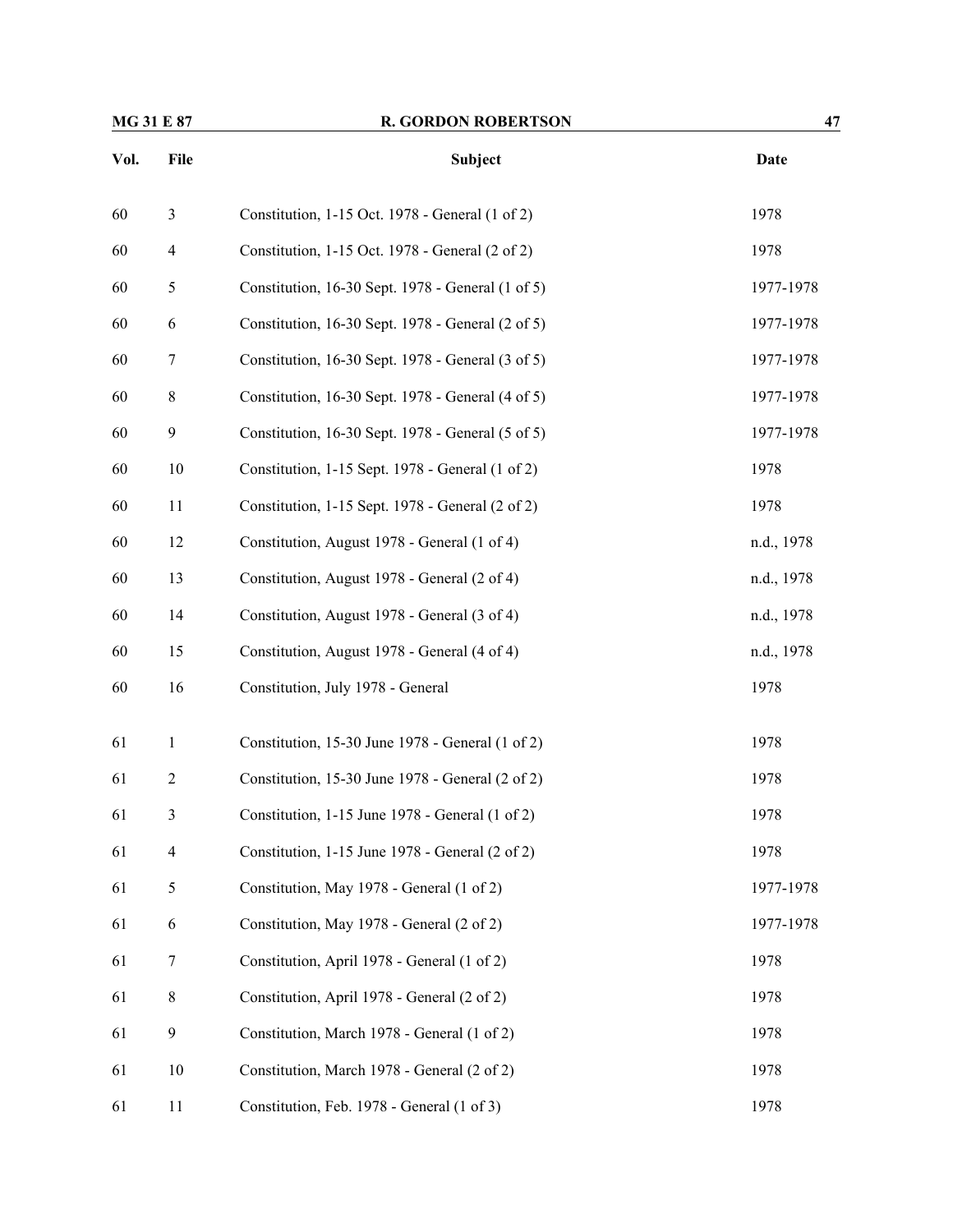| Vol. | File | Subject | Date |
|---|---|---|---|
| 60 | 3 | Constitution, 1-15 Oct. 1978 - General (1 of 2) | 1978 |
| 60 | 4 | Constitution, 1-15 Oct. 1978 - General (2 of 2) | 1978 |
| 60 | 5 | Constitution, 16-30 Sept. 1978 - General (1 of 5) | 1977-1978 |
| 60 | 6 | Constitution, 16-30 Sept. 1978 - General (2 of 5) | 1977-1978 |
| 60 | 7 | Constitution, 16-30 Sept. 1978 - General (3 of 5) | 1977-1978 |
| 60 | 8 | Constitution, 16-30 Sept. 1978 - General (4 of 5) | 1977-1978 |
| 60 | 9 | Constitution, 16-30 Sept. 1978 - General (5 of 5) | 1977-1978 |
| 60 | 10 | Constitution, 1-15 Sept. 1978 - General (1 of 2) | 1978 |
| 60 | 11 | Constitution, 1-15 Sept. 1978 - General (2 of 2) | 1978 |
| 60 | 12 | Constitution, August 1978 - General (1 of 4) | n.d., 1978 |
| 60 | 13 | Constitution, August 1978 - General (2 of 4) | n.d., 1978 |
| 60 | 14 | Constitution, August 1978 - General (3 of 4) | n.d., 1978 |
| 60 | 15 | Constitution, August 1978 - General (4 of 4) | n.d., 1978 |
| 60 | 16 | Constitution, July 1978 - General | 1978 |
| 61 | 1 | Constitution, 15-30 June 1978 - General (1 of 2) | 1978 |
| 61 | 2 | Constitution, 15-30 June 1978 - General (2 of 2) | 1978 |
| 61 | 3 | Constitution, 1-15 June 1978 - General (1 of 2) | 1978 |
| 61 | 4 | Constitution, 1-15 June 1978 - General (2 of 2) | 1978 |
| 61 | 5 | Constitution, May 1978 - General (1 of 2) | 1977-1978 |
| 61 | 6 | Constitution, May 1978 - General (2 of 2) | 1977-1978 |
| 61 | 7 | Constitution, April 1978 - General (1 of 2) | 1978 |
| 61 | 8 | Constitution, April 1978 - General (2 of 2) | 1978 |
| 61 | 9 | Constitution, March 1978 - General (1 of 2) | 1978 |
| 61 | 10 | Constitution, March 1978 - General (2 of 2) | 1978 |
| 61 | 11 | Constitution, Feb. 1978 - General (1 of 3) | 1978 |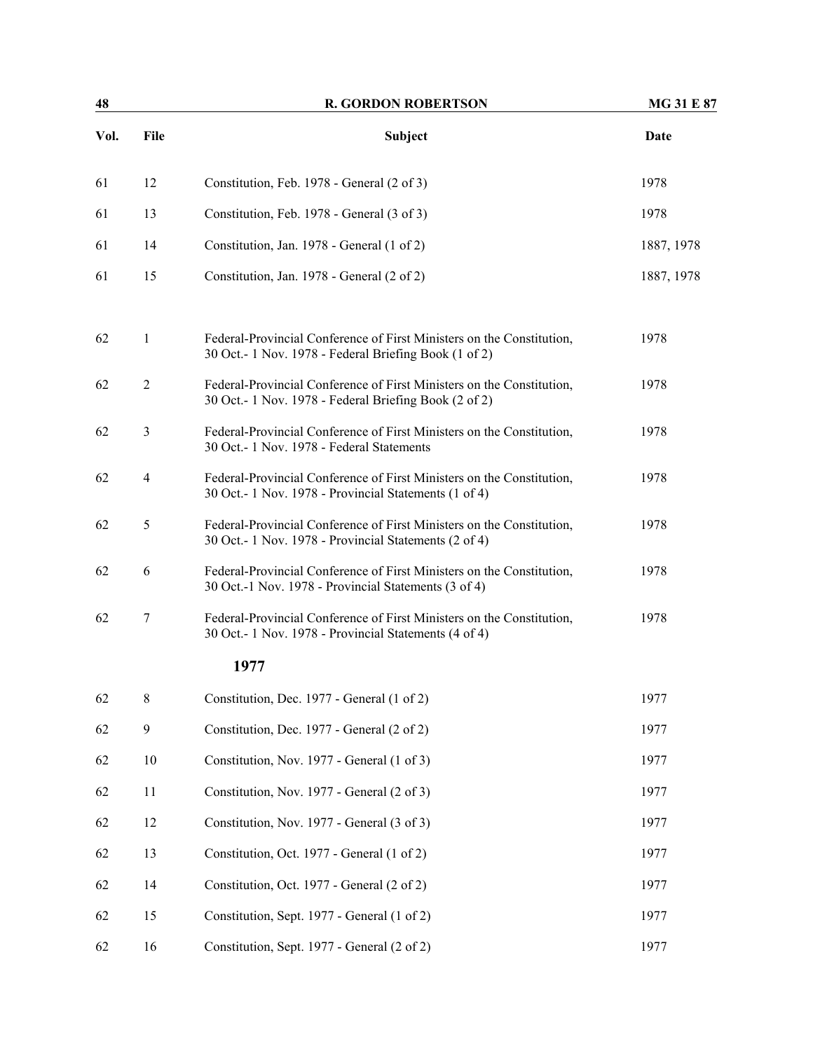| Vol. | File | Subject | Date |
|---|---|---|---|
| 61 | 12 | Constitution, Feb. 1978 - General (2 of 3) | 1978 |
| 61 | 13 | Constitution, Feb. 1978 - General (3 of 3) | 1978 |
| 61 | 14 | Constitution, Jan. 1978 - General (1 of 2) | 1887, 1978 |
| 61 | 15 | Constitution, Jan. 1978 - General (2 of 2) | 1887, 1978 |
| 62 | 1 | Federal-Provincial Conference of First Ministers on the Constitution, 30 Oct.- 1 Nov. 1978 - Federal Briefing Book (1 of 2) | 1978 |
| 62 | 2 | Federal-Provincial Conference of First Ministers on the Constitution, 30 Oct.- 1 Nov. 1978 - Federal Briefing Book (2 of 2) | 1978 |
| 62 | 3 | Federal-Provincial Conference of First Ministers on the Constitution, 30 Oct.- 1 Nov. 1978 - Federal Statements | 1978 |
| 62 | 4 | Federal-Provincial Conference of First Ministers on the Constitution, 30 Oct.- 1 Nov. 1978 - Provincial Statements (1 of 4) | 1978 |
| 62 | 5 | Federal-Provincial Conference of First Ministers on the Constitution, 30 Oct.- 1 Nov. 1978 - Provincial Statements (2 of 4) | 1978 |
| 62 | 6 | Federal-Provincial Conference of First Ministers on the Constitution, 30 Oct.-1 Nov. 1978 - Provincial Statements (3 of 4) | 1978 |
| 62 | 7 | Federal-Provincial Conference of First Ministers on the Constitution, 30 Oct.- 1 Nov. 1978 - Provincial Statements (4 of 4) | 1978 |
| | | **1977** | |
| 62 | 8 | Constitution, Dec. 1977 - General (1 of 2) | 1977 |
| 62 | 9 | Constitution, Dec. 1977 - General (2 of 2) | 1977 |
| 62 | 10 | Constitution, Nov. 1977 - General (1 of 3) | 1977 |
| 62 | 11 | Constitution, Nov. 1977 - General (2 of 3) | 1977 |
| 62 | 12 | Constitution, Nov. 1977 - General (3 of 3) | 1977 |
| 62 | 13 | Constitution, Oct. 1977 - General (1 of 2) | 1977 |
| 62 | 14 | Constitution, Oct. 1977 - General (2 of 2) | 1977 |
| 62 | 15 | Constitution, Sept. 1977 - General (1 of 2) | 1977 |
| 62 | 16 | Constitution, Sept. 1977 - General (2 of 2) | 1977 |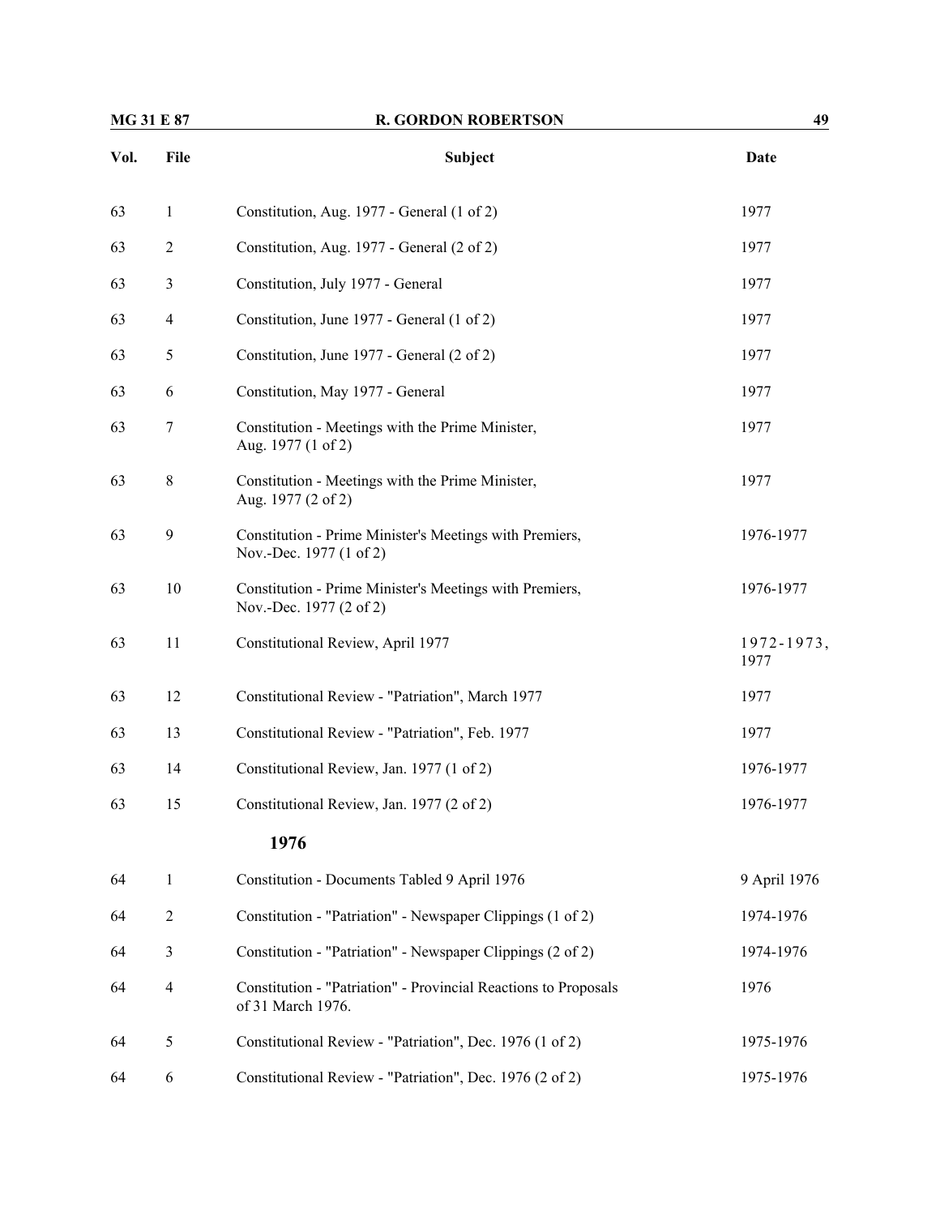| Vol. | File | Subject | Date |
|---|---|---|---|
| 63 | 1 | Constitution, Aug. 1977 - General (1 of 2) | 1977 |
| 63 | 2 | Constitution, Aug. 1977 - General (2 of 2) | 1977 |
| 63 | 3 | Constitution, July 1977 - General | 1977 |
| 63 | 4 | Constitution, June 1977 - General (1 of 2) | 1977 |
| 63 | 5 | Constitution, June 1977 - General (2 of 2) | 1977 |
| 63 | 6 | Constitution, May 1977 - General | 1977 |
| 63 | 7 | Constitution - Meetings with the Prime Minister, Aug. 1977 (1 of 2) | 1977 |
| 63 | 8 | Constitution - Meetings with the Prime Minister, Aug. 1977 (2 of 2) | 1977 |
| 63 | 9 | Constitution - Prime Minister's Meetings with Premiers, Nov.-Dec. 1977 (1 of 2) | 1976-1977 |
| 63 | 10 | Constitution - Prime Minister's Meetings with Premiers, Nov.-Dec. 1977 (2 of 2) | 1976-1977 |
| 63 | 11 | Constitutional Review, April 1977 | 1972-1973, 1977 |
| 63 | 12 | Constitutional Review - "Patriation", March 1977 | 1977 |
| 63 | 13 | Constitutional Review - "Patriation", Feb. 1977 | 1977 |
| 63 | 14 | Constitutional Review, Jan. 1977 (1 of 2) | 1976-1977 |
| 63 | 15 | Constitutional Review, Jan. 1977 (2 of 2) | 1976-1977 |
| | | **1976** | |
| 64 | 1 | Constitution - Documents Tabled 9 April 1976 | 9 April 1976 |
| 64 | 2 | Constitution - "Patriation" - Newspaper Clippings (1 of 2) | 1974-1976 |
| 64 | 3 | Constitution - "Patriation" - Newspaper Clippings (2 of 2) | 1974-1976 |
| 64 | 4 | Constitution - "Patriation" - Provincial Reactions to Proposals of 31 March 1976. | 1976 |
| 64 | 5 | Constitutional Review - "Patriation", Dec. 1976 (1 of 2) | 1975-1976 |
| 64 | 6 | Constitutional Review - "Patriation", Dec. 1976 (2 of 2) | 1975-1976 |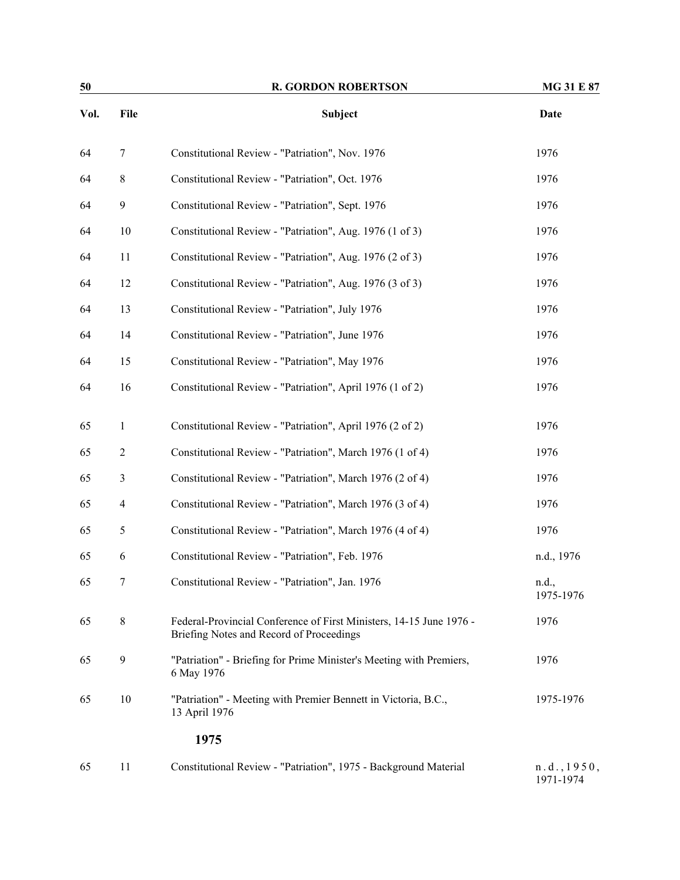| Vol. | File | Subject | Date |
|---|---|---|---|
| 64 | 7 | Constitutional Review - "Patriation", Nov. 1976 | 1976 |
| 64 | 8 | Constitutional Review - "Patriation", Oct. 1976 | 1976 |
| 64 | 9 | Constitutional Review - "Patriation", Sept. 1976 | 1976 |
| 64 | 10 | Constitutional Review - "Patriation", Aug. 1976 (1 of 3) | 1976 |
| 64 | 11 | Constitutional Review - "Patriation", Aug. 1976 (2 of 3) | 1976 |
| 64 | 12 | Constitutional Review - "Patriation", Aug. 1976 (3 of 3) | 1976 |
| 64 | 13 | Constitutional Review - "Patriation", July 1976 | 1976 |
| 64 | 14 | Constitutional Review - "Patriation", June 1976 | 1976 |
| 64 | 15 | Constitutional Review - "Patriation", May 1976 | 1976 |
| 64 | 16 | Constitutional Review - "Patriation", April 1976 (1 of 2) | 1976 |
| 65 | 1 | Constitutional Review - "Patriation", April 1976 (2 of 2) | 1976 |
| 65 | 2 | Constitutional Review - "Patriation", March 1976 (1 of 4) | 1976 |
| 65 | 3 | Constitutional Review - "Patriation", March 1976 (2 of 4) | 1976 |
| 65 | 4 | Constitutional Review - "Patriation", March 1976 (3 of 4) | 1976 |
| 65 | 5 | Constitutional Review - "Patriation", March 1976 (4 of 4) | 1976 |
| 65 | 6 | Constitutional Review - "Patriation", Feb. 1976 | n.d., 1976 |
| 65 | 7 | Constitutional Review - "Patriation", Jan. 1976 | n.d., 1975-1976 |
| 65 | 8 | Federal-Provincial Conference of First Ministers, 14-15 June 1976 - Briefing Notes and Record of Proceedings | 1976 |
| 65 | 9 | "Patriation" - Briefing for Prime Minister's Meeting with Premiers, 6 May 1976 | 1976 |
| 65 | 10 | "Patriation" - Meeting with Premier Bennett in Victoria, B.C., 13 April 1976 | 1975-1976 |
| | | **1975** | |
| 65 | 11 | Constitutional Review - "Patriation", 1975 - Background Material | n.d., 1950, 1971-1974 |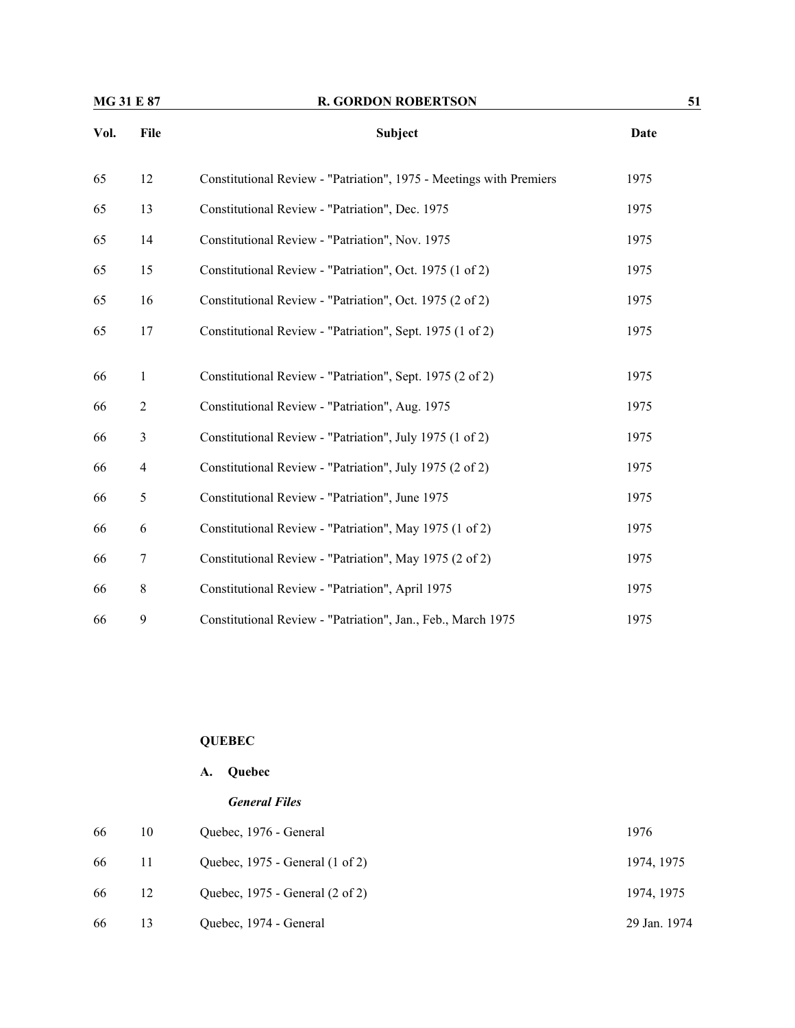| Vol. | File | Subject | Date |
|---|---|---|---|
| 65 | 12 | Constitutional Review - "Patriation", 1975 - Meetings with Premiers | 1975 |
| 65 | 13 | Constitutional Review - "Patriation", Dec. 1975 | 1975 |
| 65 | 14 | Constitutional Review - "Patriation", Nov. 1975 | 1975 |
| 65 | 15 | Constitutional Review - "Patriation", Oct. 1975 (1 of 2) | 1975 |
| 65 | 16 | Constitutional Review - "Patriation", Oct. 1975 (2 of 2) | 1975 |
| 65 | 17 | Constitutional Review - "Patriation", Sept. 1975 (1 of 2) | 1975 |
| 66 | 1 | Constitutional Review - "Patriation", Sept. 1975 (2 of 2) | 1975 |
| 66 | 2 | Constitutional Review - "Patriation", Aug. 1975 | 1975 |
| 66 | 3 | Constitutional Review - "Patriation", July 1975 (1 of 2) | 1975 |
| 66 | 4 | Constitutional Review - "Patriation", July 1975 (2 of 2) | 1975 |
| 66 | 5 | Constitutional Review - "Patriation", June 1975 | 1975 |
| 66 | 6 | Constitutional Review - "Patriation", May 1975 (1 of 2) | 1975 |
| 66 | 7 | Constitutional Review - "Patriation", May 1975 (2 of 2) | 1975 |
| 66 | 8 | Constitutional Review - "Patriation", April 1975 | 1975 |
| 66 | 9 | Constitutional Review - "Patriation", Jan., Feb., March 1975 | 1975 |

## QUEBEC

### A. Quebec

***General Files***

| Vol. | File | Subject | Date |
|---|---|---|---|
| 66 | 10 | Quebec, 1976 - General | 1976 |
| 66 | 11 | Quebec, 1975 - General (1 of 2) | 1974, 1975 |
| 66 | 12 | Quebec, 1975 - General (2 of 2) | 1974, 1975 |
| 66 | 13 | Quebec, 1974 - General | 29 Jan. 1974 |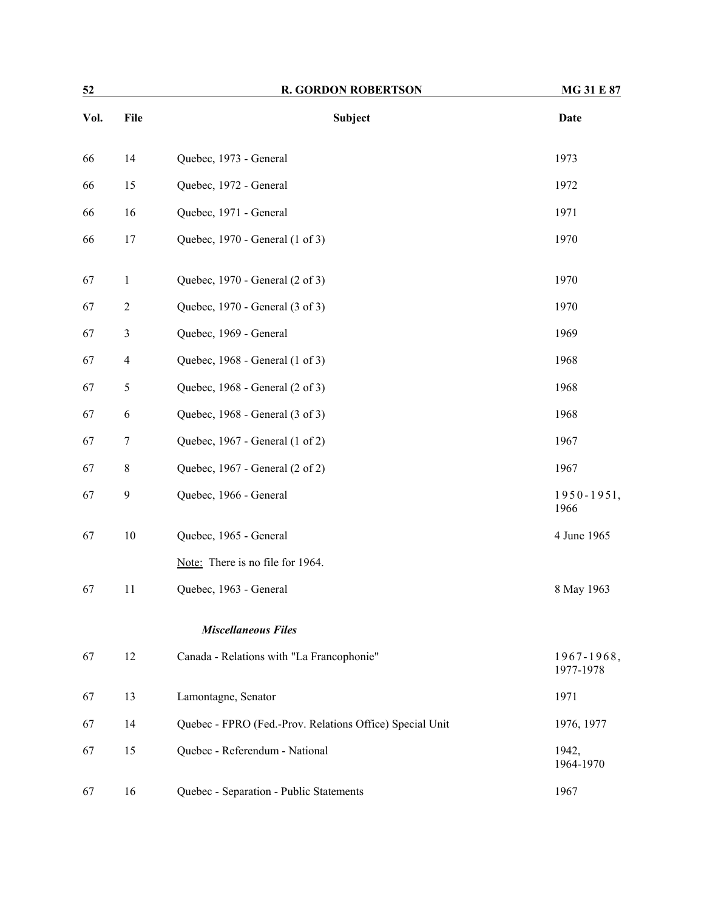| Vol. | File | Subject | Date |
|---|---|---|---|
| 66 | 14 | Quebec, 1973 - General | 1973 |
| 66 | 15 | Quebec, 1972 - General | 1972 |
| 66 | 16 | Quebec, 1971 - General | 1971 |
| 66 | 17 | Quebec, 1970 - General (1 of 3) | 1970 |
| 67 | 1 | Quebec, 1970 - General (2 of 3) | 1970 |
| 67 | 2 | Quebec, 1970 - General (3 of 3) | 1970 |
| 67 | 3 | Quebec, 1969 - General | 1969 |
| 67 | 4 | Quebec, 1968 - General (1 of 3) | 1968 |
| 67 | 5 | Quebec, 1968 - General (2 of 3) | 1968 |
| 67 | 6 | Quebec, 1968 - General (3 of 3) | 1968 |
| 67 | 7 | Quebec, 1967 - General (1 of 2) | 1967 |
| 67 | 8 | Quebec, 1967 - General (2 of 2) | 1967 |
| 67 | 9 | Quebec, 1966 - General | 1950-1951, 1966 |
| 67 | 10 | Quebec, 1965 - General | 4 June 1965 |
| | | Note: There is no file for 1964. | |
| 67 | 11 | Quebec, 1963 - General | 8 May 1963 |
| | | ***Miscellaneous Files*** | |
| 67 | 12 | Canada - Relations with "La Francophonie" | 1967-1968, 1977-1978 |
| 67 | 13 | Lamontagne, Senator | 1971 |
| 67 | 14 | Quebec - FPRO (Fed.-Prov. Relations Office) Special Unit | 1976, 1977 |
| 67 | 15 | Quebec - Referendum - National | 1942, 1964-1970 |
| 67 | 16 | Quebec - Separation - Public Statements | 1967 |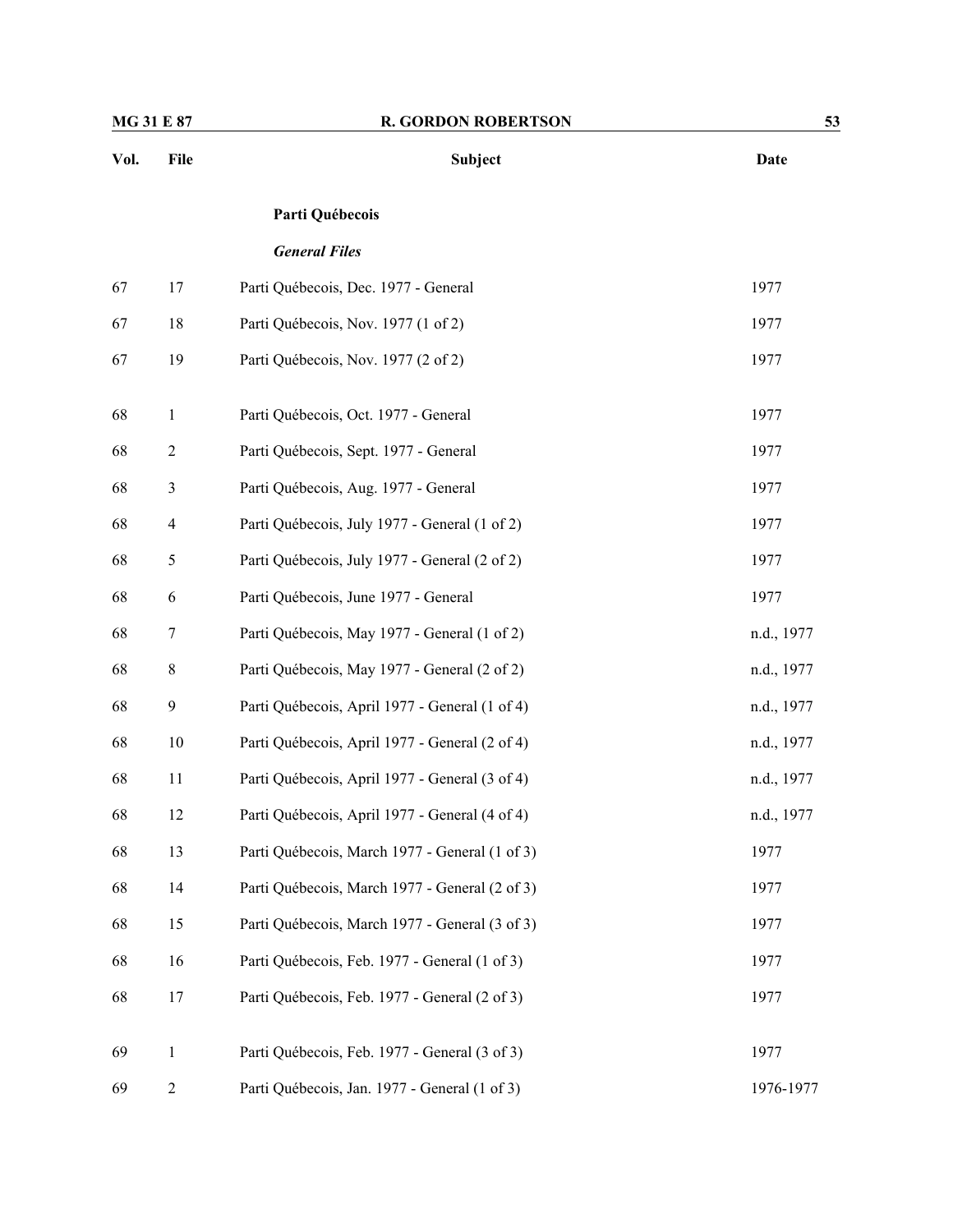| Vol. | File | Subject | Date |
|---|---|---|---|
| | | **Parti Québecois** | |
| | | ***General Files*** | |
| 67 | 17 | Parti Québecois, Dec. 1977 - General | 1977 |
| 67 | 18 | Parti Québecois, Nov. 1977 (1 of 2) | 1977 |
| 67 | 19 | Parti Québecois, Nov. 1977 (2 of 2) | 1977 |
| 68 | 1 | Parti Québecois, Oct. 1977 - General | 1977 |
| 68 | 2 | Parti Québecois, Sept. 1977 - General | 1977 |
| 68 | 3 | Parti Québecois, Aug. 1977 - General | 1977 |
| 68 | 4 | Parti Québecois, July 1977 - General (1 of 2) | 1977 |
| 68 | 5 | Parti Québecois, July 1977 - General (2 of 2) | 1977 |
| 68 | 6 | Parti Québecois, June 1977 - General | 1977 |
| 68 | 7 | Parti Québecois, May 1977 - General (1 of 2) | n.d., 1977 |
| 68 | 8 | Parti Québecois, May 1977 - General (2 of 2) | n.d., 1977 |
| 68 | 9 | Parti Québecois, April 1977 - General (1 of 4) | n.d., 1977 |
| 68 | 10 | Parti Québecois, April 1977 - General (2 of 4) | n.d., 1977 |
| 68 | 11 | Parti Québecois, April 1977 - General (3 of 4) | n.d., 1977 |
| 68 | 12 | Parti Québecois, April 1977 - General (4 of 4) | n.d., 1977 |
| 68 | 13 | Parti Québecois, March 1977 - General (1 of 3) | 1977 |
| 68 | 14 | Parti Québecois, March 1977 - General (2 of 3) | 1977 |
| 68 | 15 | Parti Québecois, March 1977 - General (3 of 3) | 1977 |
| 68 | 16 | Parti Québecois, Feb. 1977 - General (1 of 3) | 1977 |
| 68 | 17 | Parti Québecois, Feb. 1977 - General (2 of 3) | 1977 |
| 69 | 1 | Parti Québecois, Feb. 1977 - General (3 of 3) | 1977 |
| 69 | 2 | Parti Québecois, Jan. 1977 - General (1 of 3) | 1976-1977 |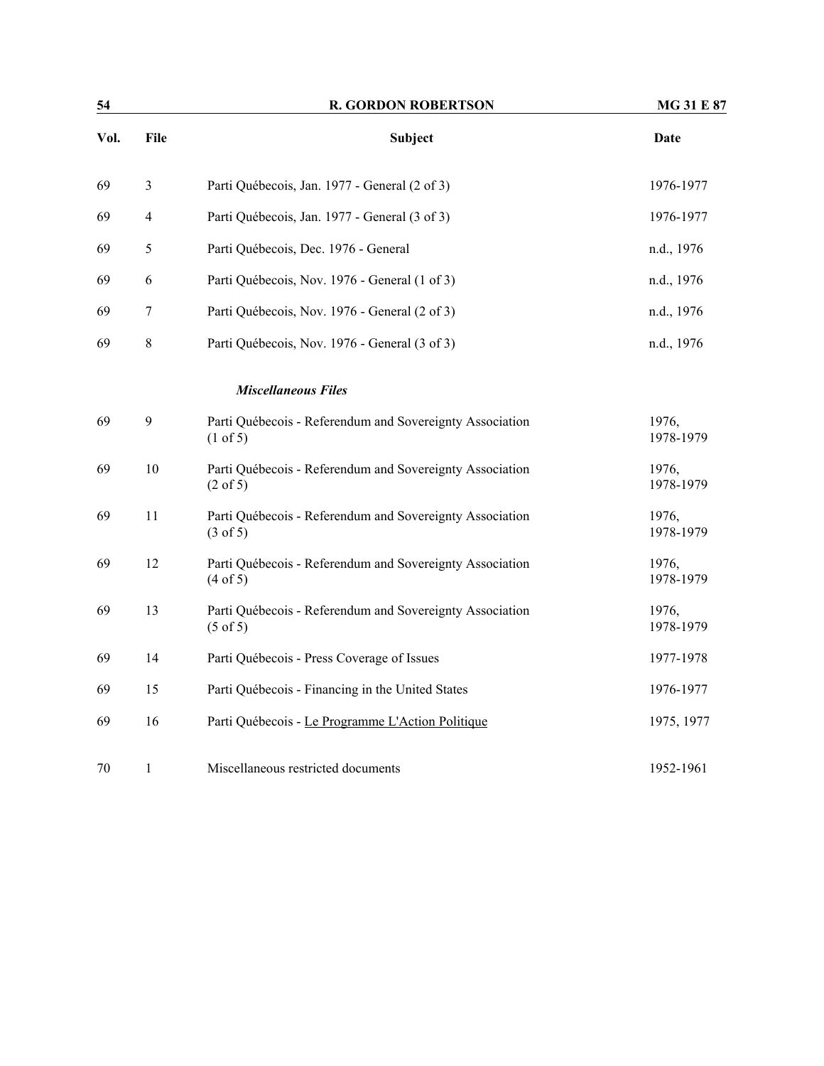| Vol. | File | Subject | Date |
|---|---|---|---|
| 69 | 3 | Parti Québecois, Jan. 1977 - General (2 of 3) | 1976-1977 |
| 69 | 4 | Parti Québecois, Jan. 1977 - General (3 of 3) | 1976-1977 |
| 69 | 5 | Parti Québecois, Dec. 1976 - General | n.d., 1976 |
| 69 | 6 | Parti Québecois, Nov. 1976 - General (1 of 3) | n.d., 1976 |
| 69 | 7 | Parti Québecois, Nov. 1976 - General (2 of 3) | n.d., 1976 |
| 69 | 8 | Parti Québecois, Nov. 1976 - General (3 of 3) | n.d., 1976 |
| | | ***Miscellaneous Files*** | |
| 69 | 9 | Parti Québecois - Referendum and Sovereignty Association (1 of 5) | 1976, 1978-1979 |
| 69 | 10 | Parti Québecois - Referendum and Sovereignty Association (2 of 5) | 1976, 1978-1979 |
| 69 | 11 | Parti Québecois - Referendum and Sovereignty Association (3 of 5) | 1976, 1978-1979 |
| 69 | 12 | Parti Québecois - Referendum and Sovereignty Association (4 of 5) | 1976, 1978-1979 |
| 69 | 13 | Parti Québecois - Referendum and Sovereignty Association (5 of 5) | 1976, 1978-1979 |
| 69 | 14 | Parti Québecois - Press Coverage of Issues | 1977-1978 |
| 69 | 15 | Parti Québecois - Financing in the United States | 1976-1977 |
| 69 | 16 | Parti Québecois - Le Programme L'Action Politique | 1975, 1977 |
| 70 | 1 | Miscellaneous restricted documents | 1952-1961 |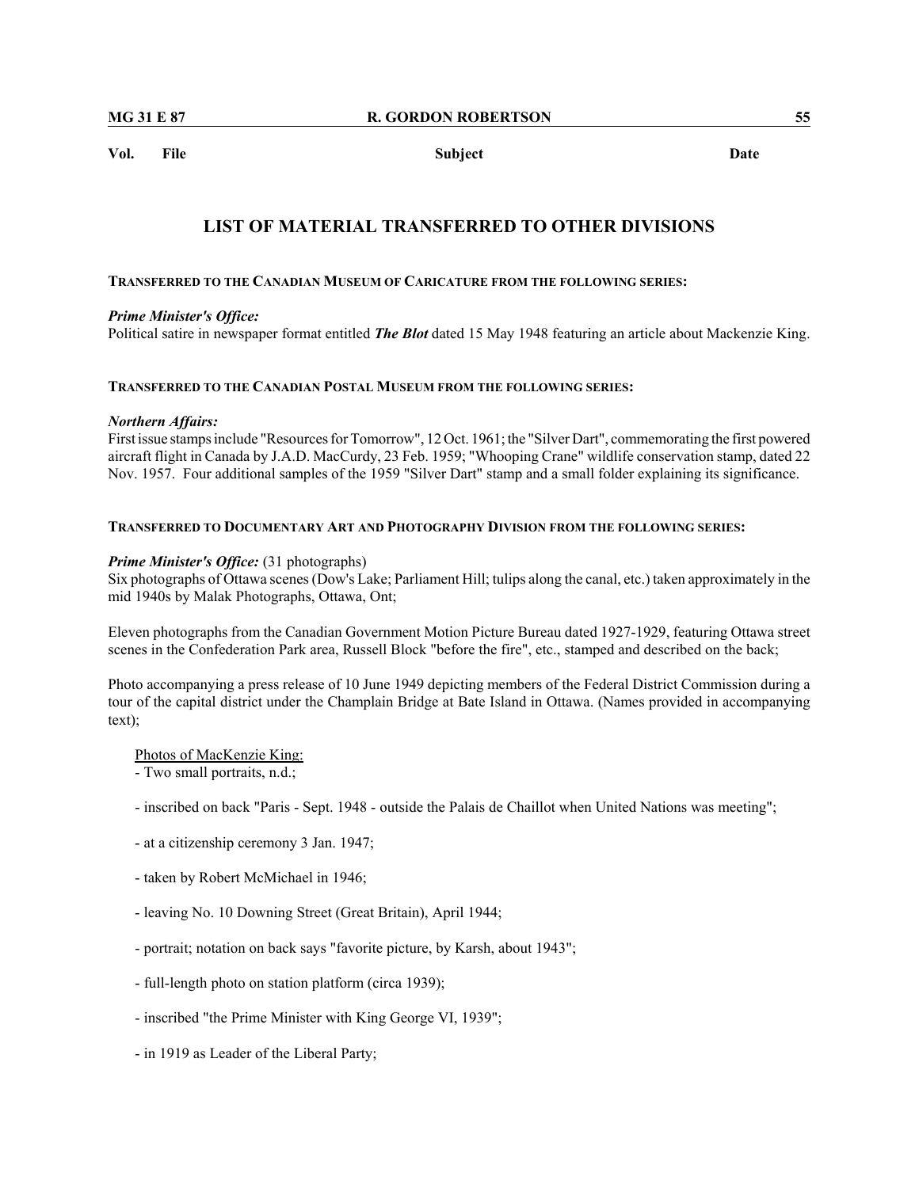## LIST OF MATERIAL TRANSFERRED TO OTHER DIVISIONS

### TRANSFERRED TO THE CANADIAN MUSEUM OF CARICATURE FROM THE FOLLOWING SERIES:

***Prime Minister's Office:***
Political satire in newspaper format entitled ***The Blot*** dated 15 May 1948 featuring an article about Mackenzie King.

### TRANSFERRED TO THE CANADIAN POSTAL MUSEUM FROM THE FOLLOWING SERIES:

***Northern Affairs:***
First issue stamps include "Resources for Tomorrow", 12 Oct. 1961; the "Silver Dart", commemorating the first powered aircraft flight in Canada by J.A.D. MacCurdy, 23 Feb. 1959; "Whooping Crane" wildlife conservation stamp, dated 22 Nov. 1957. Four additional samples of the 1959 "Silver Dart" stamp and a small folder explaining its significance.

### TRANSFERRED TO DOCUMENTARY ART AND PHOTOGRAPHY DIVISION FROM THE FOLLOWING SERIES:

***Prime Minister's Office:*** (31 photographs)
Six photographs of Ottawa scenes (Dow's Lake; Parliament Hill; tulips along the canal, etc.) taken approximately in the mid 1940s by Malak Photographs, Ottawa, Ont;

Eleven photographs from the Canadian Government Motion Picture Bureau dated 1927-1929, featuring Ottawa street scenes in the Confederation Park area, Russell Block "before the fire", etc., stamped and described on the back;

Photo accompanying a press release of 10 June 1949 depicting members of the Federal District Commission during a tour of the capital district under the Champlain Bridge at Bate Island in Ottawa. (Names provided in accompanying text);

Photos of MacKenzie King:

- Two small portraits, n.d.;
- inscribed on back "Paris - Sept. 1948 - outside the Palais de Chaillot when United Nations was meeting";
- at a citizenship ceremony 3 Jan. 1947;
- taken by Robert McMichael in 1946;
- leaving No. 10 Downing Street (Great Britain), April 1944;
- portrait; notation on back says "favorite picture, by Karsh, about 1943";
- full-length photo on station platform (circa 1939);
- inscribed "the Prime Minister with King George VI, 1939";
- in 1919 as Leader of the Liberal Party;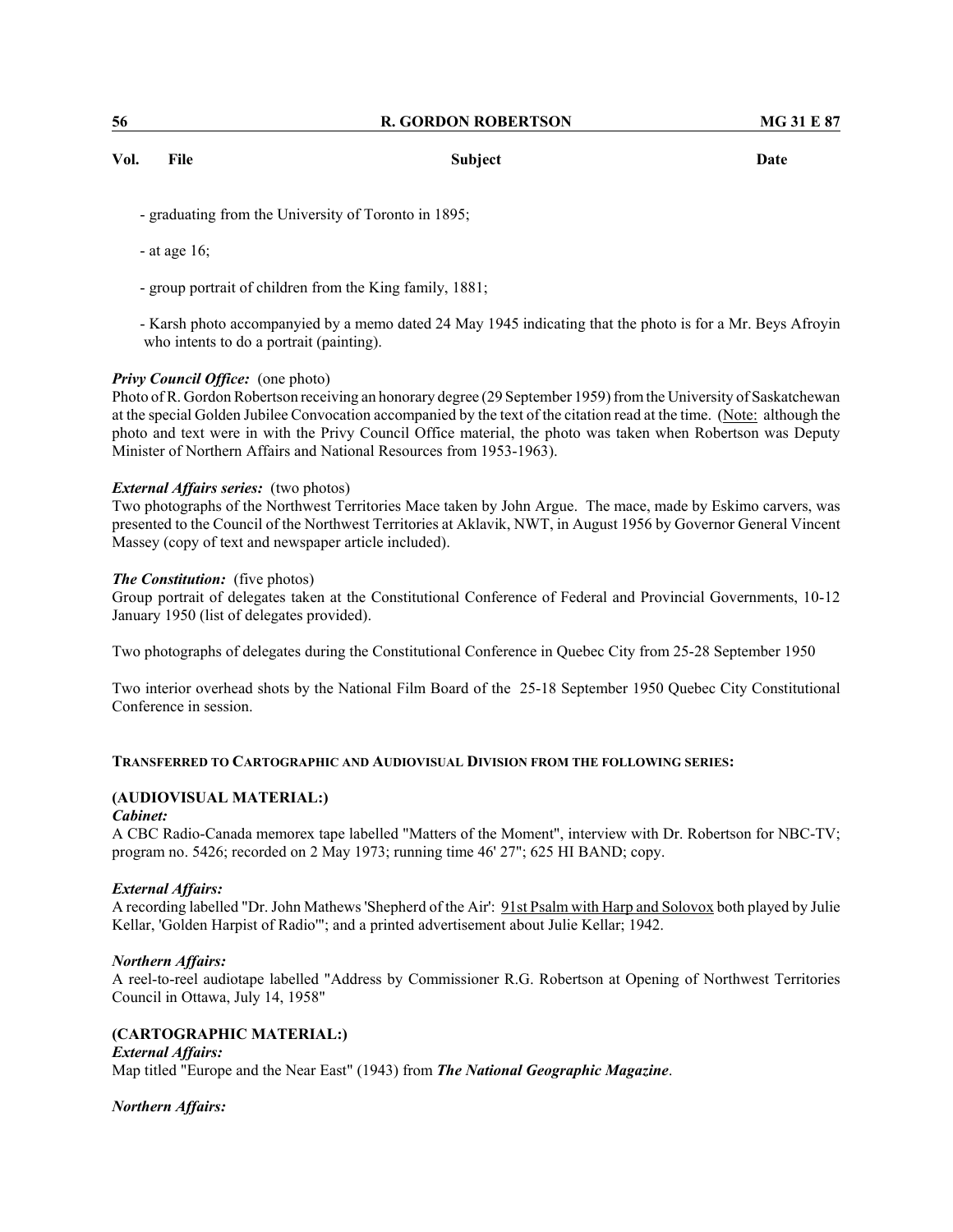- graduating from the University of Toronto in 1895;

- at age 16;

- group portrait of children from the King family, 1881;

- Karsh photo accompanyied by a memo dated 24 May 1945 indicating that the photo is for a Mr. Beys Afroyin who intents to do a portrait (painting).

***Privy Council Office:*** (one photo)
Photo of R. Gordon Robertson receiving an honorary degree (29 September 1959) from the University of Saskatchewan at the special Golden Jubilee Convocation accompanied by the text of the citation read at the time. (<u>Note:</u> although the photo and text were in with the Privy Council Office material, the photo was taken when Robertson was Deputy Minister of Northern Affairs and National Resources from 1953-1963).

***External Affairs series:*** (two photos)
Two photographs of the Northwest Territories Mace taken by John Argue. The mace, made by Eskimo carvers, was presented to the Council of the Northwest Territories at Aklavik, NWT, in August 1956 by Governor General Vincent Massey (copy of text and newspaper article included).

***The Constitution:*** (five photos)
Group portrait of delegates taken at the Constitutional Conference of Federal and Provincial Governments, 10-12 January 1950 (list of delegates provided).

Two photographs of delegates during the Constitutional Conference in Quebec City from 25-28 September 1950

Two interior overhead shots by the National Film Board of the 25-18 September 1950 Quebec City Constitutional Conference in session.

**TRANSFERRED TO CARTOGRAPHIC AND AUDIOVISUAL DIVISION FROM THE FOLLOWING SERIES:**

**(AUDIOVISUAL MATERIAL:)**

***Cabinet:***
A CBC Radio-Canada memorex tape labelled "Matters of the Moment", interview with Dr. Robertson for NBC-TV; program no. 5426; recorded on 2 May 1973; running time 46' 27"; 625 HI BAND; copy.

***External Affairs:***
A recording labelled "Dr. John Mathews 'Shepherd of the Air': <u>91st Psalm with Harp and Solovox</u> both played by Julie Kellar, 'Golden Harpist of Radio'"; and a printed advertisement about Julie Kellar; 1942.

***Northern Affairs:***
A reel-to-reel audiotape labelled "Address by Commissioner R.G. Robertson at Opening of Northwest Territories Council in Ottawa, July 14, 1958"

**(CARTOGRAPHIC MATERIAL:)**

***External Affairs:***
Map titled "Europe and the Near East" (1943) from ***The National Geographic Magazine***.

***Northern Affairs:***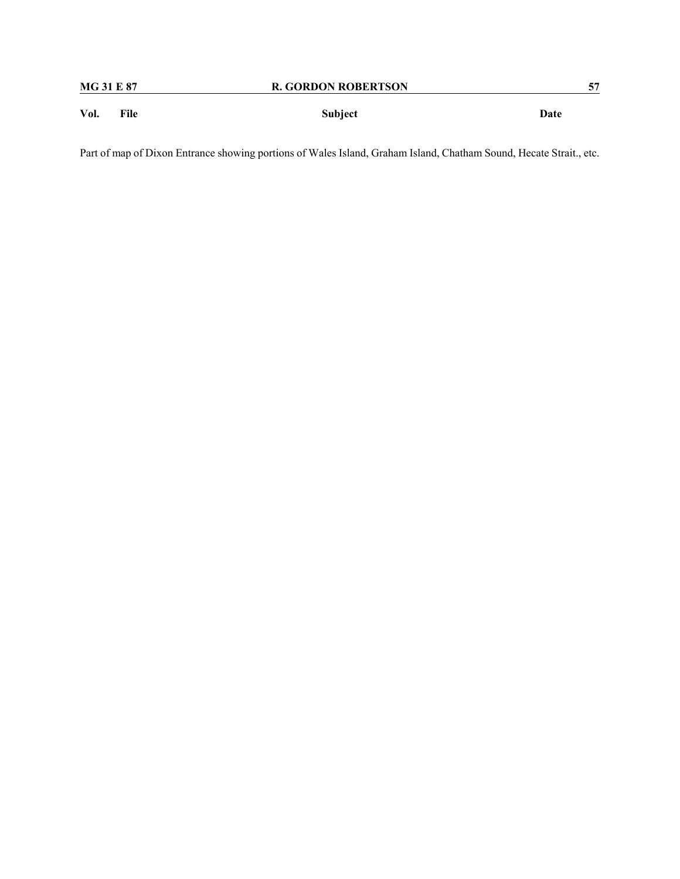| Vol. | File | Subject | Date |
| --- | --- | --- | --- |

Part of map of Dixon Entrance showing portions of Wales Island, Graham Island, Chatham Sound, Hecate Strait., etc.